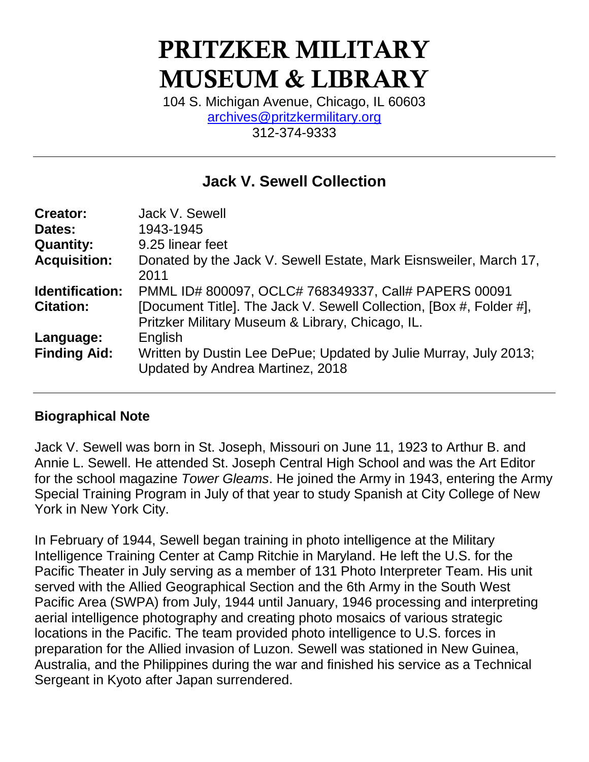# PRITZKER MILITARY MUSEUM & LIBRARY

104 S. Michigan Avenue, Chicago, IL 60603
archives@pritzkermilitary.org
312-374-9333

---

## Jack V. Sewell Collection

| | |
|---|---|
| **Creator:** | Jack V. Sewell |
| **Dates:** | 1943-1945 |
| **Quantity:** | 9.25 linear feet |
| **Acquisition:** | Donated by the Jack V. Sewell Estate, Mark Eisnsweiler, March 17, 2011 |
| **Identification:** | PMML ID# 800097, OCLC# 768349337, Call# PAPERS 00091 |
| **Citation:** | [Document Title]. The Jack V. Sewell Collection, [Box #, Folder #], Pritzker Military Museum & Library, Chicago, IL. |
| **Language:** | English |
| **Finding Aid:** | Written by Dustin Lee DePue; Updated by Julie Murray, July 2013; Updated by Andrea Martinez, 2018 |

---

### Biographical Note

Jack V. Sewell was born in St. Joseph, Missouri on June 11, 1923 to Arthur B. and Annie L. Sewell. He attended St. Joseph Central High School and was the Art Editor for the school magazine *Tower Gleams*. He joined the Army in 1943, entering the Army Special Training Program in July of that year to study Spanish at City College of New York in New York City.

In February of 1944, Sewell began training in photo intelligence at the Military Intelligence Training Center at Camp Ritchie in Maryland. He left the U.S. for the Pacific Theater in July serving as a member of 131 Photo Interpreter Team. His unit served with the Allied Geographical Section and the 6th Army in the South West Pacific Area (SWPA) from July, 1944 until January, 1946 processing and interpreting aerial intelligence photography and creating photo mosaics of various strategic locations in the Pacific. The team provided photo intelligence to U.S. forces in preparation for the Allied invasion of Luzon. Sewell was stationed in New Guinea, Australia, and the Philippines during the war and finished his service as a Technical Sergeant in Kyoto after Japan surrendered.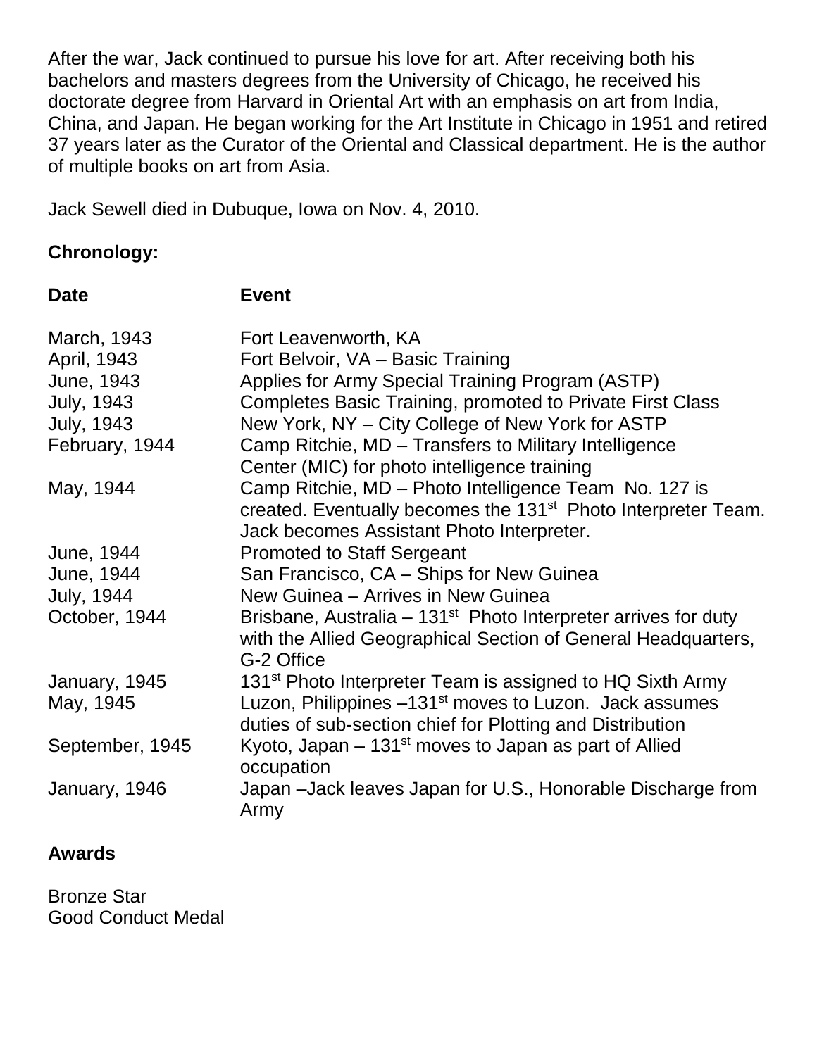After the war, Jack continued to pursue his love for art. After receiving both his bachelors and masters degrees from the University of Chicago, he received his doctorate degree from Harvard in Oriental Art with an emphasis on art from India, China, and Japan. He began working for the Art Institute in Chicago in 1951 and retired 37 years later as the Curator of the Oriental and Classical department. He is the author of multiple books on art from Asia.

Jack Sewell died in Dubuque, Iowa on Nov. 4, 2010.

**Chronology:**

| **Date** | **Event** |
| --- | --- |
| March, 1943 | Fort Leavenworth, KA |
| April, 1943 | Fort Belvoir, VA – Basic Training |
| June, 1943 | Applies for Army Special Training Program (ASTP) |
| July, 1943 | Completes Basic Training, promoted to Private First Class |
| July, 1943 | New York, NY – City College of New York for ASTP |
| February, 1944 | Camp Ritchie, MD – Transfers to Military Intelligence Center (MIC) for photo intelligence training |
| May, 1944 | Camp Ritchie, MD – Photo Intelligence Team No. 127 is created. Eventually becomes the 131st Photo Interpreter Team. Jack becomes Assistant Photo Interpreter. |
| June, 1944 | Promoted to Staff Sergeant |
| June, 1944 | San Francisco, CA – Ships for New Guinea |
| July, 1944 | New Guinea – Arrives in New Guinea |
| October, 1944 | Brisbane, Australia – 131st Photo Interpreter arrives for duty with the Allied Geographical Section of General Headquarters, G-2 Office |
| January, 1945 | 131st Photo Interpreter Team is assigned to HQ Sixth Army |
| May, 1945 | Luzon, Philippines –131st moves to Luzon. Jack assumes duties of sub-section chief for Plotting and Distribution |
| September, 1945 | Kyoto, Japan – 131st moves to Japan as part of Allied occupation |
| January, 1946 | Japan –Jack leaves Japan for U.S., Honorable Discharge from Army |

**Awards**

Bronze Star
Good Conduct Medal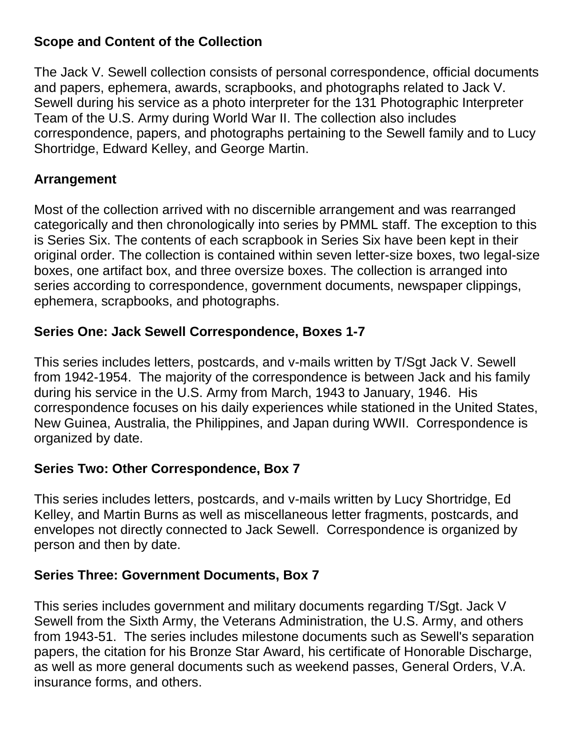## Scope and Content of the Collection

The Jack V. Sewell collection consists of personal correspondence, official documents and papers, ephemera, awards, scrapbooks, and photographs related to Jack V. Sewell during his service as a photo interpreter for the 131 Photographic Interpreter Team of the U.S. Army during World War II. The collection also includes correspondence, papers, and photographs pertaining to the Sewell family and to Lucy Shortridge, Edward Kelley, and George Martin.

## Arrangement

Most of the collection arrived with no discernible arrangement and was rearranged categorically and then chronologically into series by PMML staff. The exception to this is Series Six. The contents of each scrapbook in Series Six have been kept in their original order. The collection is contained within seven letter-size boxes, two legal-size boxes, one artifact box, and three oversize boxes. The collection is arranged into series according to correspondence, government documents, newspaper clippings, ephemera, scrapbooks, and photographs.

## Series One: Jack Sewell Correspondence, Boxes 1-7

This series includes letters, postcards, and v-mails written by T/Sgt Jack V. Sewell from 1942-1954. The majority of the correspondence is between Jack and his family during his service in the U.S. Army from March, 1943 to January, 1946. His correspondence focuses on his daily experiences while stationed in the United States, New Guinea, Australia, the Philippines, and Japan during WWII. Correspondence is organized by date.

## Series Two: Other Correspondence, Box 7

This series includes letters, postcards, and v-mails written by Lucy Shortridge, Ed Kelley, and Martin Burns as well as miscellaneous letter fragments, postcards, and envelopes not directly connected to Jack Sewell. Correspondence is organized by person and then by date.

## Series Three: Government Documents, Box 7

This series includes government and military documents regarding T/Sgt. Jack V Sewell from the Sixth Army, the Veterans Administration, the U.S. Army, and others from 1943-51. The series includes milestone documents such as Sewell's separation papers, the citation for his Bronze Star Award, his certificate of Honorable Discharge, as well as more general documents such as weekend passes, General Orders, V.A. insurance forms, and others.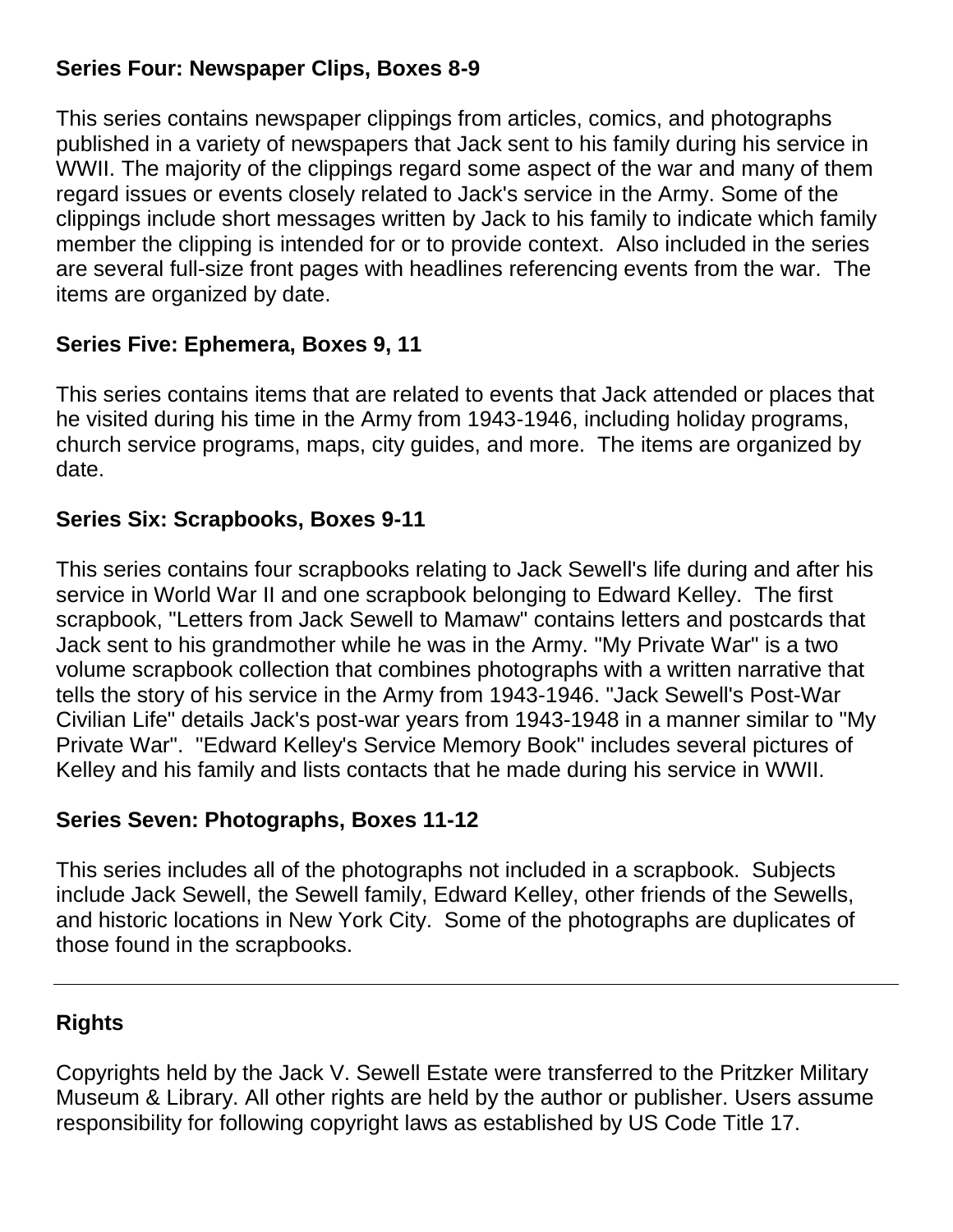### Series Four: Newspaper Clips, Boxes 8-9

This series contains newspaper clippings from articles, comics, and photographs published in a variety of newspapers that Jack sent to his family during his service in WWII. The majority of the clippings regard some aspect of the war and many of them regard issues or events closely related to Jack's service in the Army. Some of the clippings include short messages written by Jack to his family to indicate which family member the clipping is intended for or to provide context. Also included in the series are several full-size front pages with headlines referencing events from the war. The items are organized by date.

### Series Five: Ephemera, Boxes 9, 11

This series contains items that are related to events that Jack attended or places that he visited during his time in the Army from 1943-1946, including holiday programs, church service programs, maps, city guides, and more. The items are organized by date.

### Series Six: Scrapbooks, Boxes 9-11

This series contains four scrapbooks relating to Jack Sewell's life during and after his service in World War II and one scrapbook belonging to Edward Kelley. The first scrapbook, "Letters from Jack Sewell to Mamaw" contains letters and postcards that Jack sent to his grandmother while he was in the Army. "My Private War" is a two volume scrapbook collection that combines photographs with a written narrative that tells the story of his service in the Army from 1943-1946. "Jack Sewell's Post-War Civilian Life" details Jack's post-war years from 1943-1948 in a manner similar to "My Private War". "Edward Kelley's Service Memory Book" includes several pictures of Kelley and his family and lists contacts that he made during his service in WWII.

### Series Seven: Photographs, Boxes 11-12

This series includes all of the photographs not included in a scrapbook. Subjects include Jack Sewell, the Sewell family, Edward Kelley, other friends of the Sewells, and historic locations in New York City. Some of the photographs are duplicates of those found in the scrapbooks.

---

### Rights

Copyrights held by the Jack V. Sewell Estate were transferred to the Pritzker Military Museum & Library. All other rights are held by the author or publisher. Users assume responsibility for following copyright laws as established by US Code Title 17.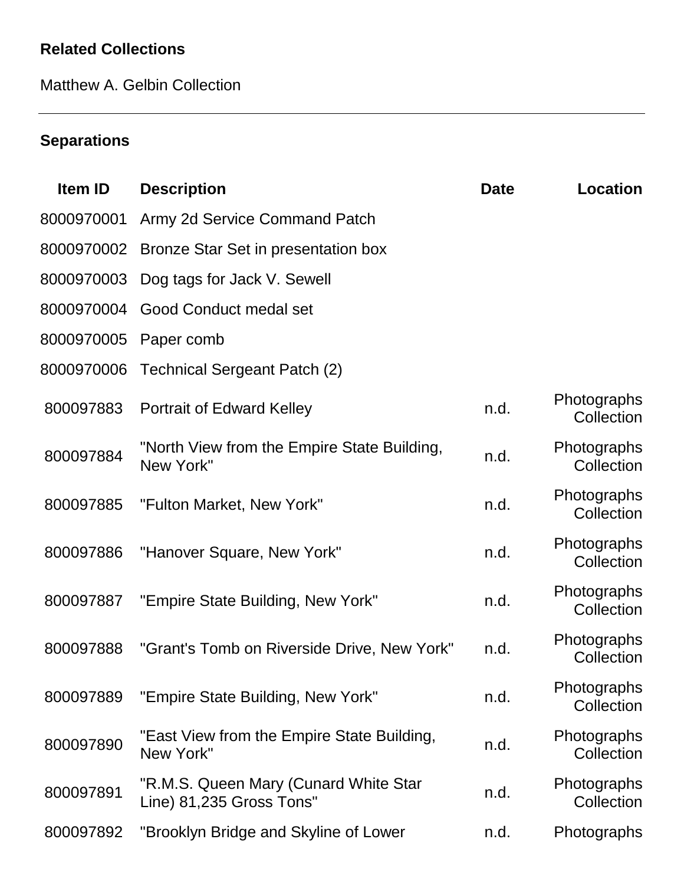## Related Collections

Matthew A. Gelbin Collection

---

## Separations

| Item ID | Description | Date | Location |
|---|---|---|---|
| 8000970001 | Army 2d Service Command Patch | | |
| 8000970002 | Bronze Star Set in presentation box | | |
| 8000970003 | Dog tags for Jack V. Sewell | | |
| 8000970004 | Good Conduct medal set | | |
| 8000970005 | Paper comb | | |
| 8000970006 | Technical Sergeant Patch (2) | | |
| 800097883 | Portrait of Edward Kelley | n.d. | Photographs Collection |
| 800097884 | "North View from the Empire State Building, New York" | n.d. | Photographs Collection |
| 800097885 | "Fulton Market, New York" | n.d. | Photographs Collection |
| 800097886 | "Hanover Square, New York" | n.d. | Photographs Collection |
| 800097887 | "Empire State Building, New York" | n.d. | Photographs Collection |
| 800097888 | "Grant's Tomb on Riverside Drive, New York" | n.d. | Photographs Collection |
| 800097889 | "Empire State Building, New York" | n.d. | Photographs Collection |
| 800097890 | "East View from the Empire State Building, New York" | n.d. | Photographs Collection |
| 800097891 | "R.M.S. Queen Mary (Cunard White Star Line) 81,235 Gross Tons" | n.d. | Photographs Collection |
| 800097892 | "Brooklyn Bridge and Skyline of Lower | n.d. | Photographs |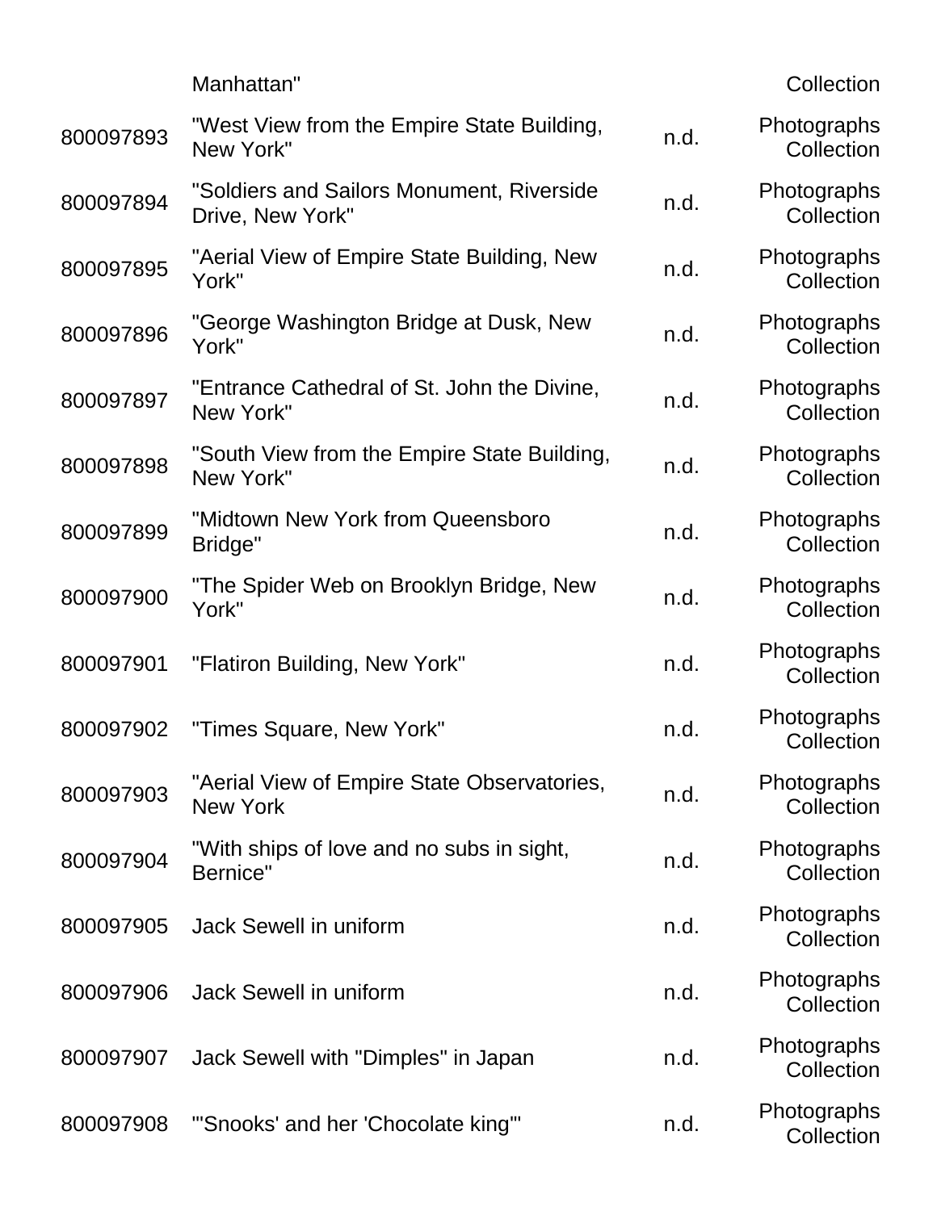|  | Manhattan" |  | Collection |
|---|---|---|---|
| 800097893 | "West View from the Empire State Building, New York" | n.d. | Photographs Collection |
| 800097894 | "Soldiers and Sailors Monument, Riverside Drive, New York" | n.d. | Photographs Collection |
| 800097895 | "Aerial View of Empire State Building, New York" | n.d. | Photographs Collection |
| 800097896 | "George Washington Bridge at Dusk, New York" | n.d. | Photographs Collection |
| 800097897 | "Entrance Cathedral of St. John the Divine, New York" | n.d. | Photographs Collection |
| 800097898 | "South View from the Empire State Building, New York" | n.d. | Photographs Collection |
| 800097899 | "Midtown New York from Queensboro Bridge" | n.d. | Photographs Collection |
| 800097900 | "The Spider Web on Brooklyn Bridge, New York" | n.d. | Photographs Collection |
| 800097901 | "Flatiron Building, New York" | n.d. | Photographs Collection |
| 800097902 | "Times Square, New York" | n.d. | Photographs Collection |
| 800097903 | "Aerial View of Empire State Observatories, New York | n.d. | Photographs Collection |
| 800097904 | "With ships of love and no subs in sight, Bernice" | n.d. | Photographs Collection |
| 800097905 | Jack Sewell in uniform | n.d. | Photographs Collection |
| 800097906 | Jack Sewell in uniform | n.d. | Photographs Collection |
| 800097907 | Jack Sewell with "Dimples" in Japan | n.d. | Photographs Collection |
| 800097908 | "'Snooks' and her 'Chocolate king'" | n.d. | Photographs Collection |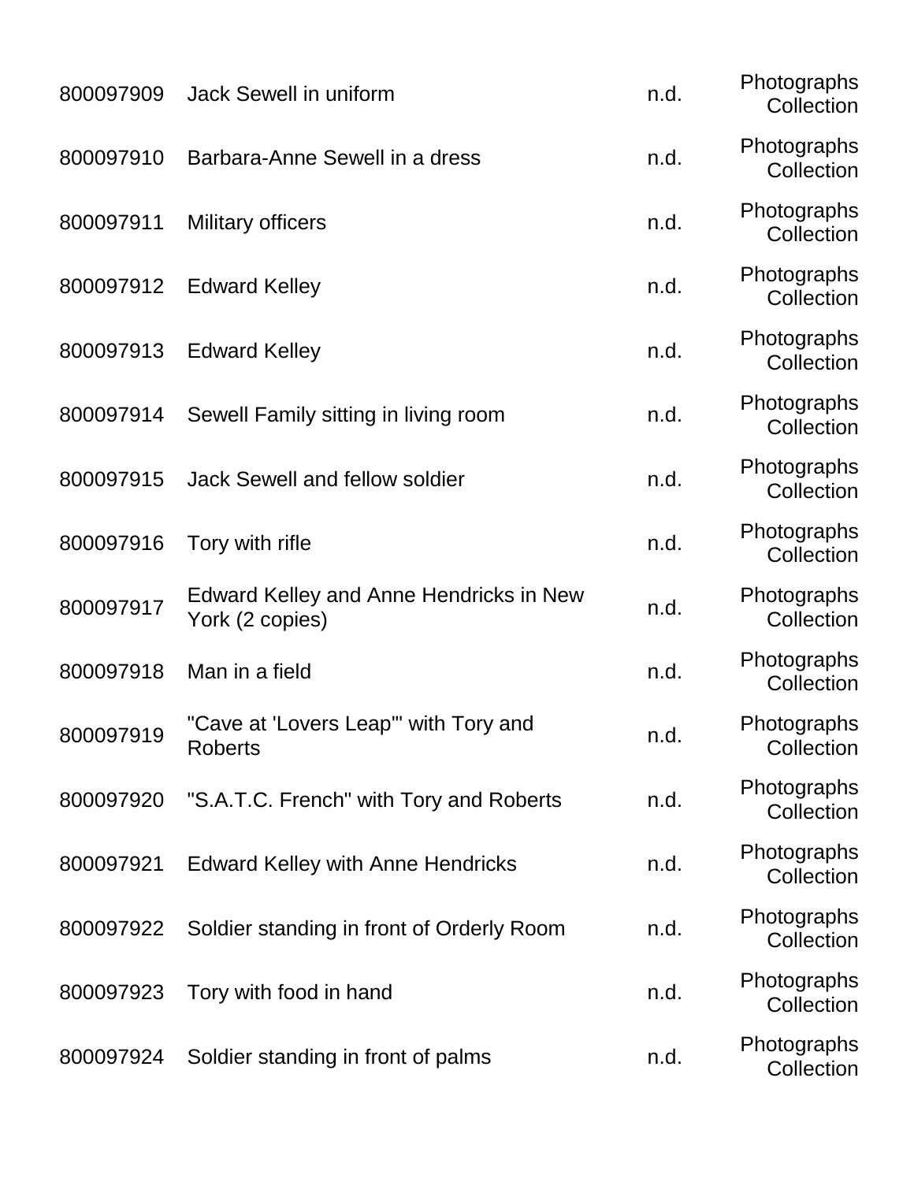| | | | |
|---|---|---|---|
| 800097909 | Jack Sewell in uniform | n.d. | Photographs Collection |
| 800097910 | Barbara-Anne Sewell in a dress | n.d. | Photographs Collection |
| 800097911 | Military officers | n.d. | Photographs Collection |
| 800097912 | Edward Kelley | n.d. | Photographs Collection |
| 800097913 | Edward Kelley | n.d. | Photographs Collection |
| 800097914 | Sewell Family sitting in living room | n.d. | Photographs Collection |
| 800097915 | Jack Sewell and fellow soldier | n.d. | Photographs Collection |
| 800097916 | Tory with rifle | n.d. | Photographs Collection |
| 800097917 | Edward Kelley and Anne Hendricks in New York (2 copies) | n.d. | Photographs Collection |
| 800097918 | Man in a field | n.d. | Photographs Collection |
| 800097919 | "Cave at 'Lovers Leap'" with Tory and Roberts | n.d. | Photographs Collection |
| 800097920 | "S.A.T.C. French" with Tory and Roberts | n.d. | Photographs Collection |
| 800097921 | Edward Kelley with Anne Hendricks | n.d. | Photographs Collection |
| 800097922 | Soldier standing in front of Orderly Room | n.d. | Photographs Collection |
| 800097923 | Tory with food in hand | n.d. | Photographs Collection |
| 800097924 | Soldier standing in front of palms | n.d. | Photographs Collection |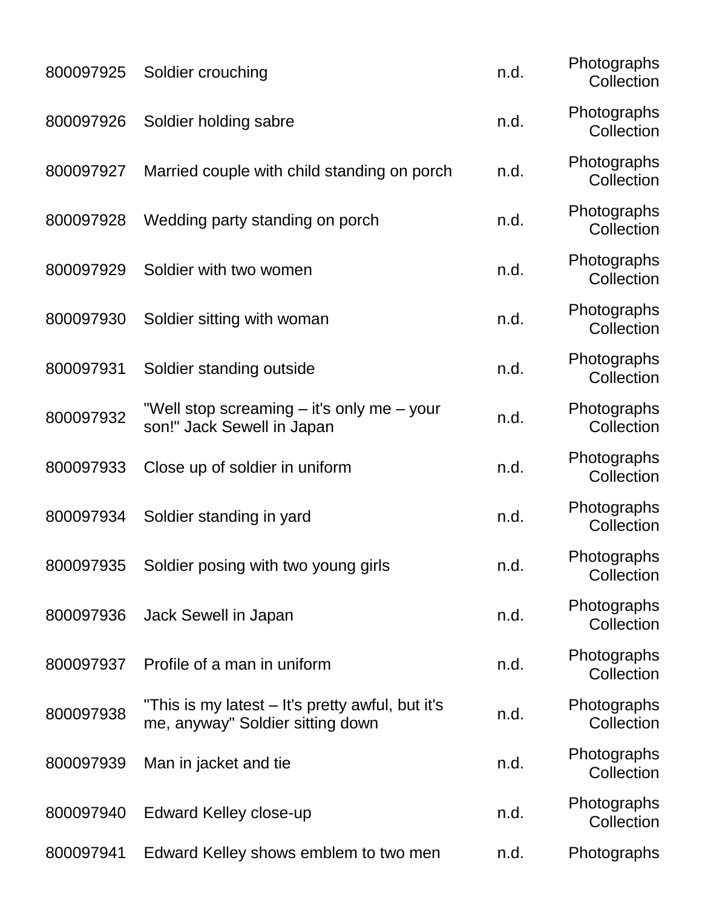| | | | |
|---|---|---|---|
| 800097925 | Soldier crouching | n.d. | Photographs Collection |
| 800097926 | Soldier holding sabre | n.d. | Photographs Collection |
| 800097927 | Married couple with child standing on porch | n.d. | Photographs Collection |
| 800097928 | Wedding party standing on porch | n.d. | Photographs Collection |
| 800097929 | Soldier with two women | n.d. | Photographs Collection |
| 800097930 | Soldier sitting with woman | n.d. | Photographs Collection |
| 800097931 | Soldier standing outside | n.d. | Photographs Collection |
| 800097932 | "Well stop screaming – it's only me – your son!" Jack Sewell in Japan | n.d. | Photographs Collection |
| 800097933 | Close up of soldier in uniform | n.d. | Photographs Collection |
| 800097934 | Soldier standing in yard | n.d. | Photographs Collection |
| 800097935 | Soldier posing with two young girls | n.d. | Photographs Collection |
| 800097936 | Jack Sewell in Japan | n.d. | Photographs Collection |
| 800097937 | Profile of a man in uniform | n.d. | Photographs Collection |
| 800097938 | "This is my latest – It's pretty awful, but it's me, anyway" Soldier sitting down | n.d. | Photographs Collection |
| 800097939 | Man in jacket and tie | n.d. | Photographs Collection |
| 800097940 | Edward Kelley close-up | n.d. | Photographs Collection |
| 800097941 | Edward Kelley shows emblem to two men | n.d. | Photographs |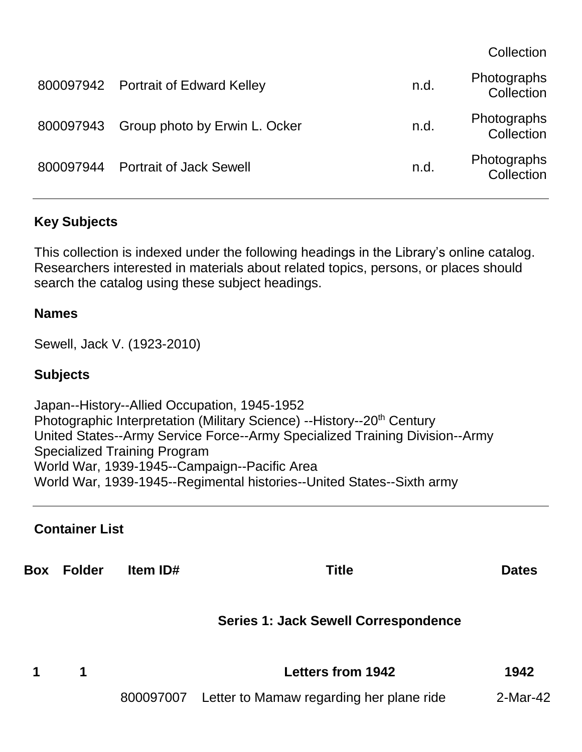| | | | Collection |
|---|---|---|---|
| 800097942 | Portrait of Edward Kelley | n.d. | Photographs Collection |
| 800097943 | Group photo by Erwin L. Ocker | n.d. | Photographs Collection |
| 800097944 | Portrait of Jack Sewell | n.d. | Photographs Collection |

---

**Key Subjects**

This collection is indexed under the following headings in the Library's online catalog. Researchers interested in materials about related topics, persons, or places should search the catalog using these subject headings.

**Names**

Sewell, Jack V. (1923-2010)

**Subjects**

Japan--History--Allied Occupation, 1945-1952
Photographic Interpretation (Military Science) --History--20th Century
United States--Army Service Force--Army Specialized Training Division--Army Specialized Training Program
World War, 1939-1945--Campaign--Pacific Area
World War, 1939-1945--Regimental histories--United States--Sixth army

---

**Container List**

| Box | Folder | Item ID# | Title | Dates |
|---|---|---|---|---|
| | | | **Series 1: Jack Sewell Correspondence** | |
| **1** | **1** | | **Letters from 1942** | **1942** |
| | | 800097007 | Letter to Mamaw regarding her plane ride | 2-Mar-42 |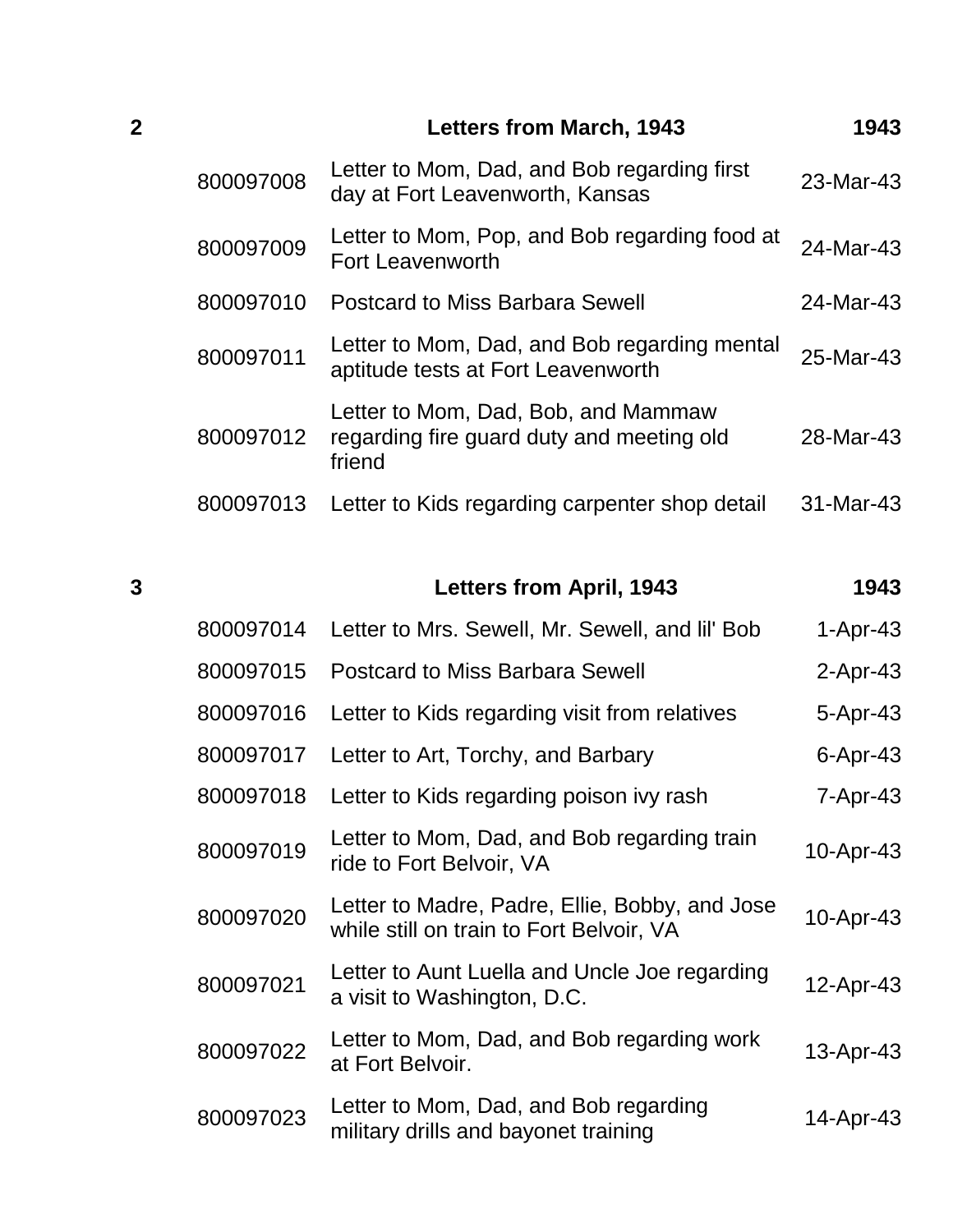| | | | |
|---|---|---|---|
| **2** | | **Letters from March, 1943** | **1943** |
| | 800097008 | Letter to Mom, Dad, and Bob regarding first day at Fort Leavenworth, Kansas | 23-Mar-43 |
| | 800097009 | Letter to Mom, Pop, and Bob regarding food at Fort Leavenworth | 24-Mar-43 |
| | 800097010 | Postcard to Miss Barbara Sewell | 24-Mar-43 |
| | 800097011 | Letter to Mom, Dad, and Bob regarding mental aptitude tests at Fort Leavenworth | 25-Mar-43 |
| | 800097012 | Letter to Mom, Dad, Bob, and Mammaw regarding fire guard duty and meeting old friend | 28-Mar-43 |
| | 800097013 | Letter to Kids regarding carpenter shop detail | 31-Mar-43 |
| **3** | | **Letters from April, 1943** | **1943** |
| | 800097014 | Letter to Mrs. Sewell, Mr. Sewell, and lil' Bob | 1-Apr-43 |
| | 800097015 | Postcard to Miss Barbara Sewell | 2-Apr-43 |
| | 800097016 | Letter to Kids regarding visit from relatives | 5-Apr-43 |
| | 800097017 | Letter to Art, Torchy, and Barbary | 6-Apr-43 |
| | 800097018 | Letter to Kids regarding poison ivy rash | 7-Apr-43 |
| | 800097019 | Letter to Mom, Dad, and Bob regarding train ride to Fort Belvoir, VA | 10-Apr-43 |
| | 800097020 | Letter to Madre, Padre, Ellie, Bobby, and Jose while still on train to Fort Belvoir, VA | 10-Apr-43 |
| | 800097021 | Letter to Aunt Luella and Uncle Joe regarding a visit to Washington, D.C. | 12-Apr-43 |
| | 800097022 | Letter to Mom, Dad, and Bob regarding work at Fort Belvoir. | 13-Apr-43 |
| | 800097023 | Letter to Mom, Dad, and Bob regarding military drills and bayonet training | 14-Apr-43 |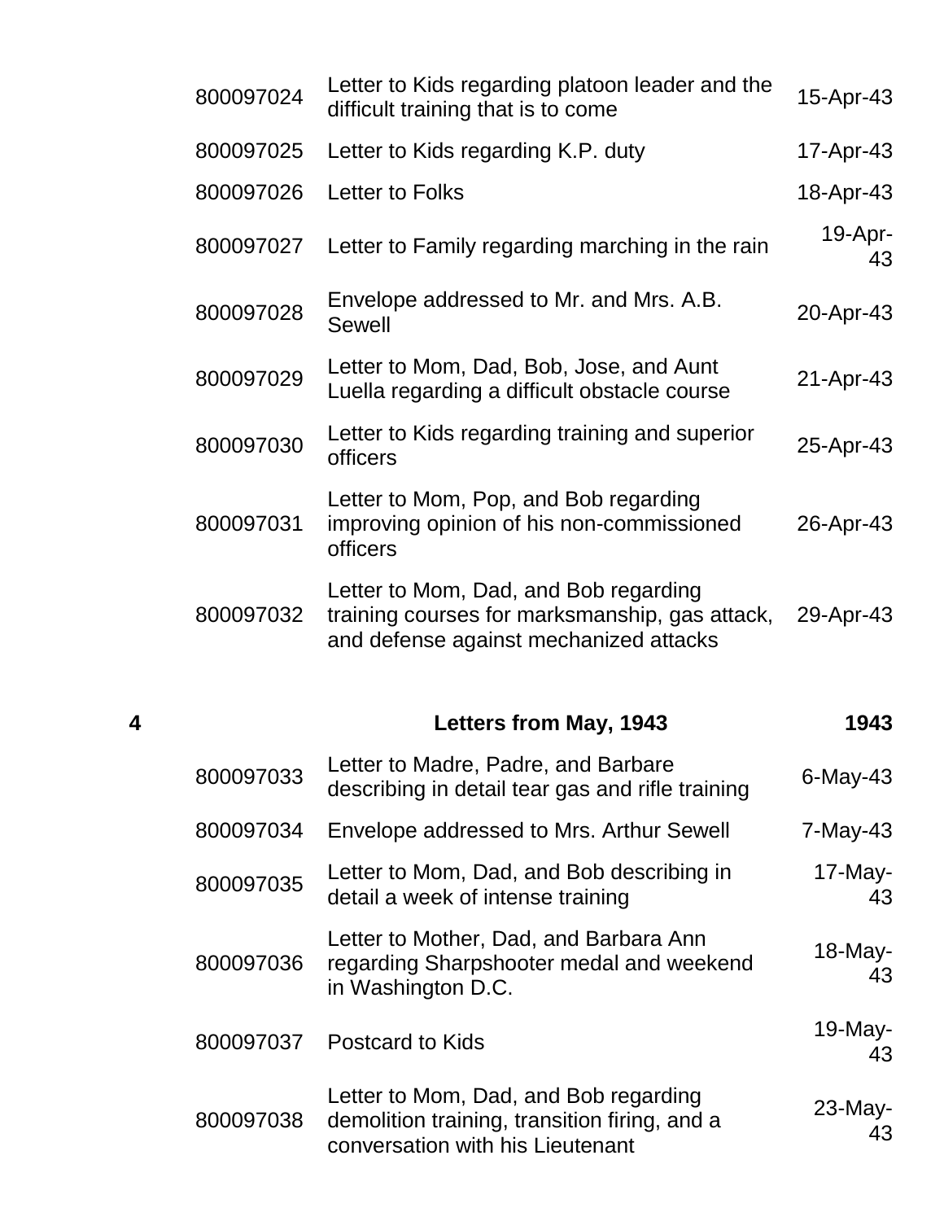| | | | |
|---|---|---|---|
| | 800097024 | Letter to Kids regarding platoon leader and the difficult training that is to come | 15-Apr-43 |
| | 800097025 | Letter to Kids regarding K.P. duty | 17-Apr-43 |
| | 800097026 | Letter to Folks | 18-Apr-43 |
| | 800097027 | Letter to Family regarding marching in the rain | 19-Apr-43 |
| | 800097028 | Envelope addressed to Mr. and Mrs. A.B. Sewell | 20-Apr-43 |
| | 800097029 | Letter to Mom, Dad, Bob, Jose, and Aunt Luella regarding a difficult obstacle course | 21-Apr-43 |
| | 800097030 | Letter to Kids regarding training and superior officers | 25-Apr-43 |
| | 800097031 | Letter to Mom, Pop, and Bob regarding improving opinion of his non-commissioned officers | 26-Apr-43 |
| | 800097032 | Letter to Mom, Dad, and Bob regarding training courses for marksmanship, gas attack, and defense against mechanized attacks | 29-Apr-43 |
| **4** | | **Letters from May, 1943** | **1943** |
| | 800097033 | Letter to Madre, Padre, and Barbare describing in detail tear gas and rifle training | 6-May-43 |
| | 800097034 | Envelope addressed to Mrs. Arthur Sewell | 7-May-43 |
| | 800097035 | Letter to Mom, Dad, and Bob describing in detail a week of intense training | 17-May-43 |
| | 800097036 | Letter to Mother, Dad, and Barbara Ann regarding Sharpshooter medal and weekend in Washington D.C. | 18-May-43 |
| | 800097037 | Postcard to Kids | 19-May-43 |
| | 800097038 | Letter to Mom, Dad, and Bob regarding demolition training, transition firing, and a conversation with his Lieutenant | 23-May-43 |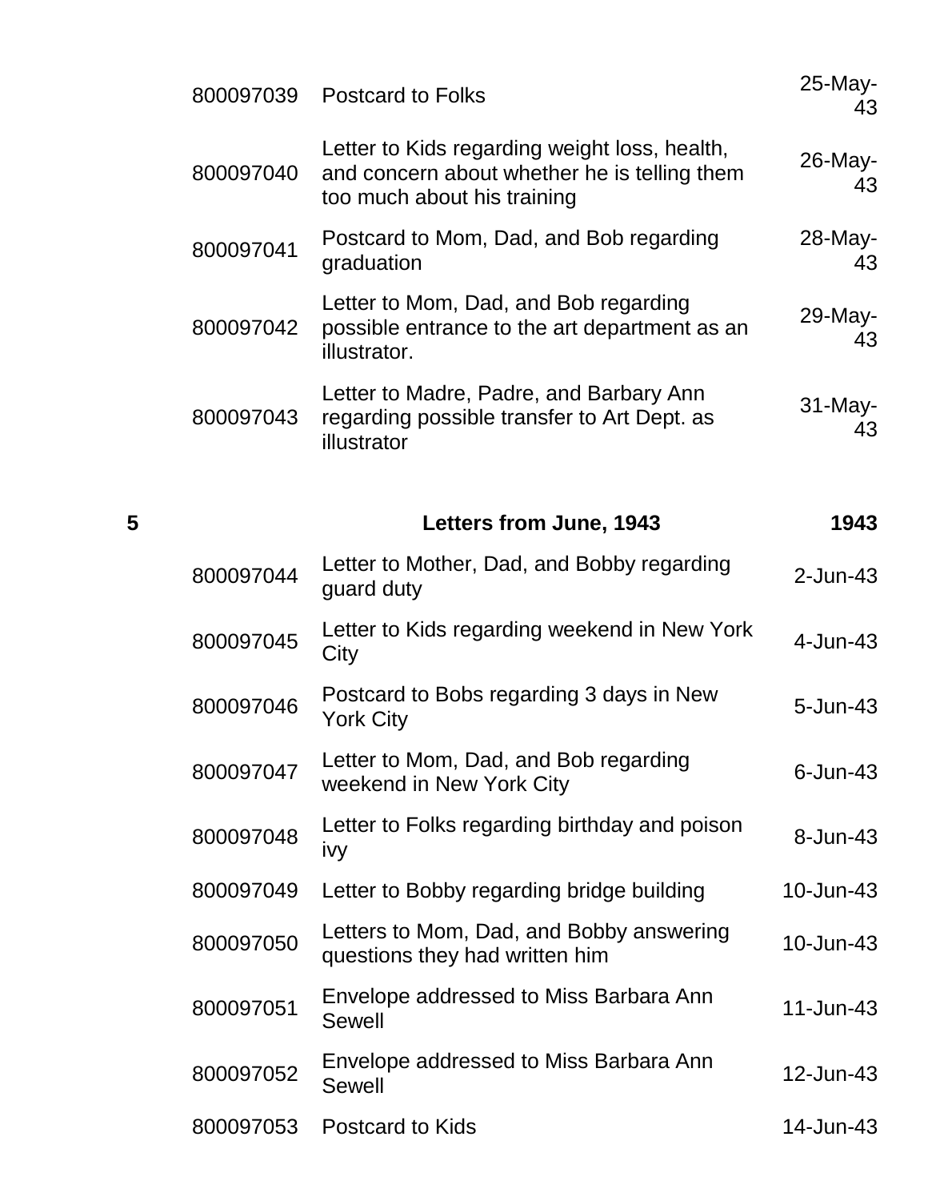| | | | |
|---|---|---|---|
| | 800097039 | Postcard to Folks | 25-May-43 |
| | 800097040 | Letter to Kids regarding weight loss, health, and concern about whether he is telling them too much about his training | 26-May-43 |
| | 800097041 | Postcard to Mom, Dad, and Bob regarding graduation | 28-May-43 |
| | 800097042 | Letter to Mom, Dad, and Bob regarding possible entrance to the art department as an illustrator. | 29-May-43 |
| | 800097043 | Letter to Madre, Padre, and Barbary Ann regarding possible transfer to Art Dept. as illustrator | 31-May-43 |
| **5** | | **Letters from June, 1943** | **1943** |
| | 800097044 | Letter to Mother, Dad, and Bobby regarding guard duty | 2-Jun-43 |
| | 800097045 | Letter to Kids regarding weekend in New York City | 4-Jun-43 |
| | 800097046 | Postcard to Bobs regarding 3 days in New York City | 5-Jun-43 |
| | 800097047 | Letter to Mom, Dad, and Bob regarding weekend in New York City | 6-Jun-43 |
| | 800097048 | Letter to Folks regarding birthday and poison ivy | 8-Jun-43 |
| | 800097049 | Letter to Bobby regarding bridge building | 10-Jun-43 |
| | 800097050 | Letters to Mom, Dad, and Bobby answering questions they had written him | 10-Jun-43 |
| | 800097051 | Envelope addressed to Miss Barbara Ann Sewell | 11-Jun-43 |
| | 800097052 | Envelope addressed to Miss Barbara Ann Sewell | 12-Jun-43 |
| | 800097053 | Postcard to Kids | 14-Jun-43 |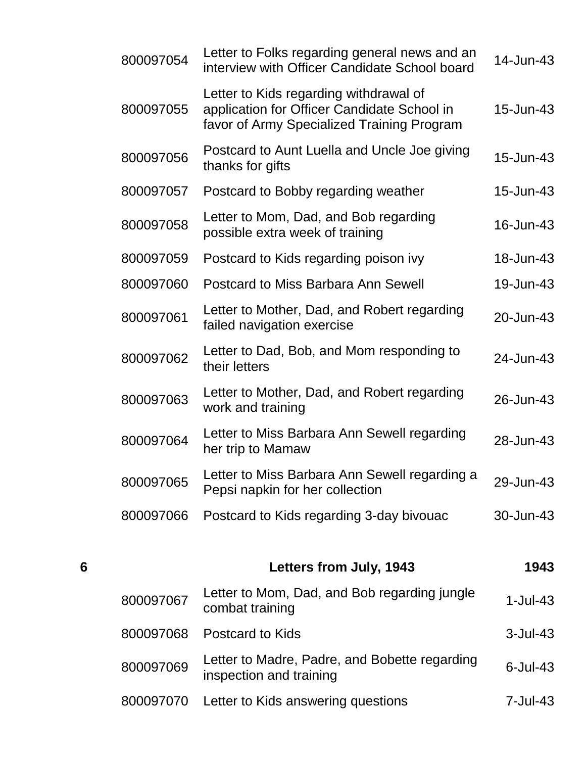| | | | |
|---|---|---|---|
| | 800097054 | Letter to Folks regarding general news and an interview with Officer Candidate School board | 14-Jun-43 |
| | 800097055 | Letter to Kids regarding withdrawal of application for Officer Candidate School in favor of Army Specialized Training Program | 15-Jun-43 |
| | 800097056 | Postcard to Aunt Luella and Uncle Joe giving thanks for gifts | 15-Jun-43 |
| | 800097057 | Postcard to Bobby regarding weather | 15-Jun-43 |
| | 800097058 | Letter to Mom, Dad, and Bob regarding possible extra week of training | 16-Jun-43 |
| | 800097059 | Postcard to Kids regarding poison ivy | 18-Jun-43 |
| | 800097060 | Postcard to Miss Barbara Ann Sewell | 19-Jun-43 |
| | 800097061 | Letter to Mother, Dad, and Robert regarding failed navigation exercise | 20-Jun-43 |
| | 800097062 | Letter to Dad, Bob, and Mom responding to their letters | 24-Jun-43 |
| | 800097063 | Letter to Mother, Dad, and Robert regarding work and training | 26-Jun-43 |
| | 800097064 | Letter to Miss Barbara Ann Sewell regarding her trip to Mamaw | 28-Jun-43 |
| | 800097065 | Letter to Miss Barbara Ann Sewell regarding a Pepsi napkin for her collection | 29-Jun-43 |
| | 800097066 | Postcard to Kids regarding 3-day bivouac | 30-Jun-43 |
| **6** | | **Letters from July, 1943** | **1943** |
| | 800097067 | Letter to Mom, Dad, and Bob regarding jungle combat training | 1-Jul-43 |
| | 800097068 | Postcard to Kids | 3-Jul-43 |
| | 800097069 | Letter to Madre, Padre, and Bobette regarding inspection and training | 6-Jul-43 |
| | 800097070 | Letter to Kids answering questions | 7-Jul-43 |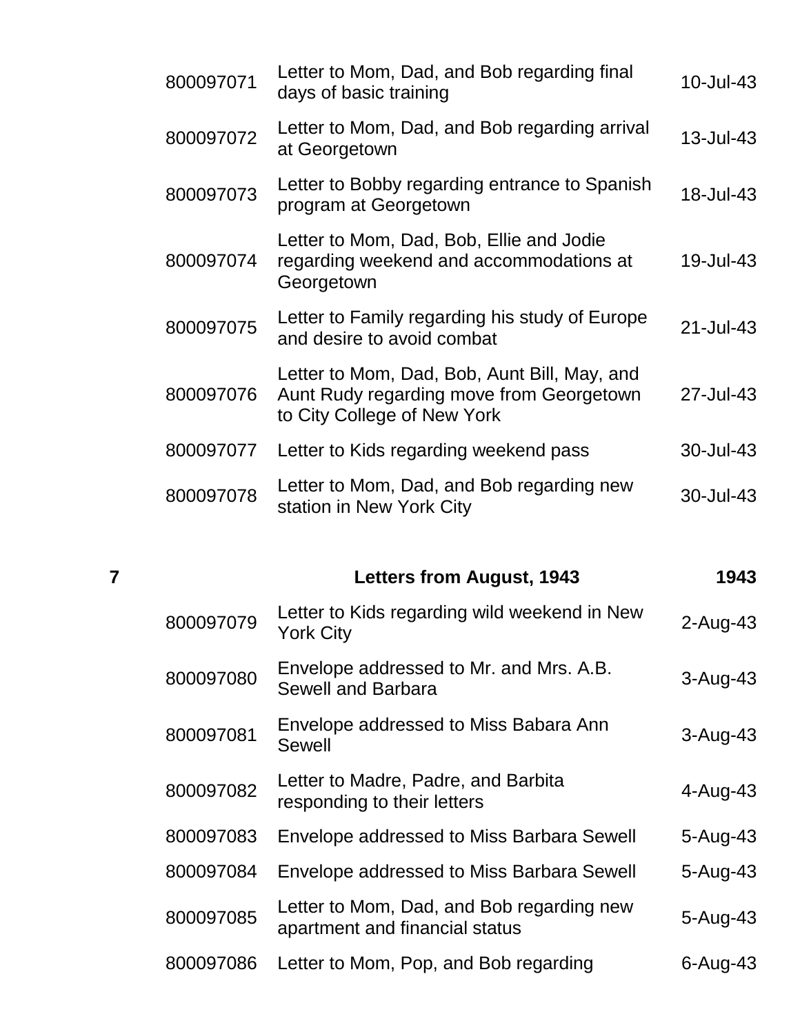| | | | |
|---|---|---|---|
| | 800097071 | Letter to Mom, Dad, and Bob regarding final days of basic training | 10-Jul-43 |
| | 800097072 | Letter to Mom, Dad, and Bob regarding arrival at Georgetown | 13-Jul-43 |
| | 800097073 | Letter to Bobby regarding entrance to Spanish program at Georgetown | 18-Jul-43 |
| | 800097074 | Letter to Mom, Dad, Bob, Ellie and Jodie regarding weekend and accommodations at Georgetown | 19-Jul-43 |
| | 800097075 | Letter to Family regarding his study of Europe and desire to avoid combat | 21-Jul-43 |
| | 800097076 | Letter to Mom, Dad, Bob, Aunt Bill, May, and Aunt Rudy regarding move from Georgetown to City College of New York | 27-Jul-43 |
| | 800097077 | Letter to Kids regarding weekend pass | 30-Jul-43 |
| | 800097078 | Letter to Mom, Dad, and Bob regarding new station in New York City | 30-Jul-43 |
| **7** | | **Letters from August, 1943** | **1943** |
| | 800097079 | Letter to Kids regarding wild weekend in New York City | 2-Aug-43 |
| | 800097080 | Envelope addressed to Mr. and Mrs. A.B. Sewell and Barbara | 3-Aug-43 |
| | 800097081 | Envelope addressed to Miss Babara Ann Sewell | 3-Aug-43 |
| | 800097082 | Letter to Madre, Padre, and Barbita responding to their letters | 4-Aug-43 |
| | 800097083 | Envelope addressed to Miss Barbara Sewell | 5-Aug-43 |
| | 800097084 | Envelope addressed to Miss Barbara Sewell | 5-Aug-43 |
| | 800097085 | Letter to Mom, Dad, and Bob regarding new apartment and financial status | 5-Aug-43 |
| | 800097086 | Letter to Mom, Pop, and Bob regarding | 6-Aug-43 |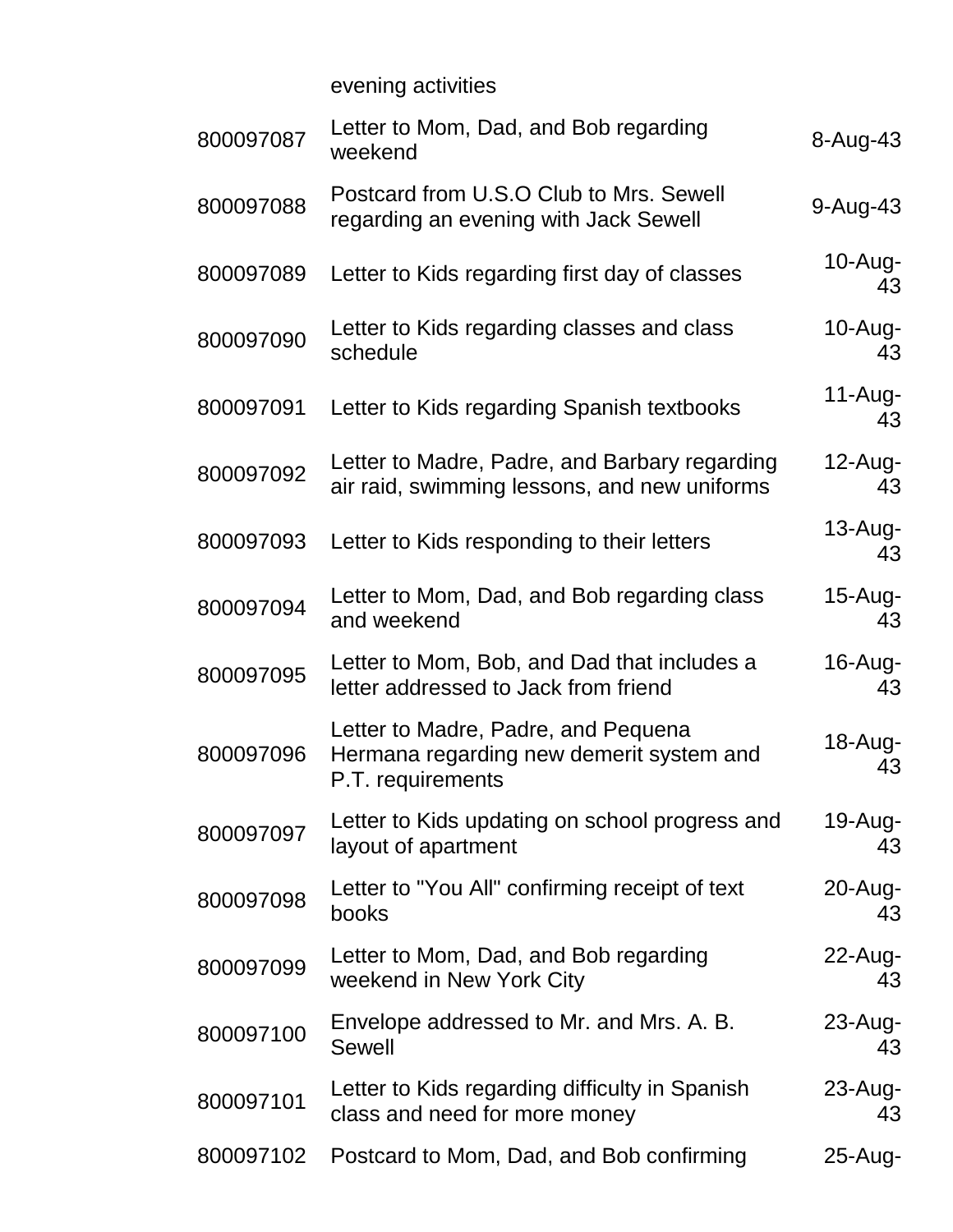| | | |
|---|---|---|
| | evening activities | |
| 800097087 | Letter to Mom, Dad, and Bob regarding weekend | 8-Aug-43 |
| 800097088 | Postcard from U.S.O Club to Mrs. Sewell regarding an evening with Jack Sewell | 9-Aug-43 |
| 800097089 | Letter to Kids regarding first day of classes | 10-Aug-43 |
| 800097090 | Letter to Kids regarding classes and class schedule | 10-Aug-43 |
| 800097091 | Letter to Kids regarding Spanish textbooks | 11-Aug-43 |
| 800097092 | Letter to Madre, Padre, and Barbary regarding air raid, swimming lessons, and new uniforms | 12-Aug-43 |
| 800097093 | Letter to Kids responding to their letters | 13-Aug-43 |
| 800097094 | Letter to Mom, Dad, and Bob regarding class and weekend | 15-Aug-43 |
| 800097095 | Letter to Mom, Bob, and Dad that includes a letter addressed to Jack from friend | 16-Aug-43 |
| 800097096 | Letter to Madre, Padre, and Pequena Hermana regarding new demerit system and P.T. requirements | 18-Aug-43 |
| 800097097 | Letter to Kids updating on school progress and layout of apartment | 19-Aug-43 |
| 800097098 | Letter to "You All" confirming receipt of text books | 20-Aug-43 |
| 800097099 | Letter to Mom, Dad, and Bob regarding weekend in New York City | 22-Aug-43 |
| 800097100 | Envelope addressed to Mr. and Mrs. A. B. Sewell | 23-Aug-43 |
| 800097101 | Letter to Kids regarding difficulty in Spanish class and need for more money | 23-Aug-43 |
| 800097102 | Postcard to Mom, Dad, and Bob confirming | 25-Aug- |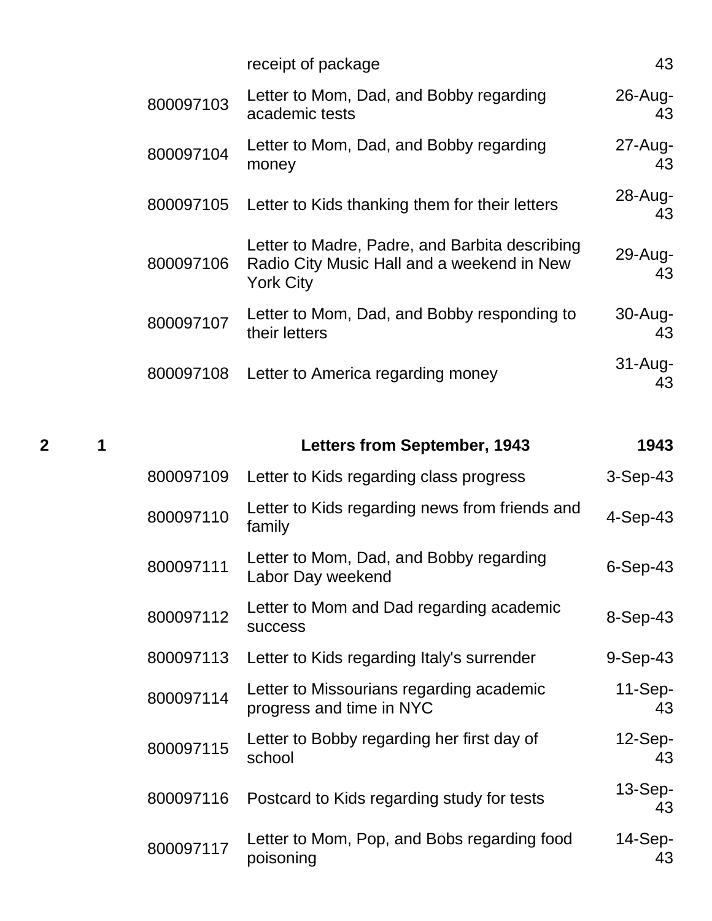| Box | Folder | ID | Description | Date |
|---|---|---|---|---|
| | | | receipt of package | 43 |
| | | 800097103 | Letter to Mom, Dad, and Bobby regarding academic tests | 26-Aug-43 |
| | | 800097104 | Letter to Mom, Dad, and Bobby regarding money | 27-Aug-43 |
| | | 800097105 | Letter to Kids thanking them for their letters | 28-Aug-43 |
| | | 800097106 | Letter to Madre, Padre, and Barbita describing Radio City Music Hall and a weekend in New York City | 29-Aug-43 |
| | | 800097107 | Letter to Mom, Dad, and Bobby responding to their letters | 30-Aug-43 |
| | | 800097108 | Letter to America regarding money | 31-Aug-43 |
| **2** | **1** | | **Letters from September, 1943** | **1943** |
| | | 800097109 | Letter to Kids regarding class progress | 3-Sep-43 |
| | | 800097110 | Letter to Kids regarding news from friends and family | 4-Sep-43 |
| | | 800097111 | Letter to Mom, Dad, and Bobby regarding Labor Day weekend | 6-Sep-43 |
| | | 800097112 | Letter to Mom and Dad regarding academic success | 8-Sep-43 |
| | | 800097113 | Letter to Kids regarding Italy's surrender | 9-Sep-43 |
| | | 800097114 | Letter to Missourians regarding academic progress and time in NYC | 11-Sep-43 |
| | | 800097115 | Letter to Bobby regarding her first day of school | 12-Sep-43 |
| | | 800097116 | Postcard to Kids regarding study for tests | 13-Sep-43 |
| | | 800097117 | Letter to Mom, Pop, and Bobs regarding food poisoning | 14-Sep-43 |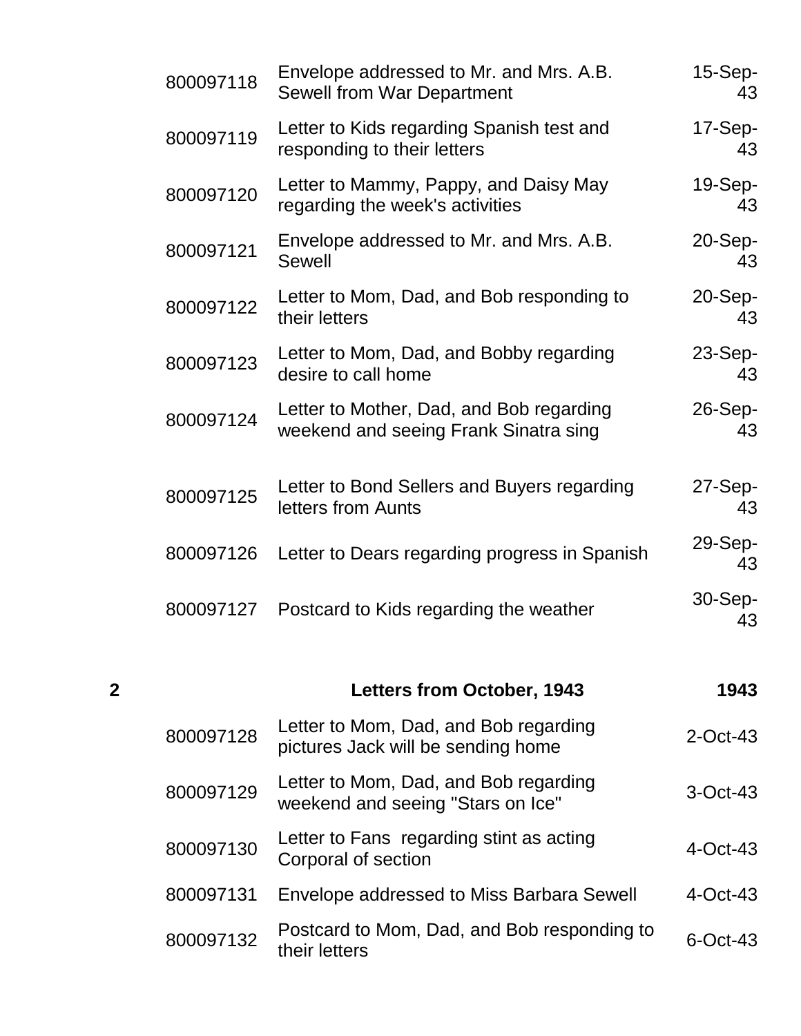| | | | |
|---|---|---|---|
| | 800097118 | Envelope addressed to Mr. and Mrs. A.B. Sewell from War Department | 15-Sep-43 |
| | 800097119 | Letter to Kids regarding Spanish test and responding to their letters | 17-Sep-43 |
| | 800097120 | Letter to Mammy, Pappy, and Daisy May regarding the week's activities | 19-Sep-43 |
| | 800097121 | Envelope addressed to Mr. and Mrs. A.B. Sewell | 20-Sep-43 |
| | 800097122 | Letter to Mom, Dad, and Bob responding to their letters | 20-Sep-43 |
| | 800097123 | Letter to Mom, Dad, and Bobby regarding desire to call home | 23-Sep-43 |
| | 800097124 | Letter to Mother, Dad, and Bob regarding weekend and seeing Frank Sinatra sing | 26-Sep-43 |
| | 800097125 | Letter to Bond Sellers and Buyers regarding letters from Aunts | 27-Sep-43 |
| | 800097126 | Letter to Dears regarding progress in Spanish | 29-Sep-43 |
| | 800097127 | Postcard to Kids regarding the weather | 30-Sep-43 |
| **2** | | **Letters from October, 1943** | **1943** |
| | 800097128 | Letter to Mom, Dad, and Bob regarding pictures Jack will be sending home | 2-Oct-43 |
| | 800097129 | Letter to Mom, Dad, and Bob regarding weekend and seeing "Stars on Ice" | 3-Oct-43 |
| | 800097130 | Letter to Fans regarding stint as acting Corporal of section | 4-Oct-43 |
| | 800097131 | Envelope addressed to Miss Barbara Sewell | 4-Oct-43 |
| | 800097132 | Postcard to Mom, Dad, and Bob responding to their letters | 6-Oct-43 |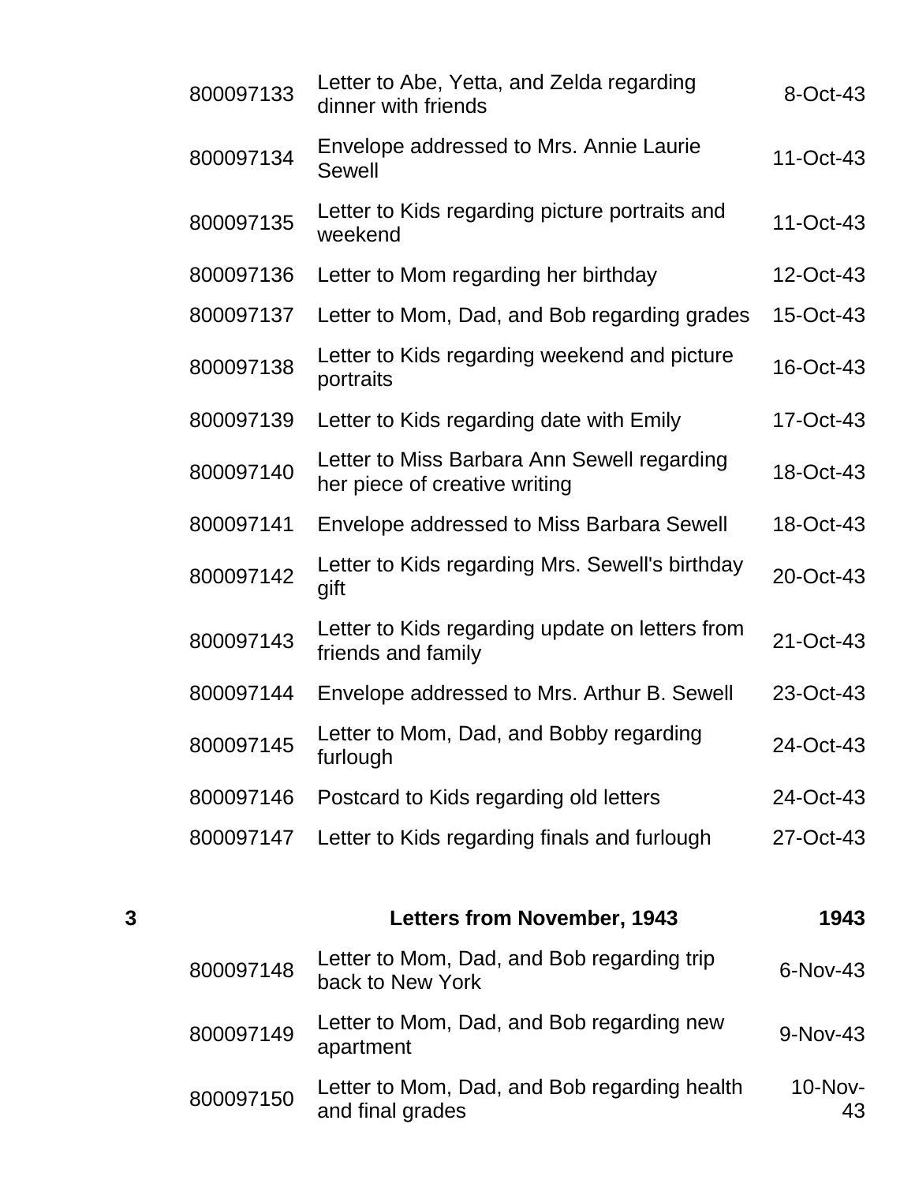| | | | |
|---|---|---|---|
| | 800097133 | Letter to Abe, Yetta, and Zelda regarding dinner with friends | 8-Oct-43 |
| | 800097134 | Envelope addressed to Mrs. Annie Laurie Sewell | 11-Oct-43 |
| | 800097135 | Letter to Kids regarding picture portraits and weekend | 11-Oct-43 |
| | 800097136 | Letter to Mom regarding her birthday | 12-Oct-43 |
| | 800097137 | Letter to Mom, Dad, and Bob regarding grades | 15-Oct-43 |
| | 800097138 | Letter to Kids regarding weekend and picture portraits | 16-Oct-43 |
| | 800097139 | Letter to Kids regarding date with Emily | 17-Oct-43 |
| | 800097140 | Letter to Miss Barbara Ann Sewell regarding her piece of creative writing | 18-Oct-43 |
| | 800097141 | Envelope addressed to Miss Barbara Sewell | 18-Oct-43 |
| | 800097142 | Letter to Kids regarding Mrs. Sewell's birthday gift | 20-Oct-43 |
| | 800097143 | Letter to Kids regarding update on letters from friends and family | 21-Oct-43 |
| | 800097144 | Envelope addressed to Mrs. Arthur B. Sewell | 23-Oct-43 |
| | 800097145 | Letter to Mom, Dad, and Bobby regarding furlough | 24-Oct-43 |
| | 800097146 | Postcard to Kids regarding old letters | 24-Oct-43 |
| | 800097147 | Letter to Kids regarding finals and furlough | 27-Oct-43 |
| **3** | | **Letters from November, 1943** | **1943** |
| | 800097148 | Letter to Mom, Dad, and Bob regarding trip back to New York | 6-Nov-43 |
| | 800097149 | Letter to Mom, Dad, and Bob regarding new apartment | 9-Nov-43 |
| | 800097150 | Letter to Mom, Dad, and Bob regarding health and final grades | 10-Nov-43 |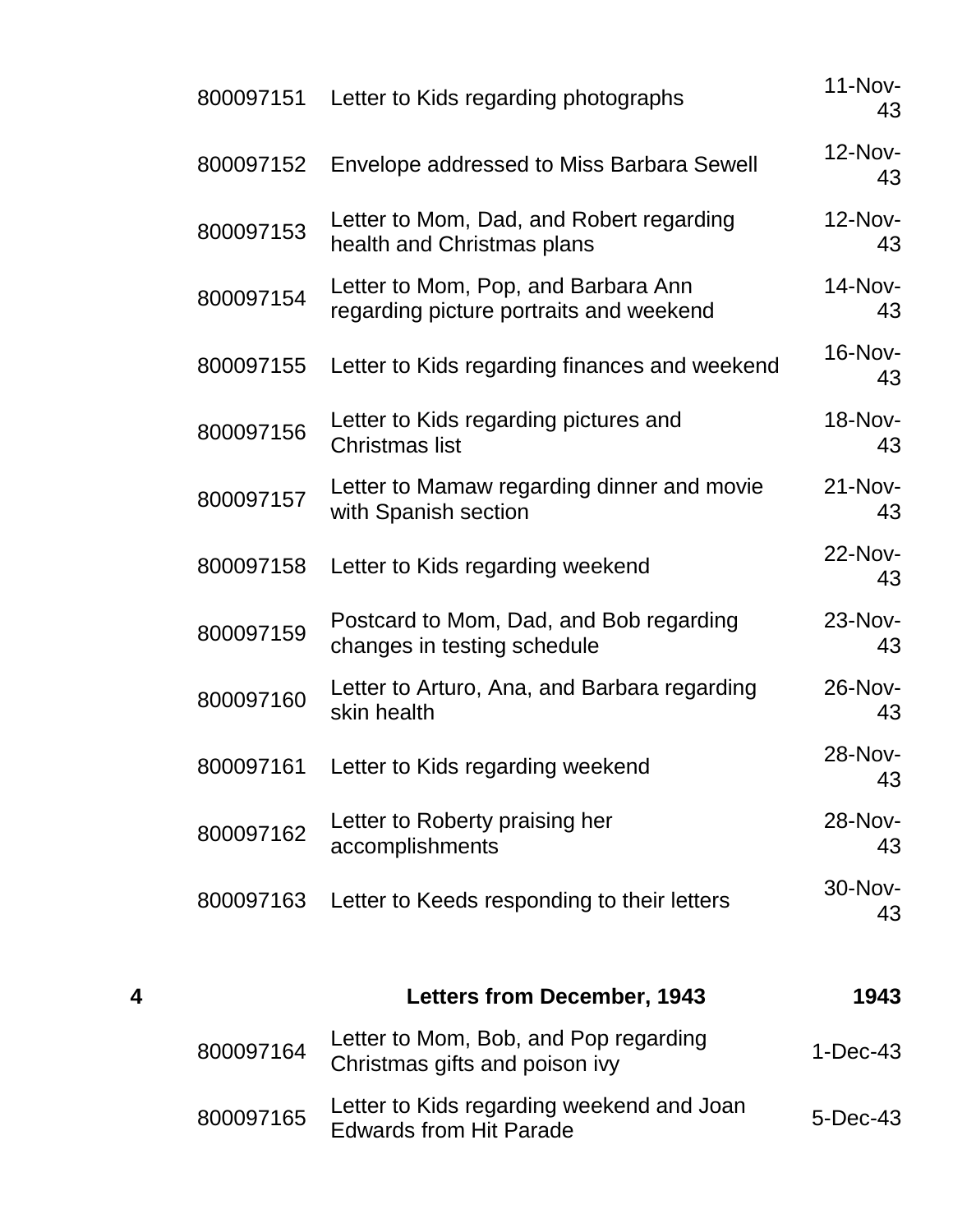| | | | |
|---|---|---|---|
| | 800097151 | Letter to Kids regarding photographs | 11-Nov-43 |
| | 800097152 | Envelope addressed to Miss Barbara Sewell | 12-Nov-43 |
| | 800097153 | Letter to Mom, Dad, and Robert regarding health and Christmas plans | 12-Nov-43 |
| | 800097154 | Letter to Mom, Pop, and Barbara Ann regarding picture portraits and weekend | 14-Nov-43 |
| | 800097155 | Letter to Kids regarding finances and weekend | 16-Nov-43 |
| | 800097156 | Letter to Kids regarding pictures and Christmas list | 18-Nov-43 |
| | 800097157 | Letter to Mamaw regarding dinner and movie with Spanish section | 21-Nov-43 |
| | 800097158 | Letter to Kids regarding weekend | 22-Nov-43 |
| | 800097159 | Postcard to Mom, Dad, and Bob regarding changes in testing schedule | 23-Nov-43 |
| | 800097160 | Letter to Arturo, Ana, and Barbara regarding skin health | 26-Nov-43 |
| | 800097161 | Letter to Kids regarding weekend | 28-Nov-43 |
| | 800097162 | Letter to Roberty praising her accomplishments | 28-Nov-43 |
| | 800097163 | Letter to Keeds responding to their letters | 30-Nov-43 |
| **4** | | **Letters from December, 1943** | **1943** |
| | 800097164 | Letter to Mom, Bob, and Pop regarding Christmas gifts and poison ivy | 1-Dec-43 |
| | 800097165 | Letter to Kids regarding weekend and Joan Edwards from Hit Parade | 5-Dec-43 |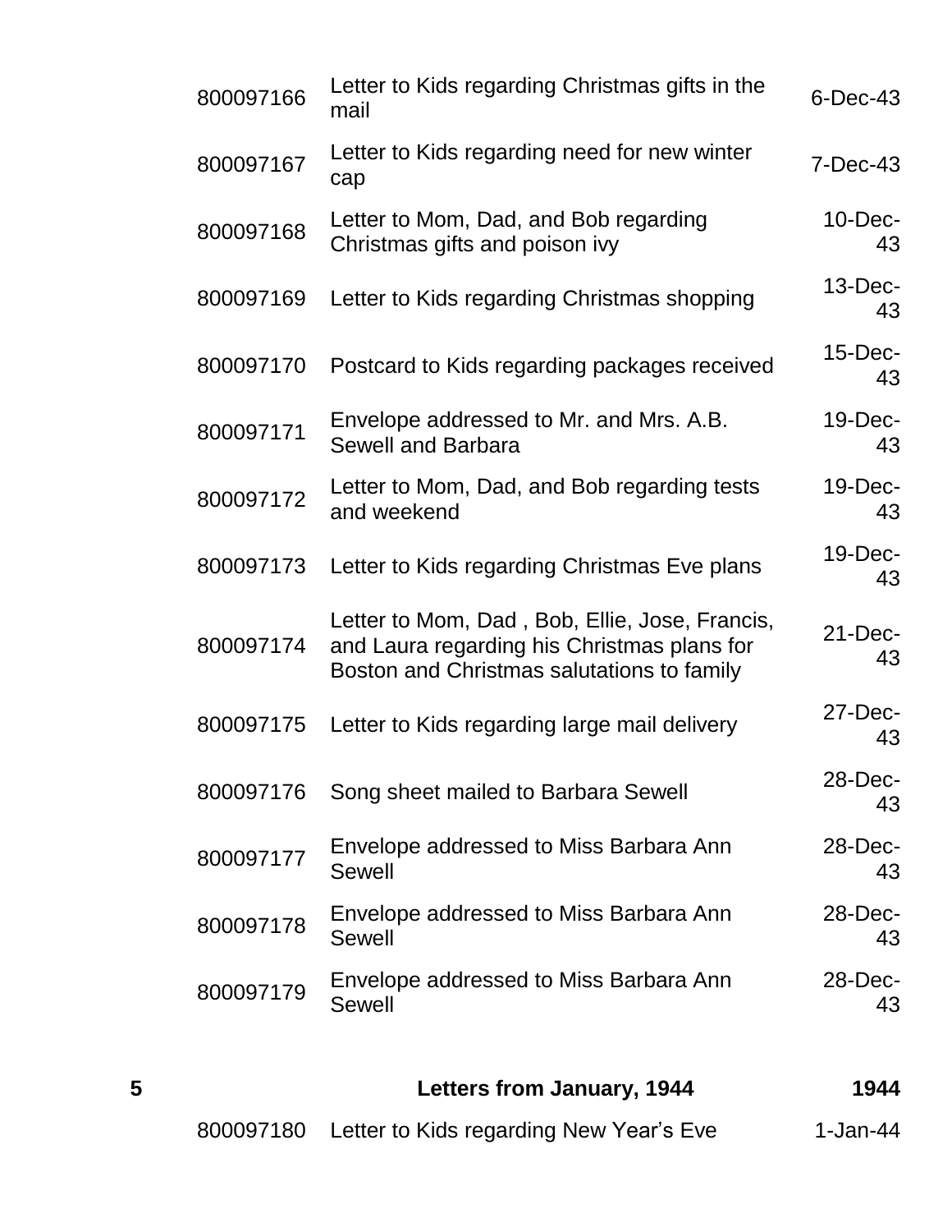| | | | |
|---|---|---|---|
| | 800097166 | Letter to Kids regarding Christmas gifts in the mail | 6-Dec-43 |
| | 800097167 | Letter to Kids regarding need for new winter cap | 7-Dec-43 |
| | 800097168 | Letter to Mom, Dad, and Bob regarding Christmas gifts and poison ivy | 10-Dec-43 |
| | 800097169 | Letter to Kids regarding Christmas shopping | 13-Dec-43 |
| | 800097170 | Postcard to Kids regarding packages received | 15-Dec-43 |
| | 800097171 | Envelope addressed to Mr. and Mrs. A.B. Sewell and Barbara | 19-Dec-43 |
| | 800097172 | Letter to Mom, Dad, and Bob regarding tests and weekend | 19-Dec-43 |
| | 800097173 | Letter to Kids regarding Christmas Eve plans | 19-Dec-43 |
| | 800097174 | Letter to Mom, Dad , Bob, Ellie, Jose, Francis, and Laura regarding his Christmas plans for Boston and Christmas salutations to family | 21-Dec-43 |
| | 800097175 | Letter to Kids regarding large mail delivery | 27-Dec-43 |
| | 800097176 | Song sheet mailed to Barbara Sewell | 28-Dec-43 |
| | 800097177 | Envelope addressed to Miss Barbara Ann Sewell | 28-Dec-43 |
| | 800097178 | Envelope addressed to Miss Barbara Ann Sewell | 28-Dec-43 |
| | 800097179 | Envelope addressed to Miss Barbara Ann Sewell | 28-Dec-43 |
| **5** | | **Letters from January, 1944** | **1944** |
| | 800097180 | Letter to Kids regarding New Year's Eve | 1-Jan-44 |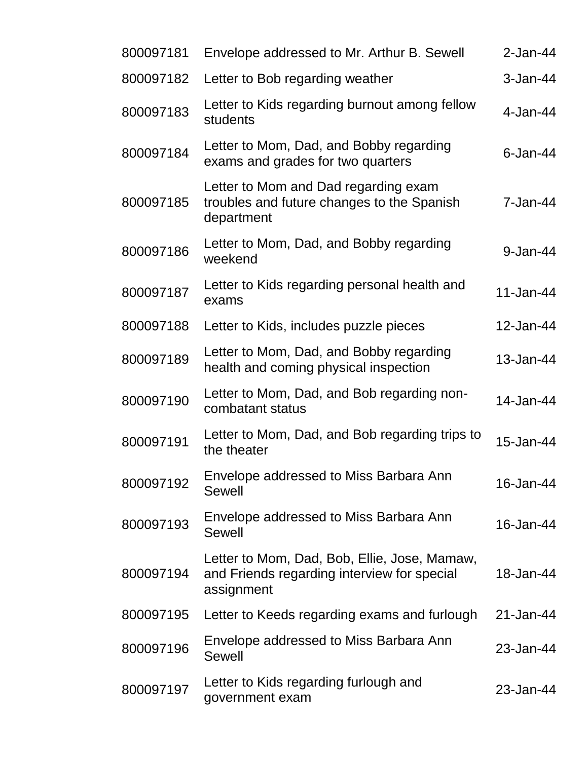| | | |
|---|---|---|
| 800097181 | Envelope addressed to Mr. Arthur B. Sewell | 2-Jan-44 |
| 800097182 | Letter to Bob regarding weather | 3-Jan-44 |
| 800097183 | Letter to Kids regarding burnout among fellow students | 4-Jan-44 |
| 800097184 | Letter to Mom, Dad, and Bobby regarding exams and grades for two quarters | 6-Jan-44 |
| 800097185 | Letter to Mom and Dad regarding exam troubles and future changes to the Spanish department | 7-Jan-44 |
| 800097186 | Letter to Mom, Dad, and Bobby regarding weekend | 9-Jan-44 |
| 800097187 | Letter to Kids regarding personal health and exams | 11-Jan-44 |
| 800097188 | Letter to Kids, includes puzzle pieces | 12-Jan-44 |
| 800097189 | Letter to Mom, Dad, and Bobby regarding health and coming physical inspection | 13-Jan-44 |
| 800097190 | Letter to Mom, Dad, and Bob regarding non-combatant status | 14-Jan-44 |
| 800097191 | Letter to Mom, Dad, and Bob regarding trips to the theater | 15-Jan-44 |
| 800097192 | Envelope addressed to Miss Barbara Ann Sewell | 16-Jan-44 |
| 800097193 | Envelope addressed to Miss Barbara Ann Sewell | 16-Jan-44 |
| 800097194 | Letter to Mom, Dad, Bob, Ellie, Jose, Mamaw, and Friends regarding interview for special assignment | 18-Jan-44 |
| 800097195 | Letter to Keeds regarding exams and furlough | 21-Jan-44 |
| 800097196 | Envelope addressed to Miss Barbara Ann Sewell | 23-Jan-44 |
| 800097197 | Letter to Kids regarding furlough and government exam | 23-Jan-44 |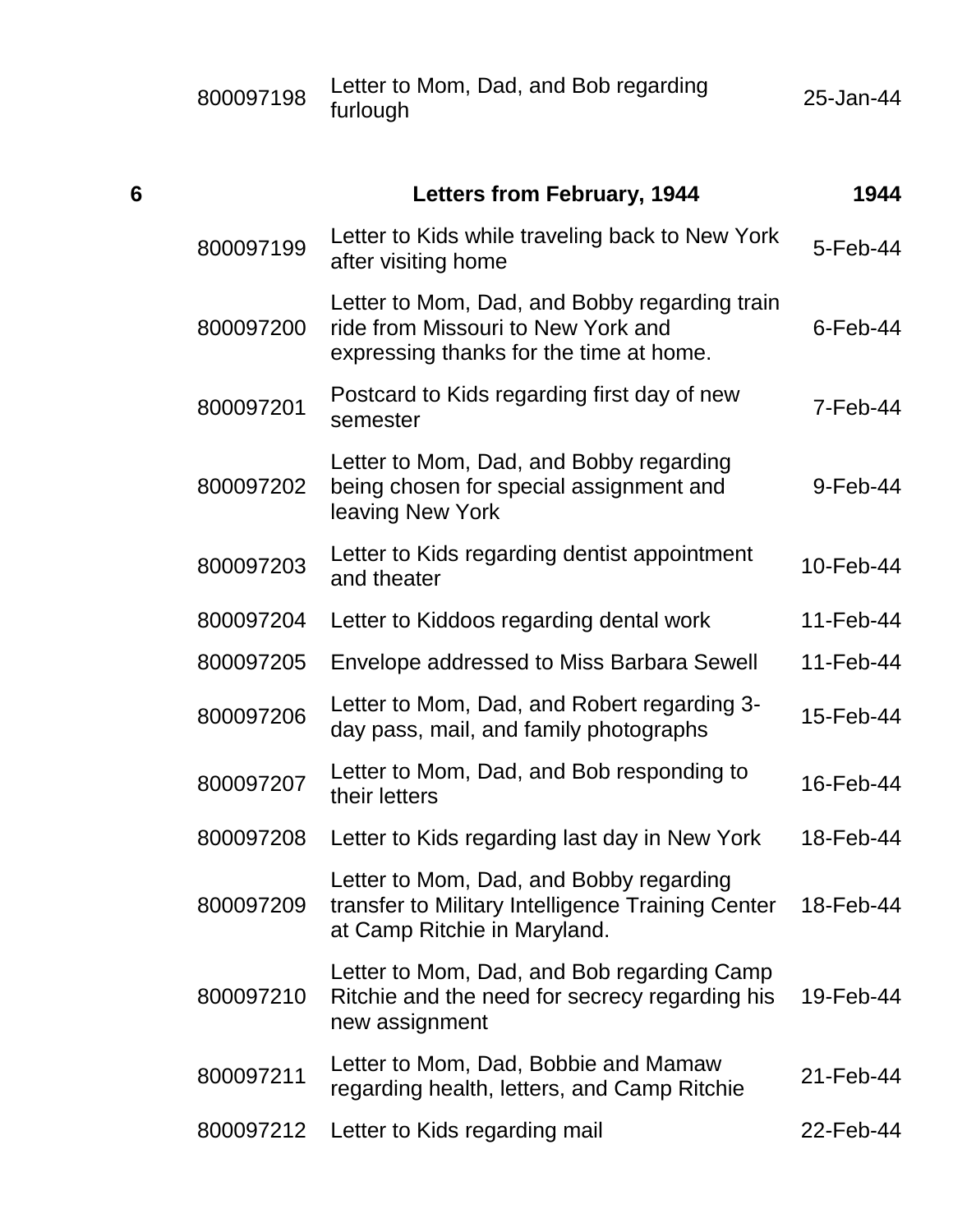| | | | |
|---|---|---|---|
| | 800097198 | Letter to Mom, Dad, and Bob regarding furlough | 25-Jan-44 |
| **6** | | **Letters from February, 1944** | **1944** |
| | 800097199 | Letter to Kids while traveling back to New York after visiting home | 5-Feb-44 |
| | 800097200 | Letter to Mom, Dad, and Bobby regarding train ride from Missouri to New York and expressing thanks for the time at home. | 6-Feb-44 |
| | 800097201 | Postcard to Kids regarding first day of new semester | 7-Feb-44 |
| | 800097202 | Letter to Mom, Dad, and Bobby regarding being chosen for special assignment and leaving New York | 9-Feb-44 |
| | 800097203 | Letter to Kids regarding dentist appointment and theater | 10-Feb-44 |
| | 800097204 | Letter to Kiddoos regarding dental work | 11-Feb-44 |
| | 800097205 | Envelope addressed to Miss Barbara Sewell | 11-Feb-44 |
| | 800097206 | Letter to Mom, Dad, and Robert regarding 3-day pass, mail, and family photographs | 15-Feb-44 |
| | 800097207 | Letter to Mom, Dad, and Bob responding to their letters | 16-Feb-44 |
| | 800097208 | Letter to Kids regarding last day in New York | 18-Feb-44 |
| | 800097209 | Letter to Mom, Dad, and Bobby regarding transfer to Military Intelligence Training Center at Camp Ritchie in Maryland. | 18-Feb-44 |
| | 800097210 | Letter to Mom, Dad, and Bob regarding Camp Ritchie and the need for secrecy regarding his new assignment | 19-Feb-44 |
| | 800097211 | Letter to Mom, Dad, Bobbie and Mamaw regarding health, letters, and Camp Ritchie | 21-Feb-44 |
| | 800097212 | Letter to Kids regarding mail | 22-Feb-44 |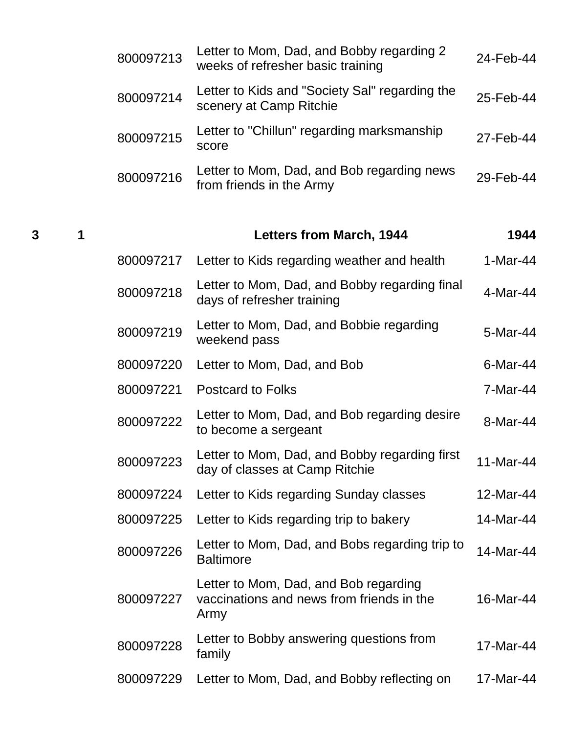| Box | Folder | Item ID | Description | Date |
|---|---|---|---|---|
| | | 800097213 | Letter to Mom, Dad, and Bobby regarding 2 weeks of refresher basic training | 24-Feb-44 |
| | | 800097214 | Letter to Kids and "Society Sal" regarding the scenery at Camp Ritchie | 25-Feb-44 |
| | | 800097215 | Letter to "Chillun" regarding marksmanship score | 27-Feb-44 |
| | | 800097216 | Letter to Mom, Dad, and Bob regarding news from friends in the Army | 29-Feb-44 |
| **3** | **1** | | **Letters from March, 1944** | **1944** |
| | | 800097217 | Letter to Kids regarding weather and health | 1-Mar-44 |
| | | 800097218 | Letter to Mom, Dad, and Bobby regarding final days of refresher training | 4-Mar-44 |
| | | 800097219 | Letter to Mom, Dad, and Bobbie regarding weekend pass | 5-Mar-44 |
| | | 800097220 | Letter to Mom, Dad, and Bob | 6-Mar-44 |
| | | 800097221 | Postcard to Folks | 7-Mar-44 |
| | | 800097222 | Letter to Mom, Dad, and Bob regarding desire to become a sergeant | 8-Mar-44 |
| | | 800097223 | Letter to Mom, Dad, and Bobby regarding first day of classes at Camp Ritchie | 11-Mar-44 |
| | | 800097224 | Letter to Kids regarding Sunday classes | 12-Mar-44 |
| | | 800097225 | Letter to Kids regarding trip to bakery | 14-Mar-44 |
| | | 800097226 | Letter to Mom, Dad, and Bobs regarding trip to Baltimore | 14-Mar-44 |
| | | 800097227 | Letter to Mom, Dad, and Bob regarding vaccinations and news from friends in the Army | 16-Mar-44 |
| | | 800097228 | Letter to Bobby answering questions from family | 17-Mar-44 |
| | | 800097229 | Letter to Mom, Dad, and Bobby reflecting on | 17-Mar-44 |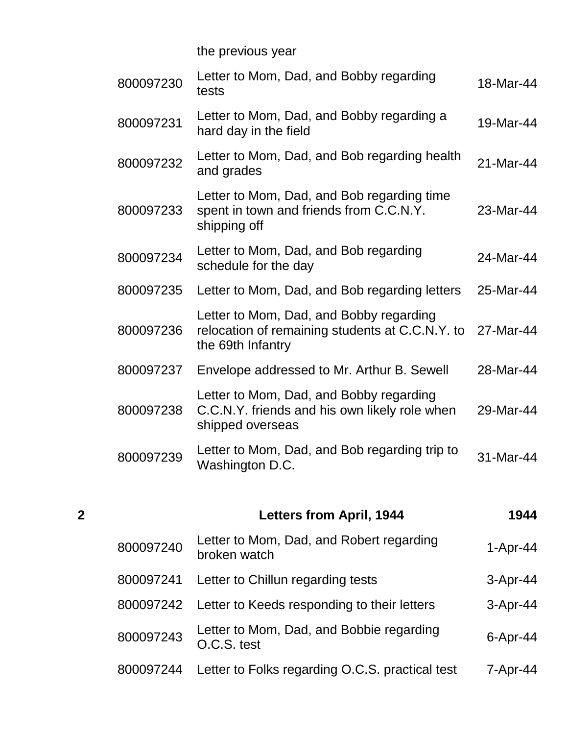| | | the previous year | |
|---|---|---|---|
| | 800097230 | Letter to Mom, Dad, and Bobby regarding tests | 18-Mar-44 |
| | 800097231 | Letter to Mom, Dad, and Bobby regarding a hard day in the field | 19-Mar-44 |
| | 800097232 | Letter to Mom, Dad, and Bob regarding health and grades | 21-Mar-44 |
| | 800097233 | Letter to Mom, Dad, and Bob regarding time spent in town and friends from C.C.N.Y. shipping off | 23-Mar-44 |
| | 800097234 | Letter to Mom, Dad, and Bob regarding schedule for the day | 24-Mar-44 |
| | 800097235 | Letter to Mom, Dad, and Bob regarding letters | 25-Mar-44 |
| | 800097236 | Letter to Mom, Dad, and Bobby regarding relocation of remaining students at C.C.N.Y. to the 69th Infantry | 27-Mar-44 |
| | 800097237 | Envelope addressed to Mr. Arthur B. Sewell | 28-Mar-44 |
| | 800097238 | Letter to Mom, Dad, and Bobby regarding C.C.N.Y. friends and his own likely role when shipped overseas | 29-Mar-44 |
| | 800097239 | Letter to Mom, Dad, and Bob regarding trip to Washington D.C. | 31-Mar-44 |
| **2** | | **Letters from April, 1944** | **1944** |
| | 800097240 | Letter to Mom, Dad, and Robert regarding broken watch | 1-Apr-44 |
| | 800097241 | Letter to Chillun regarding tests | 3-Apr-44 |
| | 800097242 | Letter to Keeds responding to their letters | 3-Apr-44 |
| | 800097243 | Letter to Mom, Dad, and Bobbie regarding O.C.S. test | 6-Apr-44 |
| | 800097244 | Letter to Folks regarding O.C.S. practical test | 7-Apr-44 |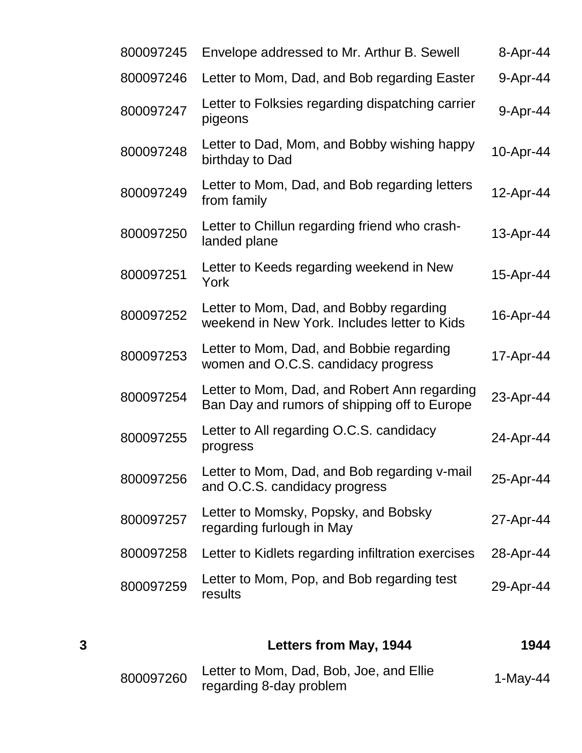| | | | |
|---|---|---|---|
| | 800097245 | Envelope addressed to Mr. Arthur B. Sewell | 8-Apr-44 |
| | 800097246 | Letter to Mom, Dad, and Bob regarding Easter | 9-Apr-44 |
| | 800097247 | Letter to Folksies regarding dispatching carrier pigeons | 9-Apr-44 |
| | 800097248 | Letter to Dad, Mom, and Bobby wishing happy birthday to Dad | 10-Apr-44 |
| | 800097249 | Letter to Mom, Dad, and Bob regarding letters from family | 12-Apr-44 |
| | 800097250 | Letter to Chillun regarding friend who crash-landed plane | 13-Apr-44 |
| | 800097251 | Letter to Keeds regarding weekend in New York | 15-Apr-44 |
| | 800097252 | Letter to Mom, Dad, and Bobby regarding weekend in New York. Includes letter to Kids | 16-Apr-44 |
| | 800097253 | Letter to Mom, Dad, and Bobbie regarding women and O.C.S. candidacy progress | 17-Apr-44 |
| | 800097254 | Letter to Mom, Dad, and Robert Ann regarding Ban Day and rumors of shipping off to Europe | 23-Apr-44 |
| | 800097255 | Letter to All regarding O.C.S. candidacy progress | 24-Apr-44 |
| | 800097256 | Letter to Mom, Dad, and Bob regarding v-mail and O.C.S. candidacy progress | 25-Apr-44 |
| | 800097257 | Letter to Momsky, Popsky, and Bobsky regarding furlough in May | 27-Apr-44 |
| | 800097258 | Letter to Kidlets regarding infiltration exercises | 28-Apr-44 |
| | 800097259 | Letter to Mom, Pop, and Bob regarding test results | 29-Apr-44 |
| **3** | | **Letters from May, 1944** | **1944** |
| | 800097260 | Letter to Mom, Dad, Bob, Joe, and Ellie regarding 8-day problem | 1-May-44 |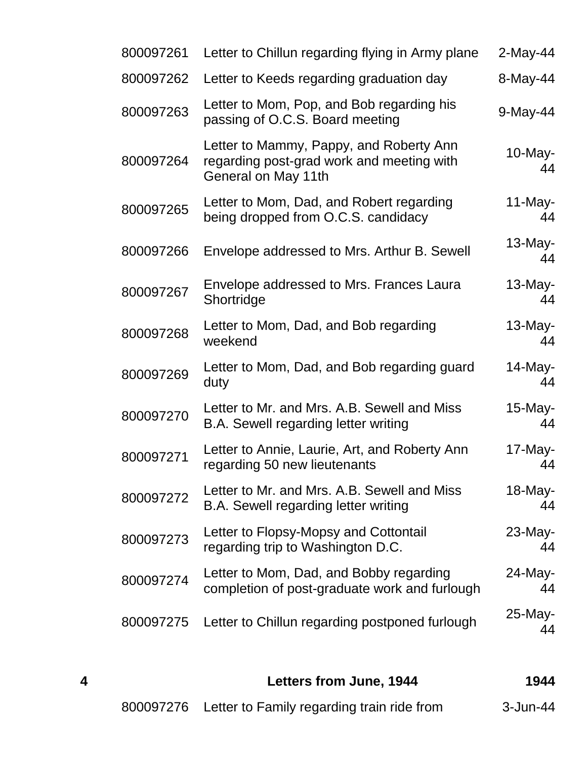| | | | |
|---|---|---|---|
| | 800097261 | Letter to Chillun regarding flying in Army plane | 2-May-44 |
| | 800097262 | Letter to Keeds regarding graduation day | 8-May-44 |
| | 800097263 | Letter to Mom, Pop, and Bob regarding his passing of O.C.S. Board meeting | 9-May-44 |
| | 800097264 | Letter to Mammy, Pappy, and Roberty Ann regarding post-grad work and meeting with General on May 11th | 10-May-44 |
| | 800097265 | Letter to Mom, Dad, and Robert regarding being dropped from O.C.S. candidacy | 11-May-44 |
| | 800097266 | Envelope addressed to Mrs. Arthur B. Sewell | 13-May-44 |
| | 800097267 | Envelope addressed to Mrs. Frances Laura Shortridge | 13-May-44 |
| | 800097268 | Letter to Mom, Dad, and Bob regarding weekend | 13-May-44 |
| | 800097269 | Letter to Mom, Dad, and Bob regarding guard duty | 14-May-44 |
| | 800097270 | Letter to Mr. and Mrs. A.B. Sewell and Miss B.A. Sewell regarding letter writing | 15-May-44 |
| | 800097271 | Letter to Annie, Laurie, Art, and Roberty Ann regarding 50 new lieutenants | 17-May-44 |
| | 800097272 | Letter to Mr. and Mrs. A.B. Sewell and Miss B.A. Sewell regarding letter writing | 18-May-44 |
| | 800097273 | Letter to Flopsy-Mopsy and Cottontail regarding trip to Washington D.C. | 23-May-44 |
| | 800097274 | Letter to Mom, Dad, and Bobby regarding completion of post-graduate work and furlough | 24-May-44 |
| | 800097275 | Letter to Chillun regarding postponed furlough | 25-May-44 |
| **4** | | **Letters from June, 1944** | **1944** |
| | 800097276 | Letter to Family regarding train ride from | 3-Jun-44 |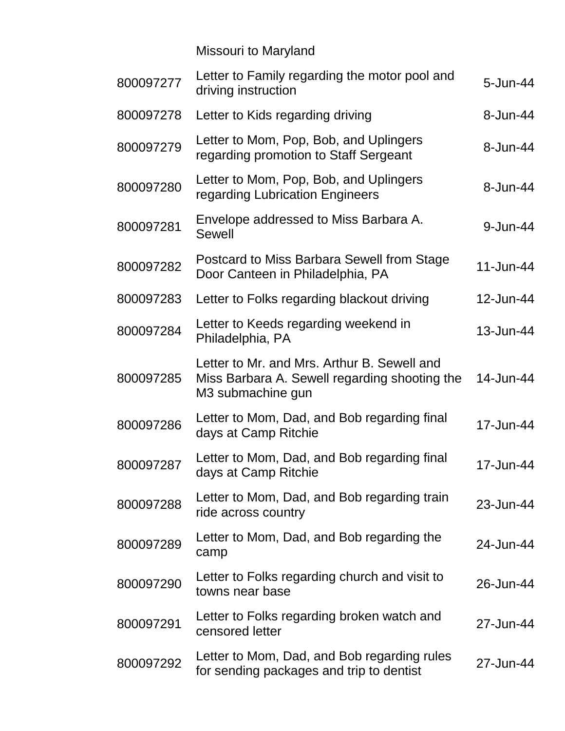| | | |
|---|---|---|
| | Missouri to Maryland | |
| 800097277 | Letter to Family regarding the motor pool and driving instruction | 5-Jun-44 |
| 800097278 | Letter to Kids regarding driving | 8-Jun-44 |
| 800097279 | Letter to Mom, Pop, Bob, and Uplingers regarding promotion to Staff Sergeant | 8-Jun-44 |
| 800097280 | Letter to Mom, Pop, Bob, and Uplingers regarding Lubrication Engineers | 8-Jun-44 |
| 800097281 | Envelope addressed to Miss Barbara A. Sewell | 9-Jun-44 |
| 800097282 | Postcard to Miss Barbara Sewell from Stage Door Canteen in Philadelphia, PA | 11-Jun-44 |
| 800097283 | Letter to Folks regarding blackout driving | 12-Jun-44 |
| 800097284 | Letter to Keeds regarding weekend in Philadelphia, PA | 13-Jun-44 |
| 800097285 | Letter to Mr. and Mrs. Arthur B. Sewell and Miss Barbara A. Sewell regarding shooting the M3 submachine gun | 14-Jun-44 |
| 800097286 | Letter to Mom, Dad, and Bob regarding final days at Camp Ritchie | 17-Jun-44 |
| 800097287 | Letter to Mom, Dad, and Bob regarding final days at Camp Ritchie | 17-Jun-44 |
| 800097288 | Letter to Mom, Dad, and Bob regarding train ride across country | 23-Jun-44 |
| 800097289 | Letter to Mom, Dad, and Bob regarding the camp | 24-Jun-44 |
| 800097290 | Letter to Folks regarding church and visit to towns near base | 26-Jun-44 |
| 800097291 | Letter to Folks regarding broken watch and censored letter | 27-Jun-44 |
| 800097292 | Letter to Mom, Dad, and Bob regarding rules for sending packages and trip to dentist | 27-Jun-44 |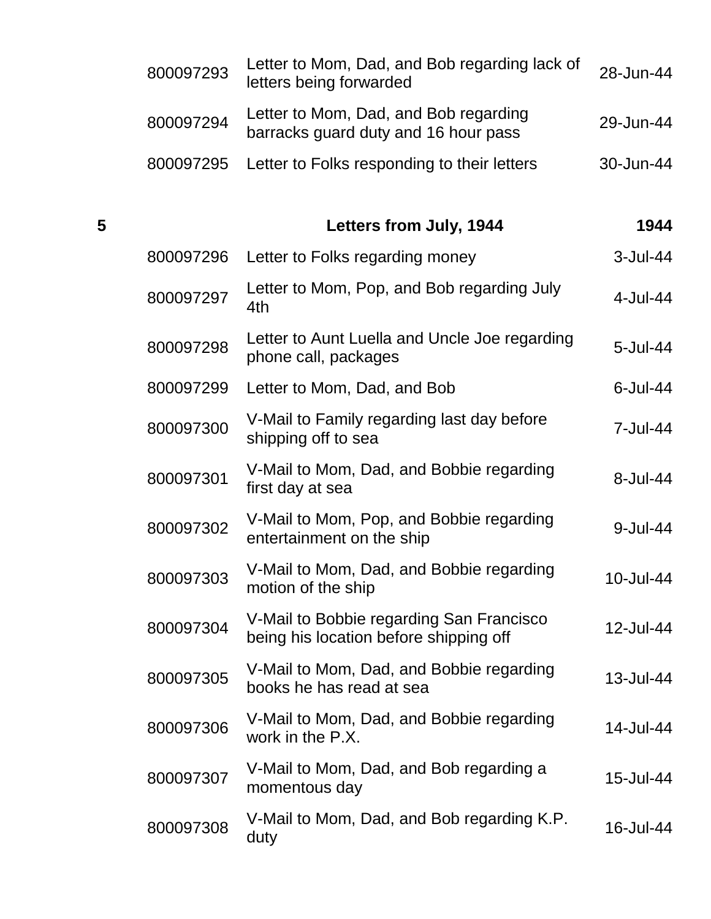| | | | |
|---|---|---|---|
| | 800097293 | Letter to Mom, Dad, and Bob regarding lack of letters being forwarded | 28-Jun-44 |
| | 800097294 | Letter to Mom, Dad, and Bob regarding barracks guard duty and 16 hour pass | 29-Jun-44 |
| | 800097295 | Letter to Folks responding to their letters | 30-Jun-44 |
| **5** | | **Letters from July, 1944** | **1944** |
| | 800097296 | Letter to Folks regarding money | 3-Jul-44 |
| | 800097297 | Letter to Mom, Pop, and Bob regarding July 4th | 4-Jul-44 |
| | 800097298 | Letter to Aunt Luella and Uncle Joe regarding phone call, packages | 5-Jul-44 |
| | 800097299 | Letter to Mom, Dad, and Bob | 6-Jul-44 |
| | 800097300 | V-Mail to Family regarding last day before shipping off to sea | 7-Jul-44 |
| | 800097301 | V-Mail to Mom, Dad, and Bobbie regarding first day at sea | 8-Jul-44 |
| | 800097302 | V-Mail to Mom, Pop, and Bobbie regarding entertainment on the ship | 9-Jul-44 |
| | 800097303 | V-Mail to Mom, Dad, and Bobbie regarding motion of the ship | 10-Jul-44 |
| | 800097304 | V-Mail to Bobbie regarding San Francisco being his location before shipping off | 12-Jul-44 |
| | 800097305 | V-Mail to Mom, Dad, and Bobbie regarding books he has read at sea | 13-Jul-44 |
| | 800097306 | V-Mail to Mom, Dad, and Bobbie regarding work in the P.X. | 14-Jul-44 |
| | 800097307 | V-Mail to Mom, Dad, and Bob regarding a momentous day | 15-Jul-44 |
| | 800097308 | V-Mail to Mom, Dad, and Bob regarding K.P. duty | 16-Jul-44 |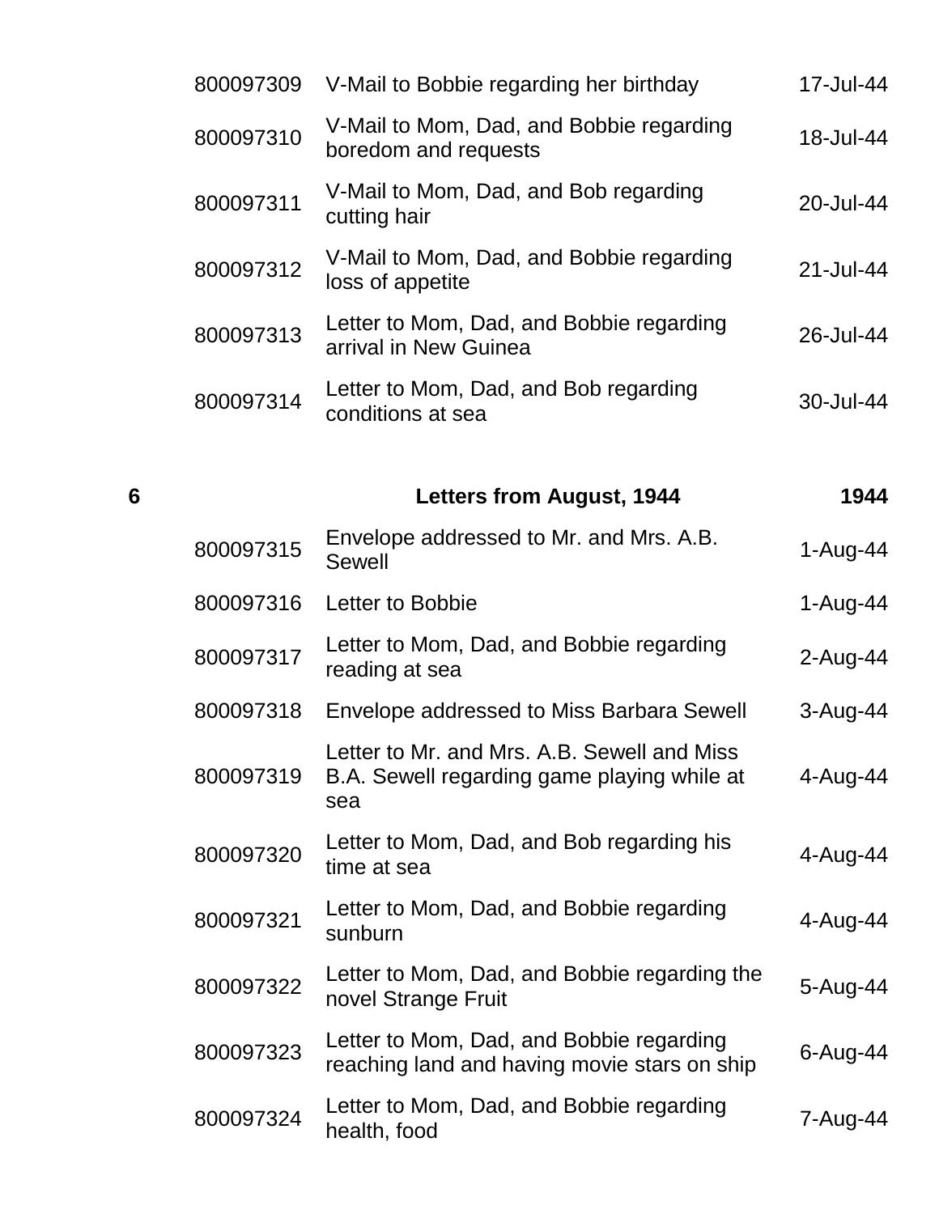| | | | |
|---|---|---|---|
| | 800097309 | V-Mail to Bobbie regarding her birthday | 17-Jul-44 |
| | 800097310 | V-Mail to Mom, Dad, and Bobbie regarding boredom and requests | 18-Jul-44 |
| | 800097311 | V-Mail to Mom, Dad, and Bob regarding cutting hair | 20-Jul-44 |
| | 800097312 | V-Mail to Mom, Dad, and Bobbie regarding loss of appetite | 21-Jul-44 |
| | 800097313 | Letter to Mom, Dad, and Bobbie regarding arrival in New Guinea | 26-Jul-44 |
| | 800097314 | Letter to Mom, Dad, and Bob regarding conditions at sea | 30-Jul-44 |
| **6** | | **Letters from August, 1944** | **1944** |
| | 800097315 | Envelope addressed to Mr. and Mrs. A.B. Sewell | 1-Aug-44 |
| | 800097316 | Letter to Bobbie | 1-Aug-44 |
| | 800097317 | Letter to Mom, Dad, and Bobbie regarding reading at sea | 2-Aug-44 |
| | 800097318 | Envelope addressed to Miss Barbara Sewell | 3-Aug-44 |
| | 800097319 | Letter to Mr. and Mrs. A.B. Sewell and Miss B.A. Sewell regarding game playing while at sea | 4-Aug-44 |
| | 800097320 | Letter to Mom, Dad, and Bob regarding his time at sea | 4-Aug-44 |
| | 800097321 | Letter to Mom, Dad, and Bobbie regarding sunburn | 4-Aug-44 |
| | 800097322 | Letter to Mom, Dad, and Bobbie regarding the novel Strange Fruit | 5-Aug-44 |
| | 800097323 | Letter to Mom, Dad, and Bobbie regarding reaching land and having movie stars on ship | 6-Aug-44 |
| | 800097324 | Letter to Mom, Dad, and Bobbie regarding health, food | 7-Aug-44 |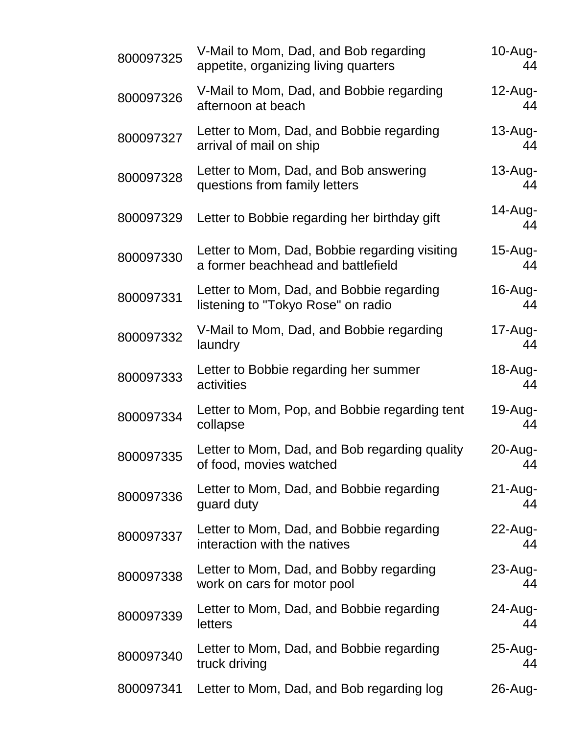| | | |
|---|---|---|
| 800097325 | V-Mail to Mom, Dad, and Bob regarding appetite, organizing living quarters | 10-Aug-44 |
| 800097326 | V-Mail to Mom, Dad, and Bobbie regarding afternoon at beach | 12-Aug-44 |
| 800097327 | Letter to Mom, Dad, and Bobbie regarding arrival of mail on ship | 13-Aug-44 |
| 800097328 | Letter to Mom, Dad, and Bob answering questions from family letters | 13-Aug-44 |
| 800097329 | Letter to Bobbie regarding her birthday gift | 14-Aug-44 |
| 800097330 | Letter to Mom, Dad, Bobbie regarding visiting a former beachhead and battlefield | 15-Aug-44 |
| 800097331 | Letter to Mom, Dad, and Bobbie regarding listening to "Tokyo Rose" on radio | 16-Aug-44 |
| 800097332 | V-Mail to Mom, Dad, and Bobbie regarding laundry | 17-Aug-44 |
| 800097333 | Letter to Bobbie regarding her summer activities | 18-Aug-44 |
| 800097334 | Letter to Mom, Pop, and Bobbie regarding tent collapse | 19-Aug-44 |
| 800097335 | Letter to Mom, Dad, and Bob regarding quality of food, movies watched | 20-Aug-44 |
| 800097336 | Letter to Mom, Dad, and Bobbie regarding guard duty | 21-Aug-44 |
| 800097337 | Letter to Mom, Dad, and Bobbie regarding interaction with the natives | 22-Aug-44 |
| 800097338 | Letter to Mom, Dad, and Bobby regarding work on cars for motor pool | 23-Aug-44 |
| 800097339 | Letter to Mom, Dad, and Bobbie regarding letters | 24-Aug-44 |
| 800097340 | Letter to Mom, Dad, and Bobbie regarding truck driving | 25-Aug-44 |
| 800097341 | Letter to Mom, Dad, and Bob regarding log | 26-Aug- |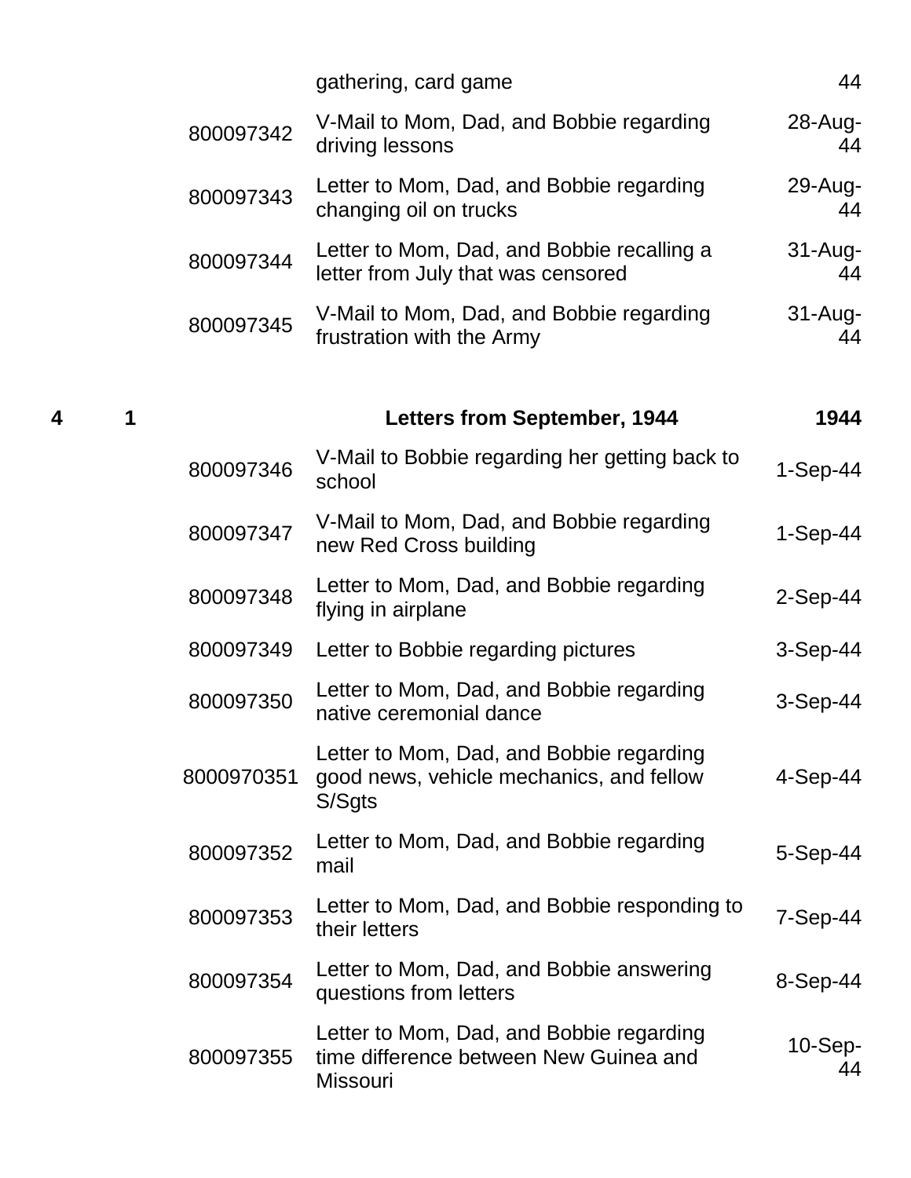| | | | | |
|---|---|---|---|---|
| | | | gathering, card game | 44 |
| | | 800097342 | V-Mail to Mom, Dad, and Bobbie regarding driving lessons | 28-Aug-44 |
| | | 800097343 | Letter to Mom, Dad, and Bobbie regarding changing oil on trucks | 29-Aug-44 |
| | | 800097344 | Letter to Mom, Dad, and Bobbie recalling a letter from July that was censored | 31-Aug-44 |
| | | 800097345 | V-Mail to Mom, Dad, and Bobbie regarding frustration with the Army | 31-Aug-44 |
| **4** | **1** | | **Letters from September, 1944** | **1944** |
| | | 800097346 | V-Mail to Bobbie regarding her getting back to school | 1-Sep-44 |
| | | 800097347 | V-Mail to Mom, Dad, and Bobbie regarding new Red Cross building | 1-Sep-44 |
| | | 800097348 | Letter to Mom, Dad, and Bobbie regarding flying in airplane | 2-Sep-44 |
| | | 800097349 | Letter to Bobbie regarding pictures | 3-Sep-44 |
| | | 800097350 | Letter to Mom, Dad, and Bobbie regarding native ceremonial dance | 3-Sep-44 |
| | | 8000970351 | Letter to Mom, Dad, and Bobbie regarding good news, vehicle mechanics, and fellow S/Sgts | 4-Sep-44 |
| | | 800097352 | Letter to Mom, Dad, and Bobbie regarding mail | 5-Sep-44 |
| | | 800097353 | Letter to Mom, Dad, and Bobbie responding to their letters | 7-Sep-44 |
| | | 800097354 | Letter to Mom, Dad, and Bobbie answering questions from letters | 8-Sep-44 |
| | | 800097355 | Letter to Mom, Dad, and Bobbie regarding time difference between New Guinea and Missouri | 10-Sep-44 |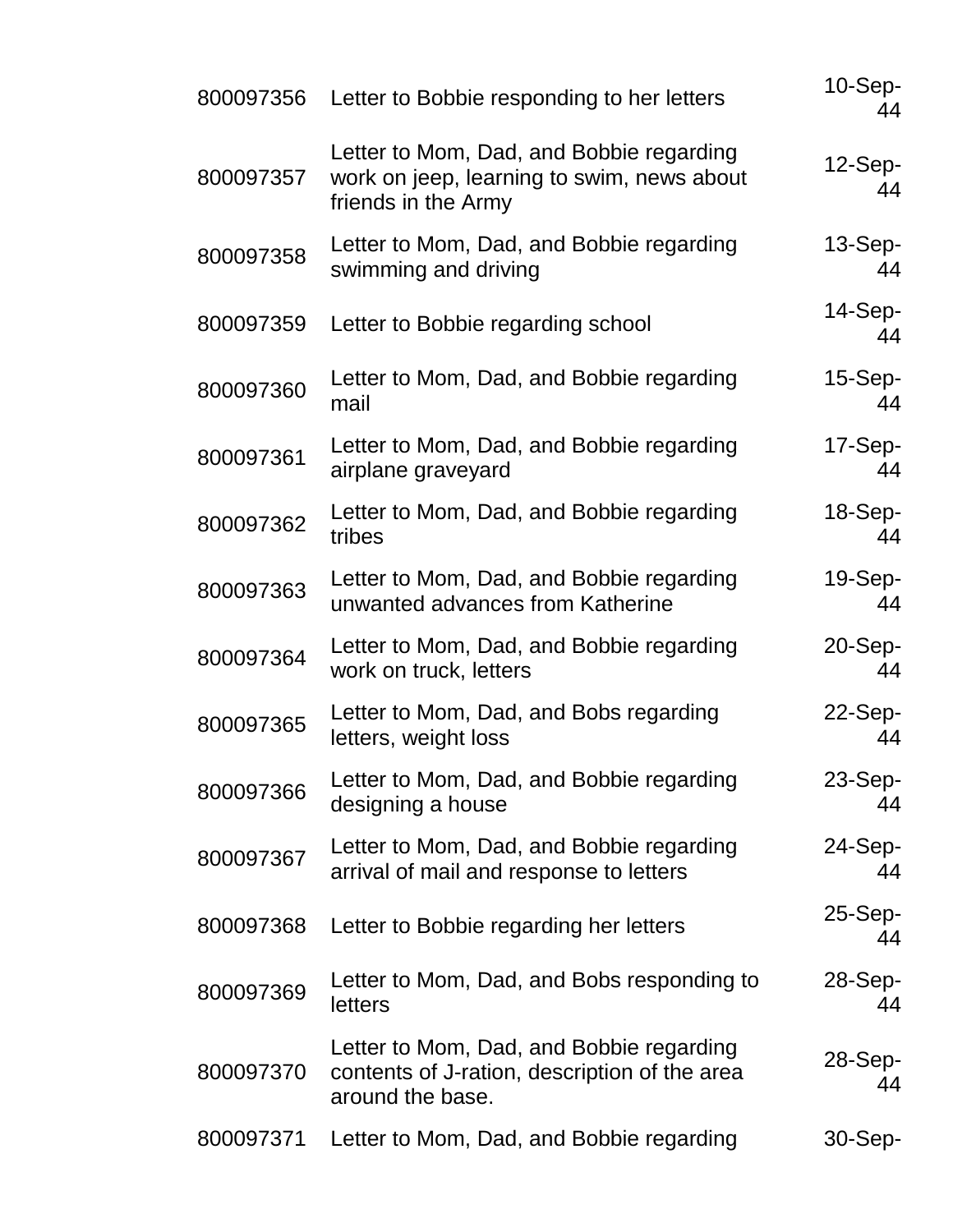| | | |
|---|---|---|
| 800097356 | Letter to Bobbie responding to her letters | 10-Sep-44 |
| 800097357 | Letter to Mom, Dad, and Bobbie regarding work on jeep, learning to swim, news about friends in the Army | 12-Sep-44 |
| 800097358 | Letter to Mom, Dad, and Bobbie regarding swimming and driving | 13-Sep-44 |
| 800097359 | Letter to Bobbie regarding school | 14-Sep-44 |
| 800097360 | Letter to Mom, Dad, and Bobbie regarding mail | 15-Sep-44 |
| 800097361 | Letter to Mom, Dad, and Bobbie regarding airplane graveyard | 17-Sep-44 |
| 800097362 | Letter to Mom, Dad, and Bobbie regarding tribes | 18-Sep-44 |
| 800097363 | Letter to Mom, Dad, and Bobbie regarding unwanted advances from Katherine | 19-Sep-44 |
| 800097364 | Letter to Mom, Dad, and Bobbie regarding work on truck, letters | 20-Sep-44 |
| 800097365 | Letter to Mom, Dad, and Bobs regarding letters, weight loss | 22-Sep-44 |
| 800097366 | Letter to Mom, Dad, and Bobbie regarding designing a house | 23-Sep-44 |
| 800097367 | Letter to Mom, Dad, and Bobbie regarding arrival of mail and response to letters | 24-Sep-44 |
| 800097368 | Letter to Bobbie regarding her letters | 25-Sep-44 |
| 800097369 | Letter to Mom, Dad, and Bobs responding to letters | 28-Sep-44 |
| 800097370 | Letter to Mom, Dad, and Bobbie regarding contents of J-ration, description of the area around the base. | 28-Sep-44 |
| 800097371 | Letter to Mom, Dad, and Bobbie regarding | 30-Sep- |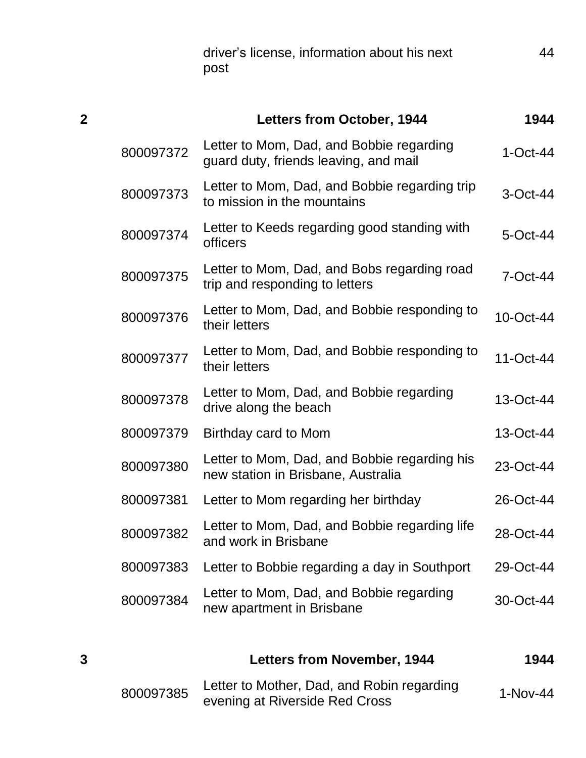| | | driver's license, information about his next post | 44 |
|---|---|---|---|
| **2** | | **Letters from October, 1944** | **1944** |
| | 800097372 | Letter to Mom, Dad, and Bobbie regarding guard duty, friends leaving, and mail | 1-Oct-44 |
| | 800097373 | Letter to Mom, Dad, and Bobbie regarding trip to mission in the mountains | 3-Oct-44 |
| | 800097374 | Letter to Keeds regarding good standing with officers | 5-Oct-44 |
| | 800097375 | Letter to Mom, Dad, and Bobs regarding road trip and responding to letters | 7-Oct-44 |
| | 800097376 | Letter to Mom, Dad, and Bobbie responding to their letters | 10-Oct-44 |
| | 800097377 | Letter to Mom, Dad, and Bobbie responding to their letters | 11-Oct-44 |
| | 800097378 | Letter to Mom, Dad, and Bobbie regarding drive along the beach | 13-Oct-44 |
| | 800097379 | Birthday card to Mom | 13-Oct-44 |
| | 800097380 | Letter to Mom, Dad, and Bobbie regarding his new station in Brisbane, Australia | 23-Oct-44 |
| | 800097381 | Letter to Mom regarding her birthday | 26-Oct-44 |
| | 800097382 | Letter to Mom, Dad, and Bobbie regarding life and work in Brisbane | 28-Oct-44 |
| | 800097383 | Letter to Bobbie regarding a day in Southport | 29-Oct-44 |
| | 800097384 | Letter to Mom, Dad, and Bobbie regarding new apartment in Brisbane | 30-Oct-44 |
| **3** | | **Letters from November, 1944** | **1944** |
| | 800097385 | Letter to Mother, Dad, and Robin regarding evening at Riverside Red Cross | 1-Nov-44 |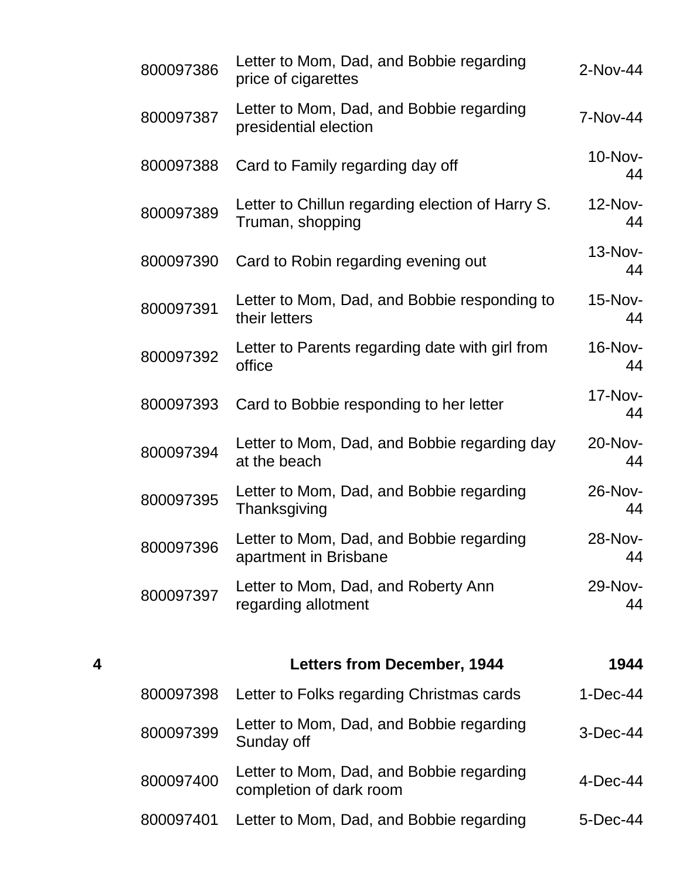| | | | |
|---|---|---|---|
| | 800097386 | Letter to Mom, Dad, and Bobbie regarding price of cigarettes | 2-Nov-44 |
| | 800097387 | Letter to Mom, Dad, and Bobbie regarding presidential election | 7-Nov-44 |
| | 800097388 | Card to Family regarding day off | 10-Nov-44 |
| | 800097389 | Letter to Chillun regarding election of Harry S. Truman, shopping | 12-Nov-44 |
| | 800097390 | Card to Robin regarding evening out | 13-Nov-44 |
| | 800097391 | Letter to Mom, Dad, and Bobbie responding to their letters | 15-Nov-44 |
| | 800097392 | Letter to Parents regarding date with girl from office | 16-Nov-44 |
| | 800097393 | Card to Bobbie responding to her letter | 17-Nov-44 |
| | 800097394 | Letter to Mom, Dad, and Bobbie regarding day at the beach | 20-Nov-44 |
| | 800097395 | Letter to Mom, Dad, and Bobbie regarding Thanksgiving | 26-Nov-44 |
| | 800097396 | Letter to Mom, Dad, and Bobbie regarding apartment in Brisbane | 28-Nov-44 |
| | 800097397 | Letter to Mom, Dad, and Roberty Ann regarding allotment | 29-Nov-44 |
| **4** | | **Letters from December, 1944** | **1944** |
| | 800097398 | Letter to Folks regarding Christmas cards | 1-Dec-44 |
| | 800097399 | Letter to Mom, Dad, and Bobbie regarding Sunday off | 3-Dec-44 |
| | 800097400 | Letter to Mom, Dad, and Bobbie regarding completion of dark room | 4-Dec-44 |
| | 800097401 | Letter to Mom, Dad, and Bobbie regarding | 5-Dec-44 |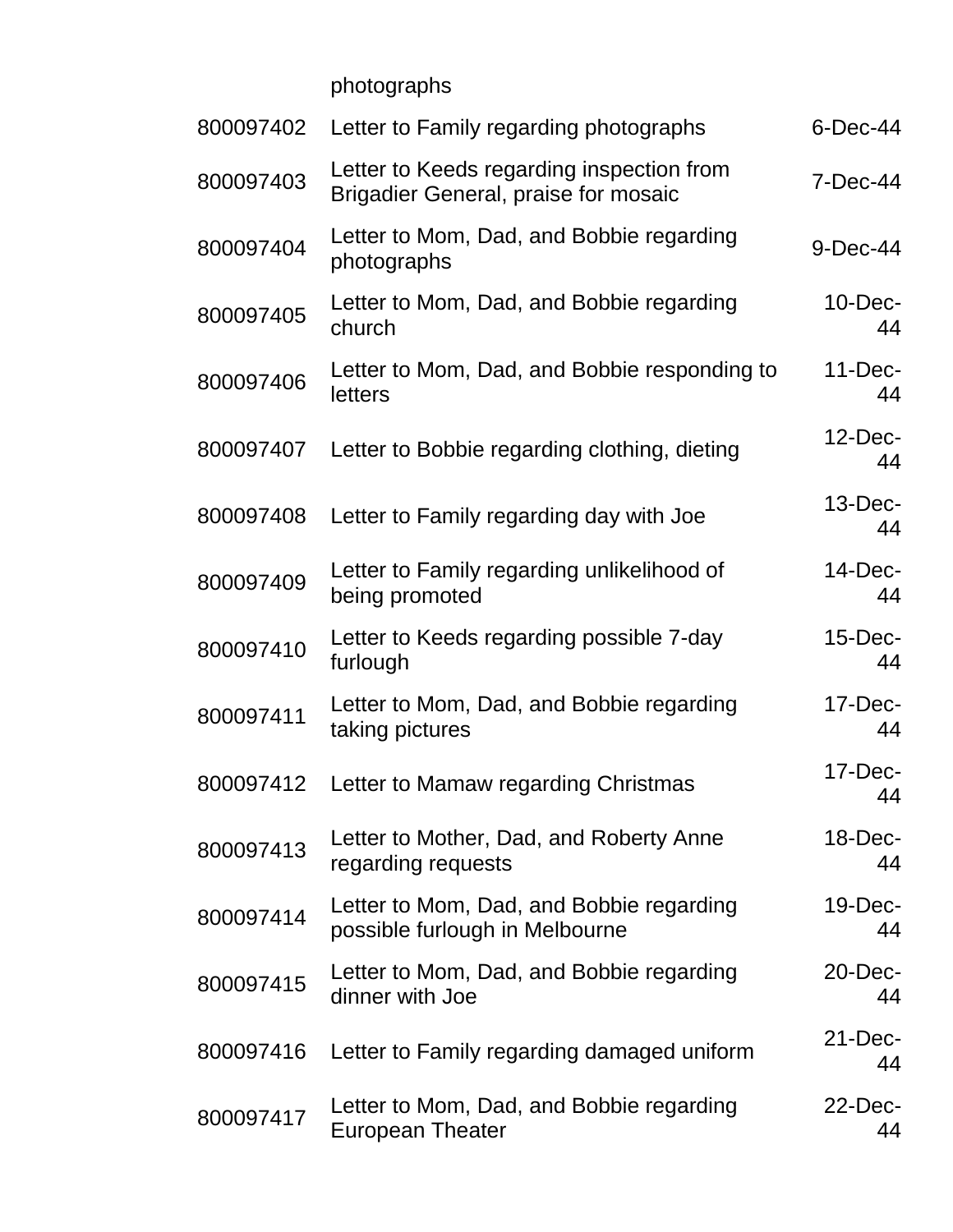| | | |
|---|---|---|
| | photographs | |
| 800097402 | Letter to Family regarding photographs | 6-Dec-44 |
| 800097403 | Letter to Keeds regarding inspection from Brigadier General, praise for mosaic | 7-Dec-44 |
| 800097404 | Letter to Mom, Dad, and Bobbie regarding photographs | 9-Dec-44 |
| 800097405 | Letter to Mom, Dad, and Bobbie regarding church | 10-Dec-44 |
| 800097406 | Letter to Mom, Dad, and Bobbie responding to letters | 11-Dec-44 |
| 800097407 | Letter to Bobbie regarding clothing, dieting | 12-Dec-44 |
| 800097408 | Letter to Family regarding day with Joe | 13-Dec-44 |
| 800097409 | Letter to Family regarding unlikelihood of being promoted | 14-Dec-44 |
| 800097410 | Letter to Keeds regarding possible 7-day furlough | 15-Dec-44 |
| 800097411 | Letter to Mom, Dad, and Bobbie regarding taking pictures | 17-Dec-44 |
| 800097412 | Letter to Mamaw regarding Christmas | 17-Dec-44 |
| 800097413 | Letter to Mother, Dad, and Roberty Anne regarding requests | 18-Dec-44 |
| 800097414 | Letter to Mom, Dad, and Bobbie regarding possible furlough in Melbourne | 19-Dec-44 |
| 800097415 | Letter to Mom, Dad, and Bobbie regarding dinner with Joe | 20-Dec-44 |
| 800097416 | Letter to Family regarding damaged uniform | 21-Dec-44 |
| 800097417 | Letter to Mom, Dad, and Bobbie regarding European Theater | 22-Dec-44 |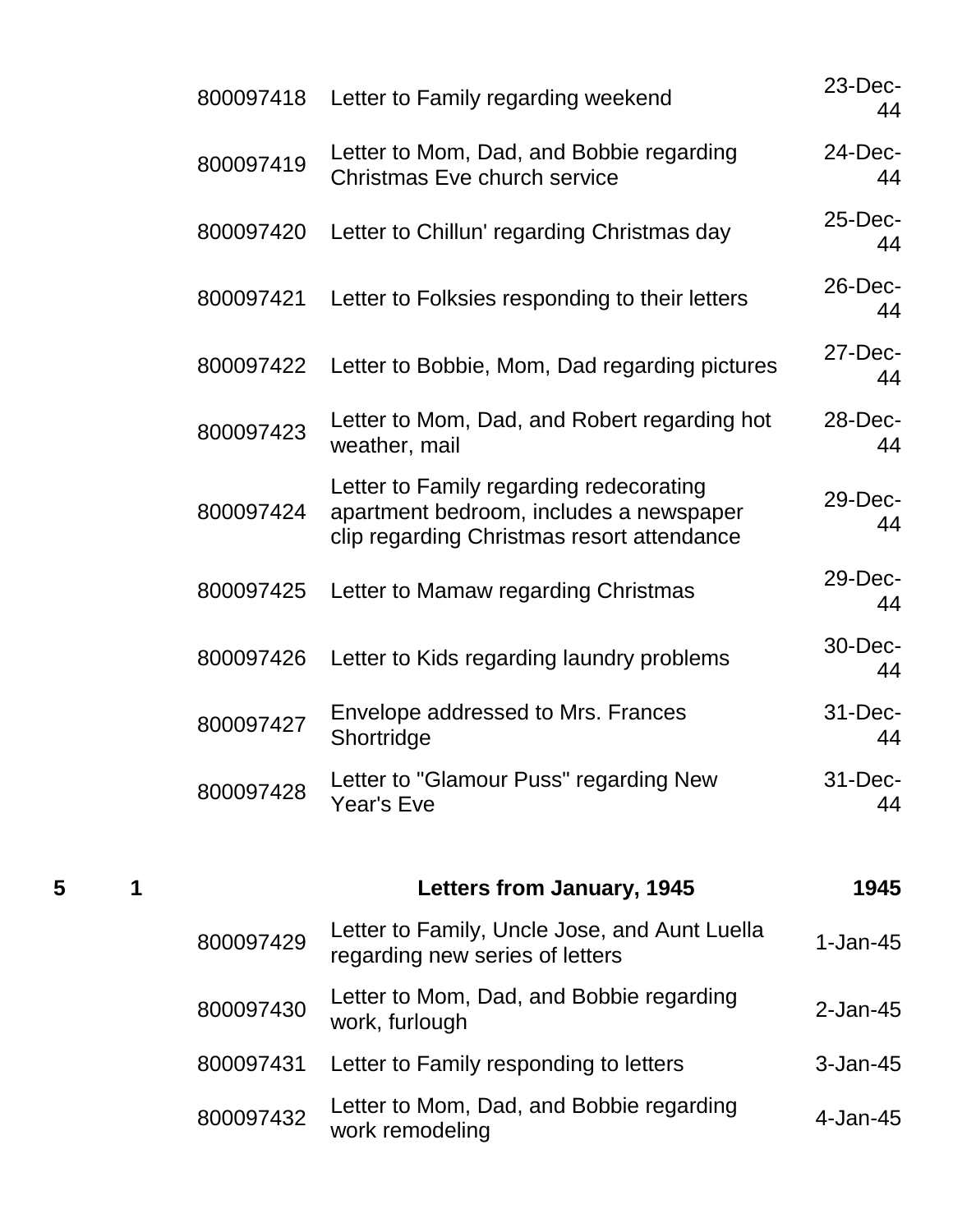| | | | | |
|---|---|---|---|---|
| | | 800097418 | Letter to Family regarding weekend | 23-Dec-44 |
| | | 800097419 | Letter to Mom, Dad, and Bobbie regarding Christmas Eve church service | 24-Dec-44 |
| | | 800097420 | Letter to Chillun' regarding Christmas day | 25-Dec-44 |
| | | 800097421 | Letter to Folksies responding to their letters | 26-Dec-44 |
| | | 800097422 | Letter to Bobbie, Mom, Dad regarding pictures | 27-Dec-44 |
| | | 800097423 | Letter to Mom, Dad, and Robert regarding hot weather, mail | 28-Dec-44 |
| | | 800097424 | Letter to Family regarding redecorating apartment bedroom, includes a newspaper clip regarding Christmas resort attendance | 29-Dec-44 |
| | | 800097425 | Letter to Mamaw regarding Christmas | 29-Dec-44 |
| | | 800097426 | Letter to Kids regarding laundry problems | 30-Dec-44 |
| | | 800097427 | Envelope addressed to Mrs. Frances Shortridge | 31-Dec-44 |
| | | 800097428 | Letter to "Glamour Puss" regarding New Year's Eve | 31-Dec-44 |
| **5** | **1** | | **Letters from January, 1945** | **1945** |
| | | 800097429 | Letter to Family, Uncle Jose, and Aunt Luella regarding new series of letters | 1-Jan-45 |
| | | 800097430 | Letter to Mom, Dad, and Bobbie regarding work, furlough | 2-Jan-45 |
| | | 800097431 | Letter to Family responding to letters | 3-Jan-45 |
| | | 800097432 | Letter to Mom, Dad, and Bobbie regarding work remodeling | 4-Jan-45 |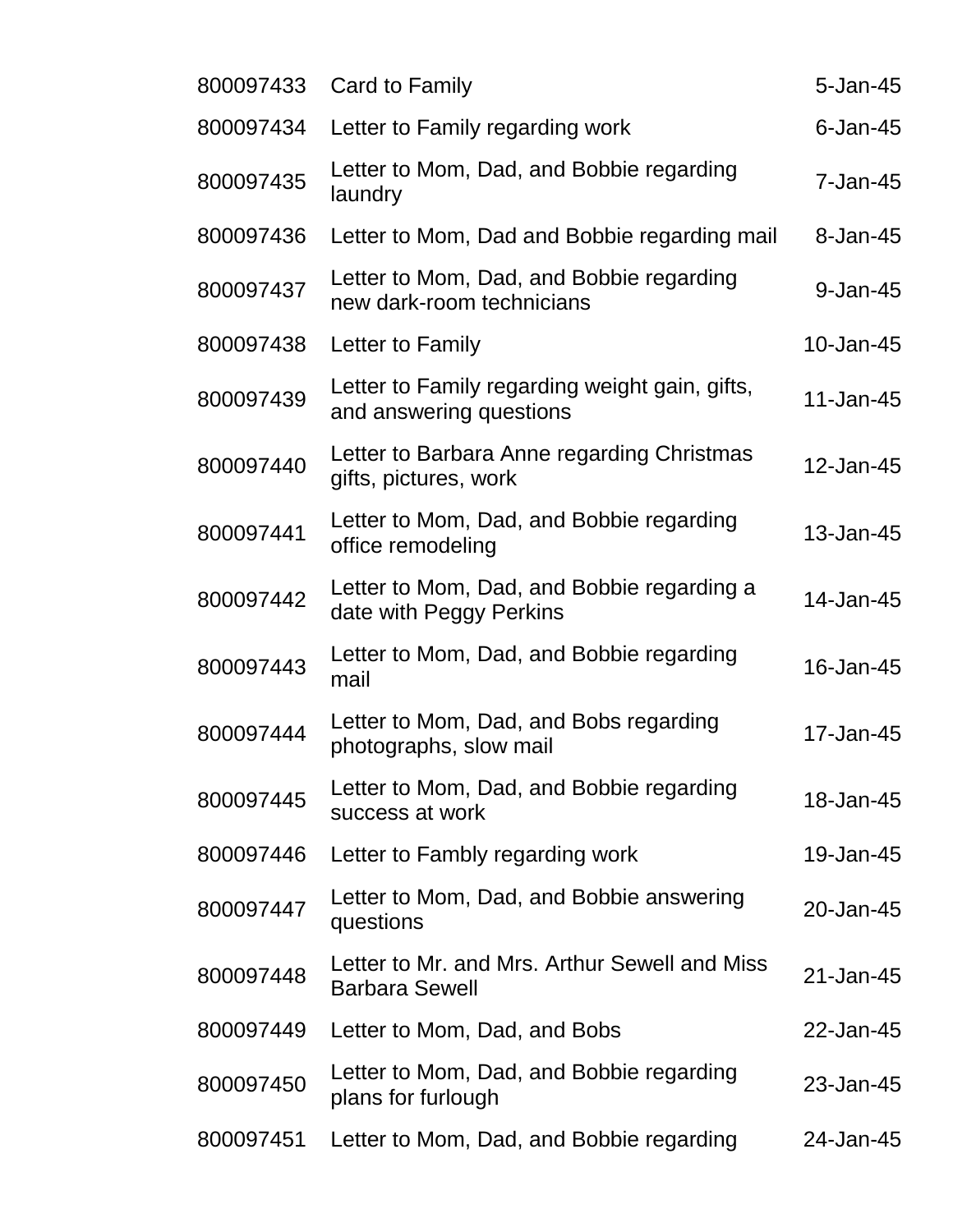| | | |
|---|---|---|
| 800097433 | Card to Family | 5-Jan-45 |
| 800097434 | Letter to Family regarding work | 6-Jan-45 |
| 800097435 | Letter to Mom, Dad, and Bobbie regarding laundry | 7-Jan-45 |
| 800097436 | Letter to Mom, Dad and Bobbie regarding mail | 8-Jan-45 |
| 800097437 | Letter to Mom, Dad, and Bobbie regarding new dark-room technicians | 9-Jan-45 |
| 800097438 | Letter to Family | 10-Jan-45 |
| 800097439 | Letter to Family regarding weight gain, gifts, and answering questions | 11-Jan-45 |
| 800097440 | Letter to Barbara Anne regarding Christmas gifts, pictures, work | 12-Jan-45 |
| 800097441 | Letter to Mom, Dad, and Bobbie regarding office remodeling | 13-Jan-45 |
| 800097442 | Letter to Mom, Dad, and Bobbie regarding a date with Peggy Perkins | 14-Jan-45 |
| 800097443 | Letter to Mom, Dad, and Bobbie regarding mail | 16-Jan-45 |
| 800097444 | Letter to Mom, Dad, and Bobs regarding photographs, slow mail | 17-Jan-45 |
| 800097445 | Letter to Mom, Dad, and Bobbie regarding success at work | 18-Jan-45 |
| 800097446 | Letter to Fambly regarding work | 19-Jan-45 |
| 800097447 | Letter to Mom, Dad, and Bobbie answering questions | 20-Jan-45 |
| 800097448 | Letter to Mr. and Mrs. Arthur Sewell and Miss Barbara Sewell | 21-Jan-45 |
| 800097449 | Letter to Mom, Dad, and Bobs | 22-Jan-45 |
| 800097450 | Letter to Mom, Dad, and Bobbie regarding plans for furlough | 23-Jan-45 |
| 800097451 | Letter to Mom, Dad, and Bobbie regarding | 24-Jan-45 |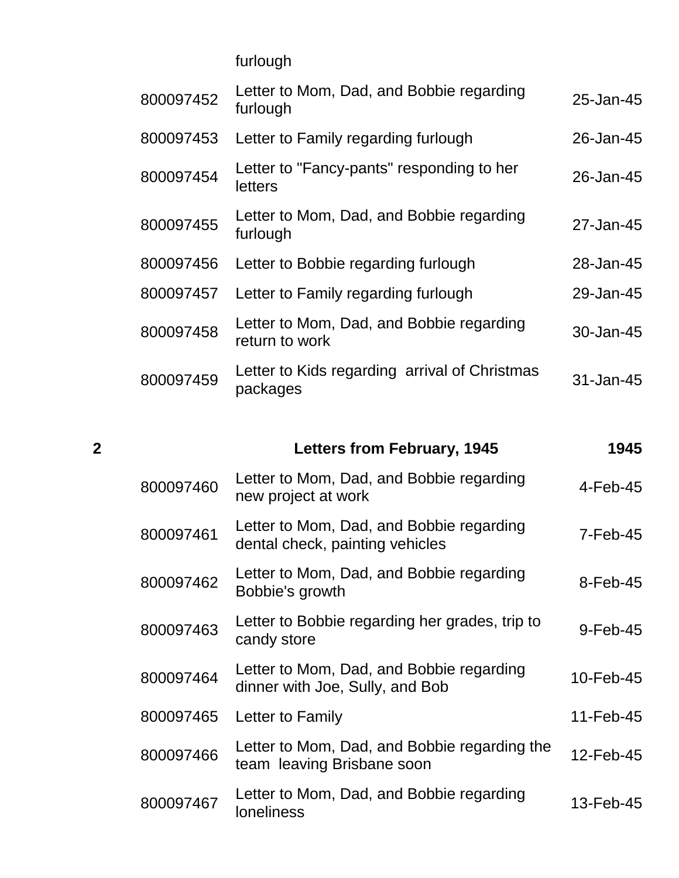| | | | |
|---|---|---|---|
| | | furlough | |
| | 800097452 | Letter to Mom, Dad, and Bobbie regarding furlough | 25-Jan-45 |
| | 800097453 | Letter to Family regarding furlough | 26-Jan-45 |
| | 800097454 | Letter to "Fancy-pants" responding to her letters | 26-Jan-45 |
| | 800097455 | Letter to Mom, Dad, and Bobbie regarding furlough | 27-Jan-45 |
| | 800097456 | Letter to Bobbie regarding furlough | 28-Jan-45 |
| | 800097457 | Letter to Family regarding furlough | 29-Jan-45 |
| | 800097458 | Letter to Mom, Dad, and Bobbie regarding return to work | 30-Jan-45 |
| | 800097459 | Letter to Kids regarding arrival of Christmas packages | 31-Jan-45 |
| **2** | | **Letters from February, 1945** | **1945** |
| | 800097460 | Letter to Mom, Dad, and Bobbie regarding new project at work | 4-Feb-45 |
| | 800097461 | Letter to Mom, Dad, and Bobbie regarding dental check, painting vehicles | 7-Feb-45 |
| | 800097462 | Letter to Mom, Dad, and Bobbie regarding Bobbie's growth | 8-Feb-45 |
| | 800097463 | Letter to Bobbie regarding her grades, trip to candy store | 9-Feb-45 |
| | 800097464 | Letter to Mom, Dad, and Bobbie regarding dinner with Joe, Sully, and Bob | 10-Feb-45 |
| | 800097465 | Letter to Family | 11-Feb-45 |
| | 800097466 | Letter to Mom, Dad, and Bobbie regarding the team leaving Brisbane soon | 12-Feb-45 |
| | 800097467 | Letter to Mom, Dad, and Bobbie regarding loneliness | 13-Feb-45 |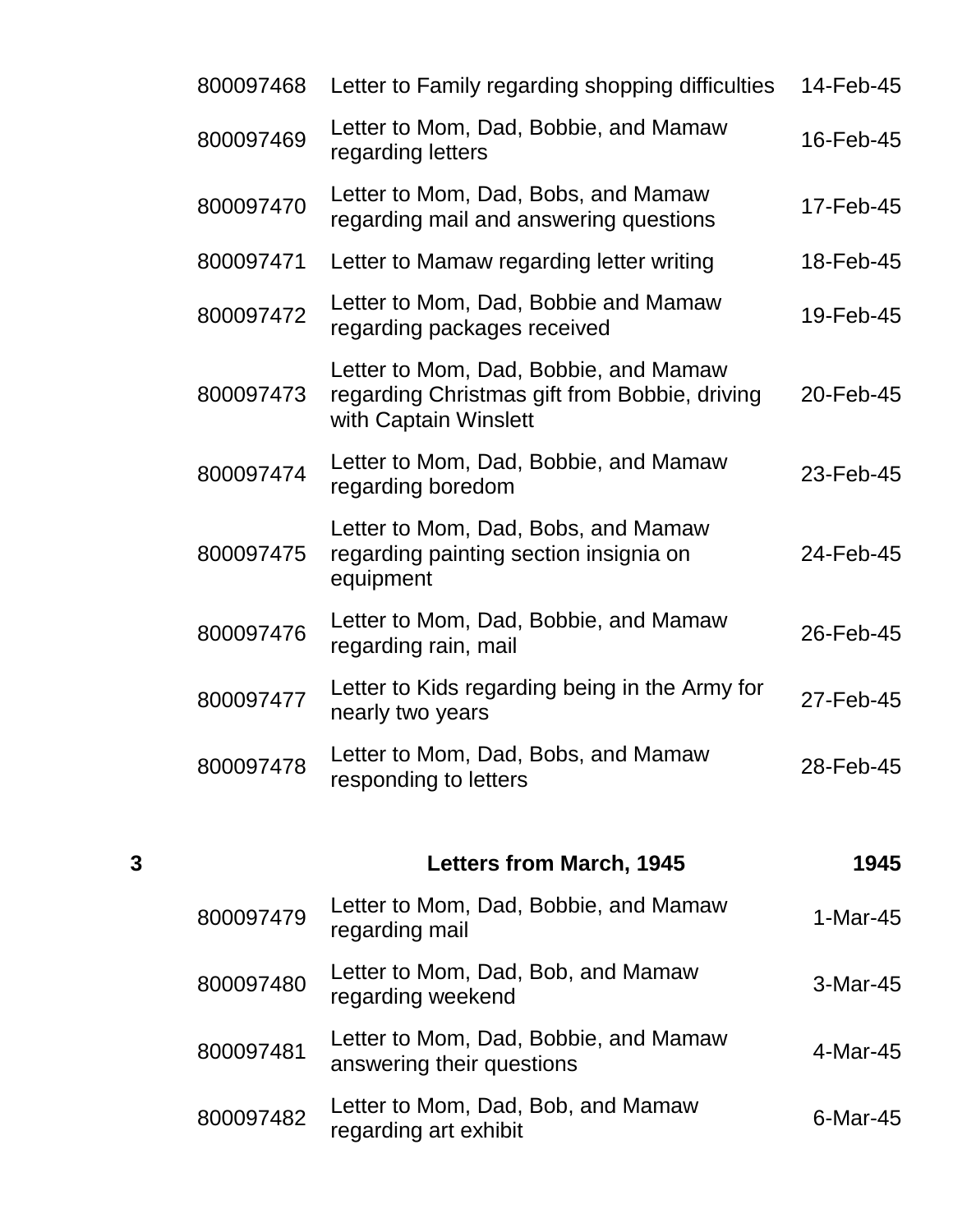| | | | |
|---|---|---|---|
| | 800097468 | Letter to Family regarding shopping difficulties | 14-Feb-45 |
| | 800097469 | Letter to Mom, Dad, Bobbie, and Mamaw regarding letters | 16-Feb-45 |
| | 800097470 | Letter to Mom, Dad, Bobs, and Mamaw regarding mail and answering questions | 17-Feb-45 |
| | 800097471 | Letter to Mamaw regarding letter writing | 18-Feb-45 |
| | 800097472 | Letter to Mom, Dad, Bobbie and Mamaw regarding packages received | 19-Feb-45 |
| | 800097473 | Letter to Mom, Dad, Bobbie, and Mamaw regarding Christmas gift from Bobbie, driving with Captain Winslett | 20-Feb-45 |
| | 800097474 | Letter to Mom, Dad, Bobbie, and Mamaw regarding boredom | 23-Feb-45 |
| | 800097475 | Letter to Mom, Dad, Bobs, and Mamaw regarding painting section insignia on equipment | 24-Feb-45 |
| | 800097476 | Letter to Mom, Dad, Bobbie, and Mamaw regarding rain, mail | 26-Feb-45 |
| | 800097477 | Letter to Kids regarding being in the Army for nearly two years | 27-Feb-45 |
| | 800097478 | Letter to Mom, Dad, Bobs, and Mamaw responding to letters | 28-Feb-45 |
| **3** | | **Letters from March, 1945** | **1945** |
| | 800097479 | Letter to Mom, Dad, Bobbie, and Mamaw regarding mail | 1-Mar-45 |
| | 800097480 | Letter to Mom, Dad, Bob, and Mamaw regarding weekend | 3-Mar-45 |
| | 800097481 | Letter to Mom, Dad, Bobbie, and Mamaw answering their questions | 4-Mar-45 |
| | 800097482 | Letter to Mom, Dad, Bob, and Mamaw regarding art exhibit | 6-Mar-45 |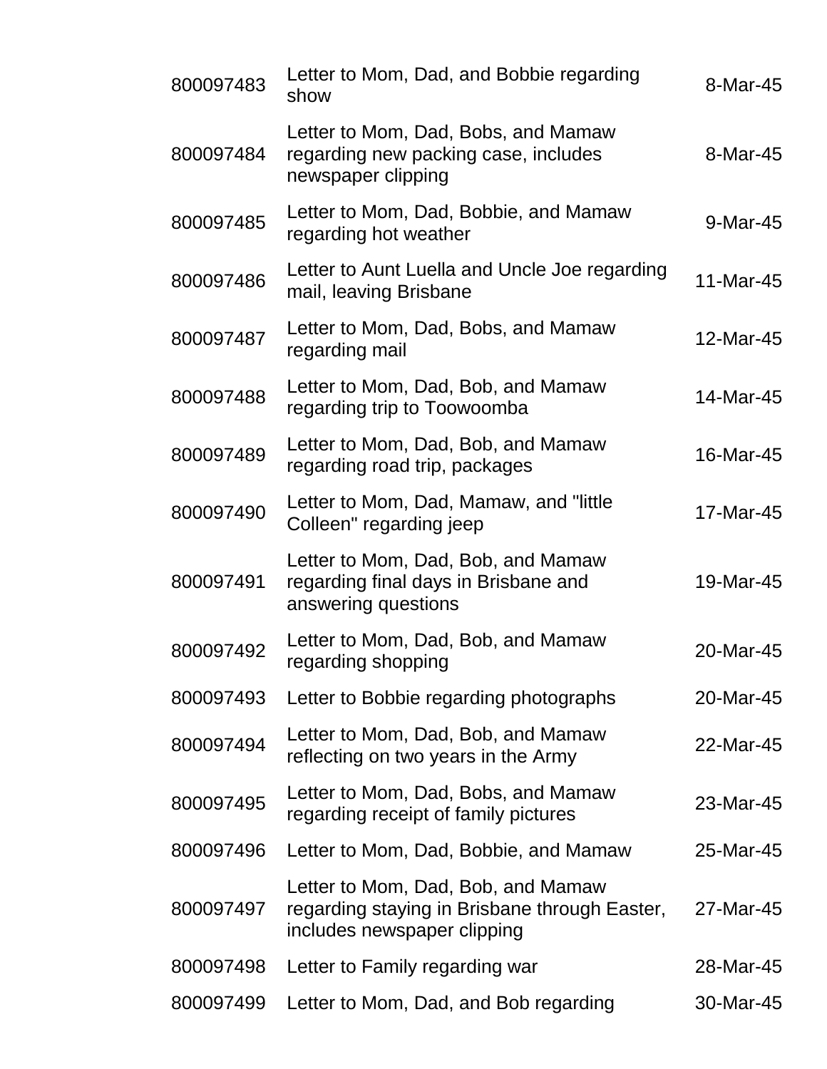| | | |
|---|---|---|
| 800097483 | Letter to Mom, Dad, and Bobbie regarding show | 8-Mar-45 |
| 800097484 | Letter to Mom, Dad, Bobs, and Mamaw regarding new packing case, includes newspaper clipping | 8-Mar-45 |
| 800097485 | Letter to Mom, Dad, Bobbie, and Mamaw regarding hot weather | 9-Mar-45 |
| 800097486 | Letter to Aunt Luella and Uncle Joe regarding mail, leaving Brisbane | 11-Mar-45 |
| 800097487 | Letter to Mom, Dad, Bobs, and Mamaw regarding mail | 12-Mar-45 |
| 800097488 | Letter to Mom, Dad, Bob, and Mamaw regarding trip to Toowoomba | 14-Mar-45 |
| 800097489 | Letter to Mom, Dad, Bob, and Mamaw regarding road trip, packages | 16-Mar-45 |
| 800097490 | Letter to Mom, Dad, Mamaw, and "little Colleen" regarding jeep | 17-Mar-45 |
| 800097491 | Letter to Mom, Dad, Bob, and Mamaw regarding final days in Brisbane and answering questions | 19-Mar-45 |
| 800097492 | Letter to Mom, Dad, Bob, and Mamaw regarding shopping | 20-Mar-45 |
| 800097493 | Letter to Bobbie regarding photographs | 20-Mar-45 |
| 800097494 | Letter to Mom, Dad, Bob, and Mamaw reflecting on two years in the Army | 22-Mar-45 |
| 800097495 | Letter to Mom, Dad, Bobs, and Mamaw regarding receipt of family pictures | 23-Mar-45 |
| 800097496 | Letter to Mom, Dad, Bobbie, and Mamaw | 25-Mar-45 |
| 800097497 | Letter to Mom, Dad, Bob, and Mamaw regarding staying in Brisbane through Easter, includes newspaper clipping | 27-Mar-45 |
| 800097498 | Letter to Family regarding war | 28-Mar-45 |
| 800097499 | Letter to Mom, Dad, and Bob regarding | 30-Mar-45 |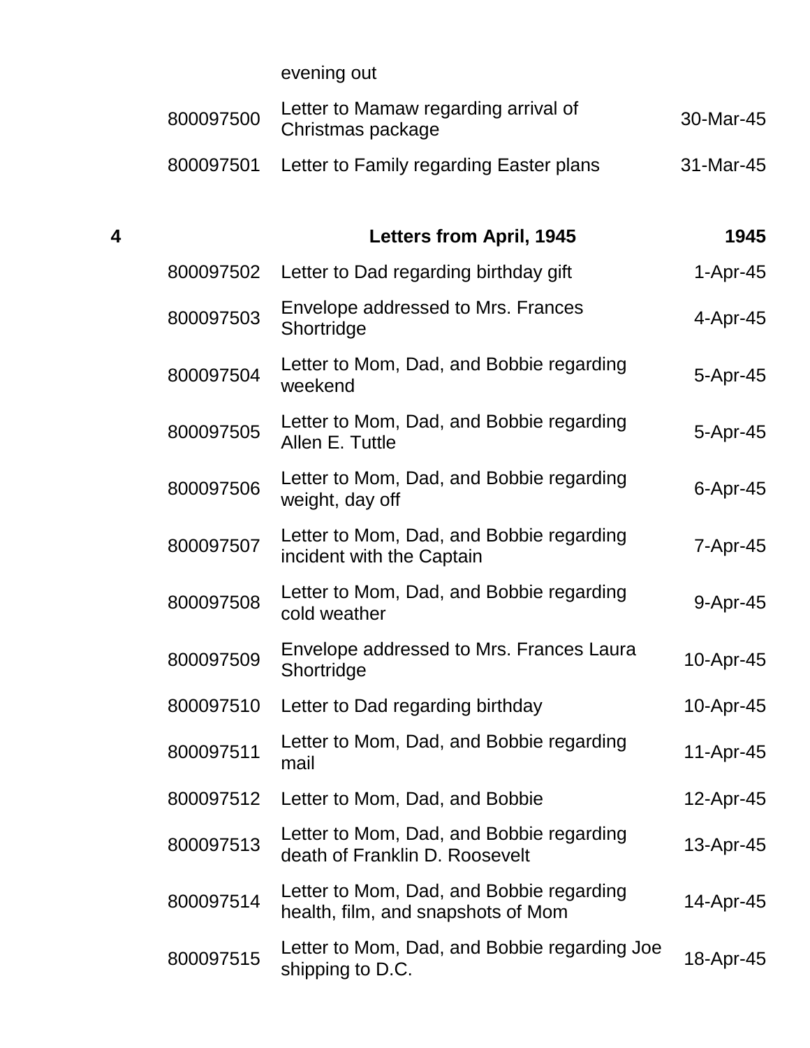| | | | |
|---|---|---|---|
| | | evening out | |
| | 800097500 | Letter to Mamaw regarding arrival of Christmas package | 30-Mar-45 |
| | 800097501 | Letter to Family regarding Easter plans | 31-Mar-45 |
| **4** | | **Letters from April, 1945** | **1945** |
| | 800097502 | Letter to Dad regarding birthday gift | 1-Apr-45 |
| | 800097503 | Envelope addressed to Mrs. Frances Shortridge | 4-Apr-45 |
| | 800097504 | Letter to Mom, Dad, and Bobbie regarding weekend | 5-Apr-45 |
| | 800097505 | Letter to Mom, Dad, and Bobbie regarding Allen E. Tuttle | 5-Apr-45 |
| | 800097506 | Letter to Mom, Dad, and Bobbie regarding weight, day off | 6-Apr-45 |
| | 800097507 | Letter to Mom, Dad, and Bobbie regarding incident with the Captain | 7-Apr-45 |
| | 800097508 | Letter to Mom, Dad, and Bobbie regarding cold weather | 9-Apr-45 |
| | 800097509 | Envelope addressed to Mrs. Frances Laura Shortridge | 10-Apr-45 |
| | 800097510 | Letter to Dad regarding birthday | 10-Apr-45 |
| | 800097511 | Letter to Mom, Dad, and Bobbie regarding mail | 11-Apr-45 |
| | 800097512 | Letter to Mom, Dad, and Bobbie | 12-Apr-45 |
| | 800097513 | Letter to Mom, Dad, and Bobbie regarding death of Franklin D. Roosevelt | 13-Apr-45 |
| | 800097514 | Letter to Mom, Dad, and Bobbie regarding health, film, and snapshots of Mom | 14-Apr-45 |
| | 800097515 | Letter to Mom, Dad, and Bobbie regarding Joe shipping to D.C. | 18-Apr-45 |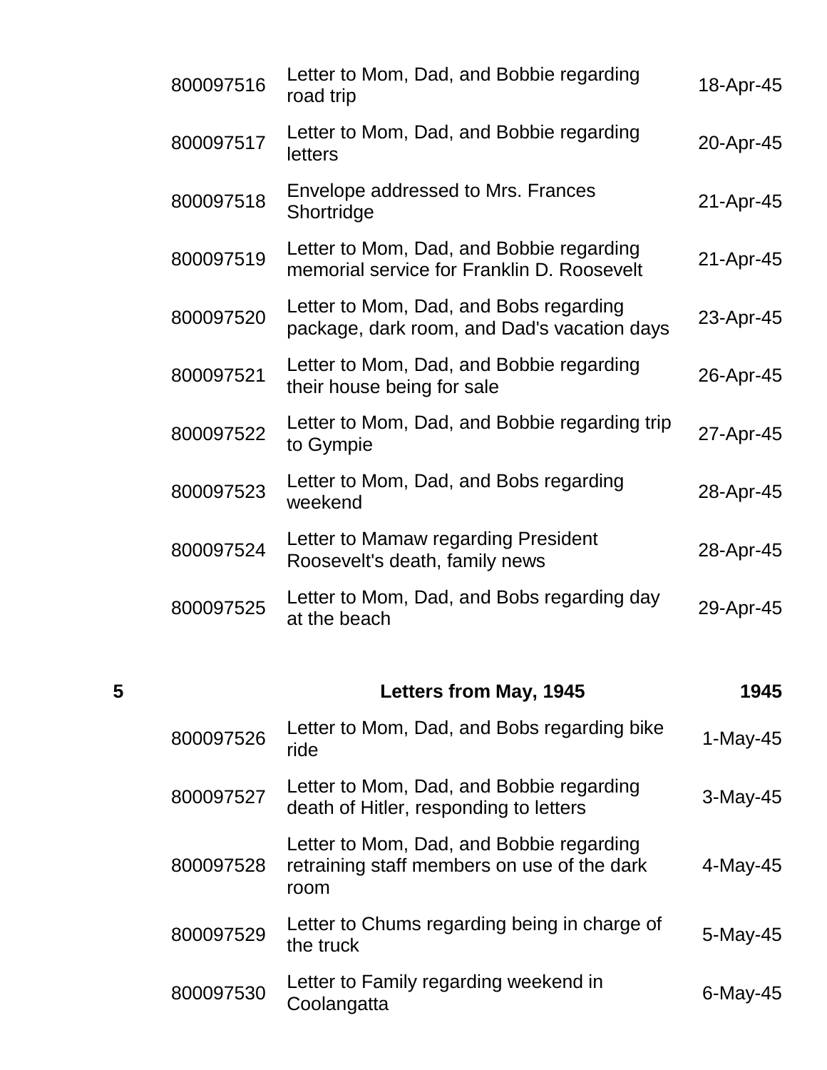| | | | |
|---|---|---|---|
| | 800097516 | Letter to Mom, Dad, and Bobbie regarding road trip | 18-Apr-45 |
| | 800097517 | Letter to Mom, Dad, and Bobbie regarding letters | 20-Apr-45 |
| | 800097518 | Envelope addressed to Mrs. Frances Shortridge | 21-Apr-45 |
| | 800097519 | Letter to Mom, Dad, and Bobbie regarding memorial service for Franklin D. Roosevelt | 21-Apr-45 |
| | 800097520 | Letter to Mom, Dad, and Bobs regarding package, dark room, and Dad's vacation days | 23-Apr-45 |
| | 800097521 | Letter to Mom, Dad, and Bobbie regarding their house being for sale | 26-Apr-45 |
| | 800097522 | Letter to Mom, Dad, and Bobbie regarding trip to Gympie | 27-Apr-45 |
| | 800097523 | Letter to Mom, Dad, and Bobs regarding weekend | 28-Apr-45 |
| | 800097524 | Letter to Mamaw regarding President Roosevelt's death, family news | 28-Apr-45 |
| | 800097525 | Letter to Mom, Dad, and Bobs regarding day at the beach | 29-Apr-45 |
| **5** | | **Letters from May, 1945** | **1945** |
| | 800097526 | Letter to Mom, Dad, and Bobs regarding bike ride | 1-May-45 |
| | 800097527 | Letter to Mom, Dad, and Bobbie regarding death of Hitler, responding to letters | 3-May-45 |
| | 800097528 | Letter to Mom, Dad, and Bobbie regarding retraining staff members on use of the dark room | 4-May-45 |
| | 800097529 | Letter to Chums regarding being in charge of the truck | 5-May-45 |
| | 800097530 | Letter to Family regarding weekend in Coolangatta | 6-May-45 |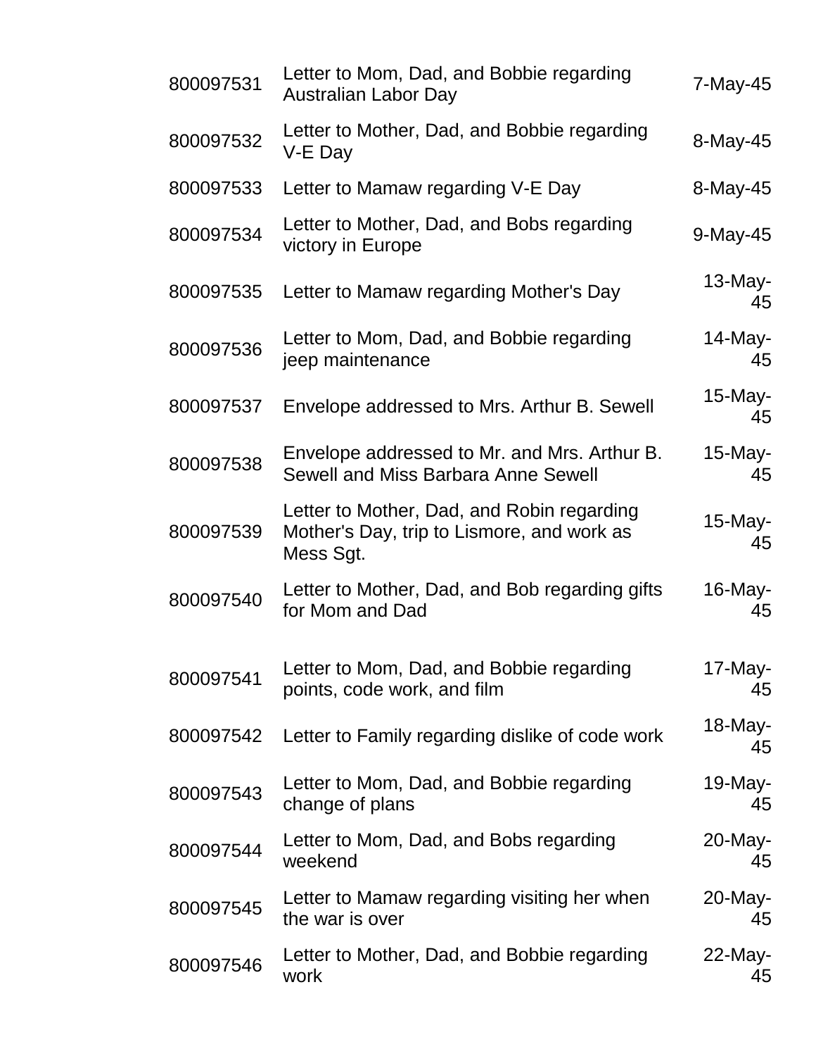| | | |
|---|---|---|
| 800097531 | Letter to Mom, Dad, and Bobbie regarding Australian Labor Day | 7-May-45 |
| 800097532 | Letter to Mother, Dad, and Bobbie regarding V-E Day | 8-May-45 |
| 800097533 | Letter to Mamaw regarding V-E Day | 8-May-45 |
| 800097534 | Letter to Mother, Dad, and Bobs regarding victory in Europe | 9-May-45 |
| 800097535 | Letter to Mamaw regarding Mother's Day | 13-May-45 |
| 800097536 | Letter to Mom, Dad, and Bobbie regarding jeep maintenance | 14-May-45 |
| 800097537 | Envelope addressed to Mrs. Arthur B. Sewell | 15-May-45 |
| 800097538 | Envelope addressed to Mr. and Mrs. Arthur B. Sewell and Miss Barbara Anne Sewell | 15-May-45 |
| 800097539 | Letter to Mother, Dad, and Robin regarding Mother's Day, trip to Lismore, and work as Mess Sgt. | 15-May-45 |
| 800097540 | Letter to Mother, Dad, and Bob regarding gifts for Mom and Dad | 16-May-45 |
| 800097541 | Letter to Mom, Dad, and Bobbie regarding points, code work, and film | 17-May-45 |
| 800097542 | Letter to Family regarding dislike of code work | 18-May-45 |
| 800097543 | Letter to Mom, Dad, and Bobbie regarding change of plans | 19-May-45 |
| 800097544 | Letter to Mom, Dad, and Bobs regarding weekend | 20-May-45 |
| 800097545 | Letter to Mamaw regarding visiting her when the war is over | 20-May-45 |
| 800097546 | Letter to Mother, Dad, and Bobbie regarding work | 22-May-45 |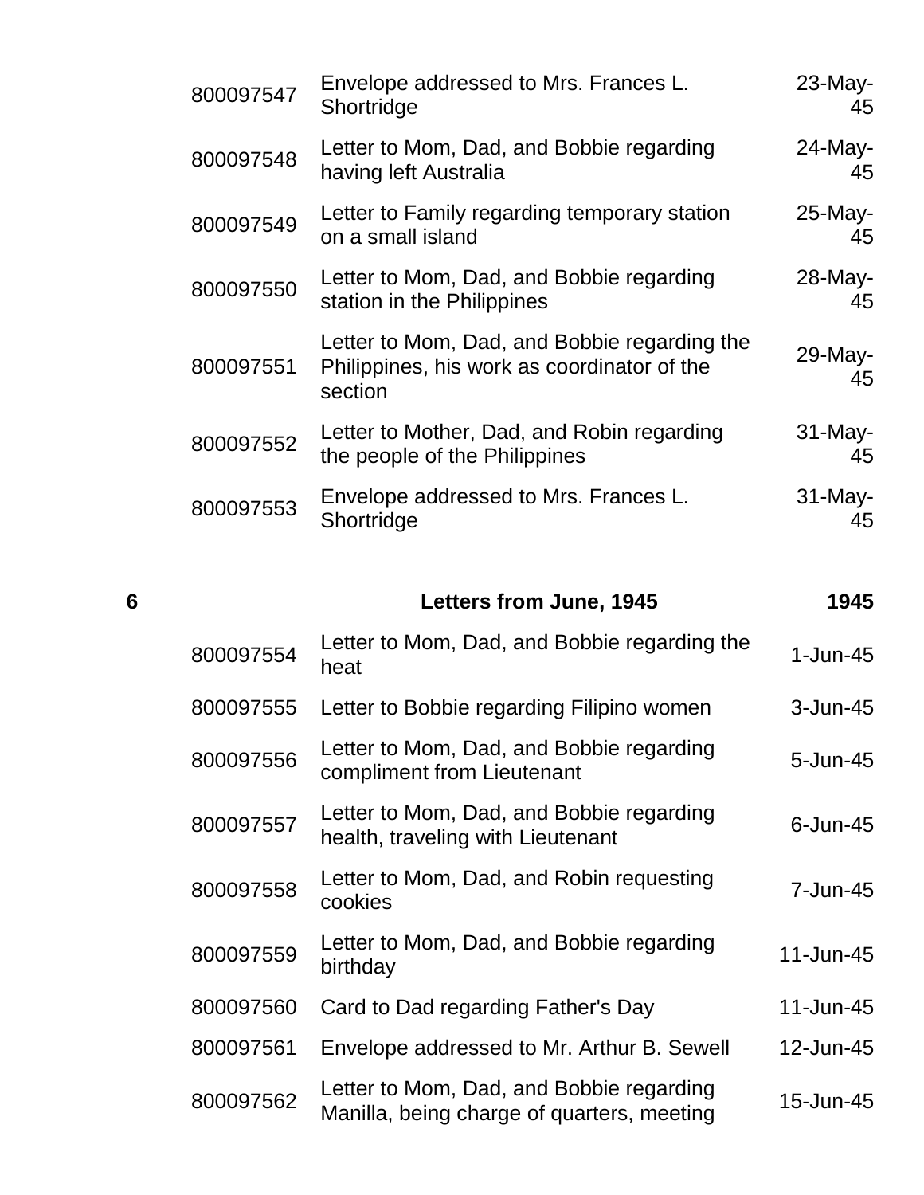| | | | |
|---|---|---|---|
| | 800097547 | Envelope addressed to Mrs. Frances L. Shortridge | 23-May-45 |
| | 800097548 | Letter to Mom, Dad, and Bobbie regarding having left Australia | 24-May-45 |
| | 800097549 | Letter to Family regarding temporary station on a small island | 25-May-45 |
| | 800097550 | Letter to Mom, Dad, and Bobbie regarding station in the Philippines | 28-May-45 |
| | 800097551 | Letter to Mom, Dad, and Bobbie regarding the Philippines, his work as coordinator of the section | 29-May-45 |
| | 800097552 | Letter to Mother, Dad, and Robin regarding the people of the Philippines | 31-May-45 |
| | 800097553 | Envelope addressed to Mrs. Frances L. Shortridge | 31-May-45 |
| **6** | | **Letters from June, 1945** | **1945** |
| | 800097554 | Letter to Mom, Dad, and Bobbie regarding the heat | 1-Jun-45 |
| | 800097555 | Letter to Bobbie regarding Filipino women | 3-Jun-45 |
| | 800097556 | Letter to Mom, Dad, and Bobbie regarding compliment from Lieutenant | 5-Jun-45 |
| | 800097557 | Letter to Mom, Dad, and Bobbie regarding health, traveling with Lieutenant | 6-Jun-45 |
| | 800097558 | Letter to Mom, Dad, and Robin requesting cookies | 7-Jun-45 |
| | 800097559 | Letter to Mom, Dad, and Bobbie regarding birthday | 11-Jun-45 |
| | 800097560 | Card to Dad regarding Father's Day | 11-Jun-45 |
| | 800097561 | Envelope addressed to Mr. Arthur B. Sewell | 12-Jun-45 |
| | 800097562 | Letter to Mom, Dad, and Bobbie regarding Manilla, being charge of quarters, meeting | 15-Jun-45 |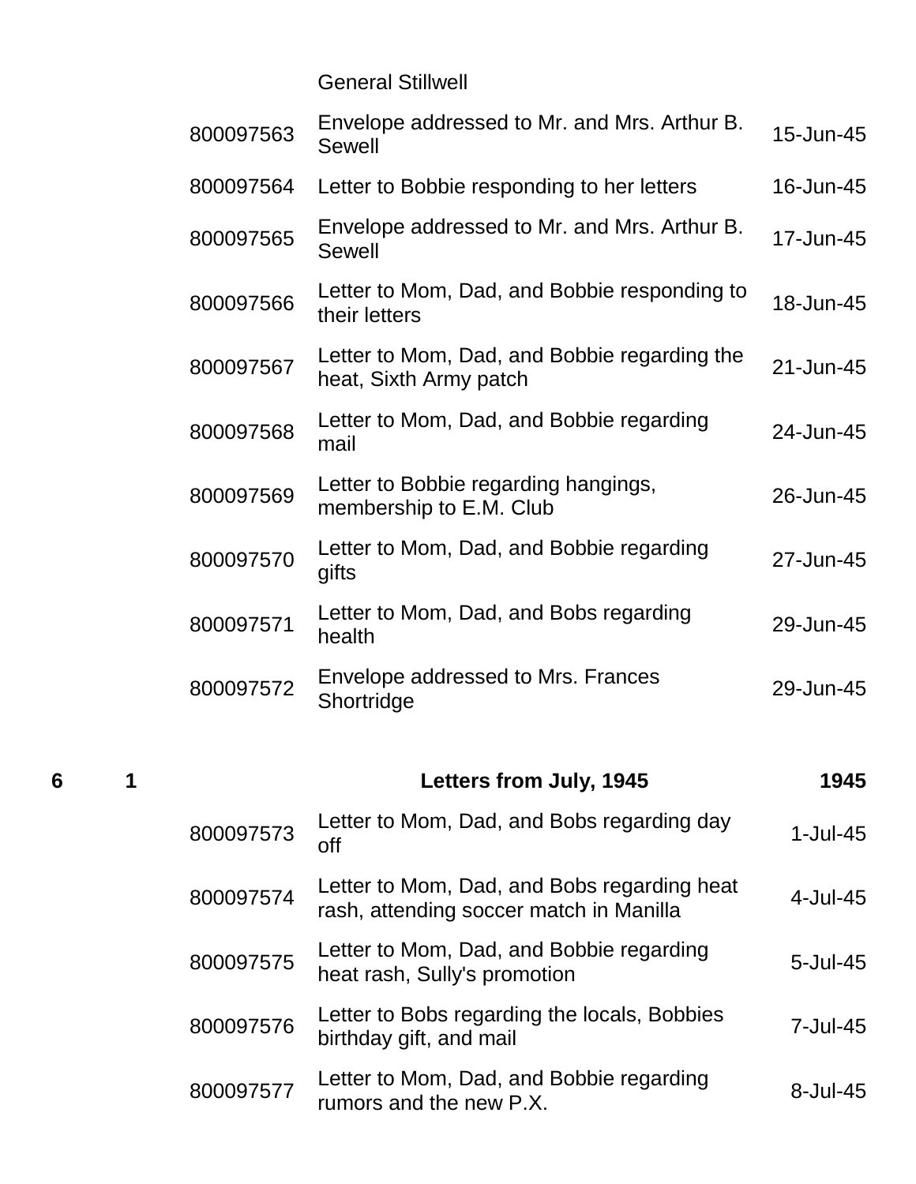| | | | | |
|---|---|---|---|---|
| | | | General Stillwell | |
| | | 800097563 | Envelope addressed to Mr. and Mrs. Arthur B. Sewell | 15-Jun-45 |
| | | 800097564 | Letter to Bobbie responding to her letters | 16-Jun-45 |
| | | 800097565 | Envelope addressed to Mr. and Mrs. Arthur B. Sewell | 17-Jun-45 |
| | | 800097566 | Letter to Mom, Dad, and Bobbie responding to their letters | 18-Jun-45 |
| | | 800097567 | Letter to Mom, Dad, and Bobbie regarding the heat, Sixth Army patch | 21-Jun-45 |
| | | 800097568 | Letter to Mom, Dad, and Bobbie regarding mail | 24-Jun-45 |
| | | 800097569 | Letter to Bobbie regarding hangings, membership to E.M. Club | 26-Jun-45 |
| | | 800097570 | Letter to Mom, Dad, and Bobbie regarding gifts | 27-Jun-45 |
| | | 800097571 | Letter to Mom, Dad, and Bobs regarding health | 29-Jun-45 |
| | | 800097572 | Envelope addressed to Mrs. Frances Shortridge | 29-Jun-45 |
| **6** | **1** | | **Letters from July, 1945** | **1945** |
| | | 800097573 | Letter to Mom, Dad, and Bobs regarding day off | 1-Jul-45 |
| | | 800097574 | Letter to Mom, Dad, and Bobs regarding heat rash, attending soccer match in Manilla | 4-Jul-45 |
| | | 800097575 | Letter to Mom, Dad, and Bobbie regarding heat rash, Sully's promotion | 5-Jul-45 |
| | | 800097576 | Letter to Bobs regarding the locals, Bobbies birthday gift, and mail | 7-Jul-45 |
| | | 800097577 | Letter to Mom, Dad, and Bobbie regarding rumors and the new P.X. | 8-Jul-45 |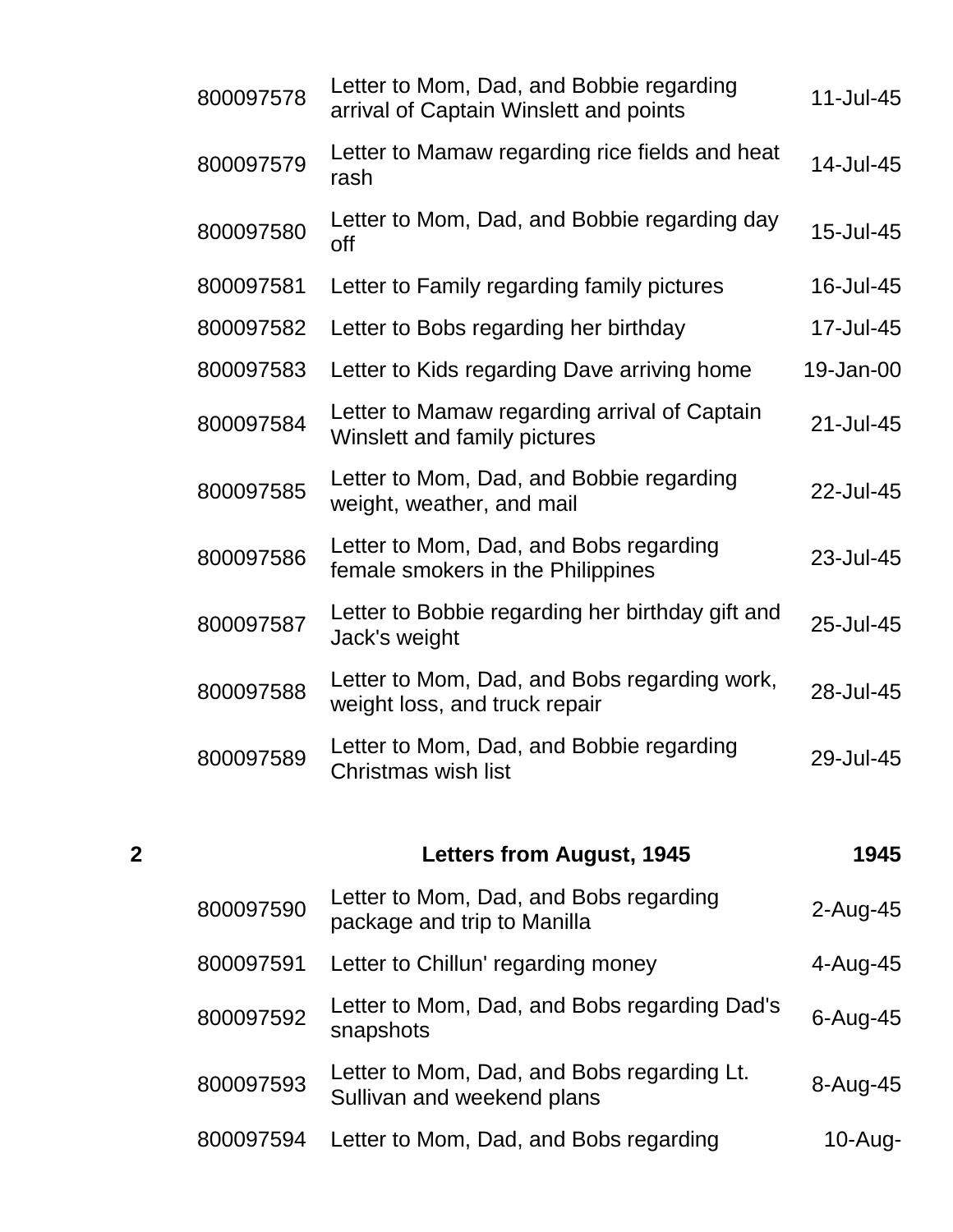| | | | |
|---|---|---|---|
| | 800097578 | Letter to Mom, Dad, and Bobbie regarding arrival of Captain Winslett and points | 11-Jul-45 |
| | 800097579 | Letter to Mamaw regarding rice fields and heat rash | 14-Jul-45 |
| | 800097580 | Letter to Mom, Dad, and Bobbie regarding day off | 15-Jul-45 |
| | 800097581 | Letter to Family regarding family pictures | 16-Jul-45 |
| | 800097582 | Letter to Bobs regarding her birthday | 17-Jul-45 |
| | 800097583 | Letter to Kids regarding Dave arriving home | 19-Jan-00 |
| | 800097584 | Letter to Mamaw regarding arrival of Captain Winslett and family pictures | 21-Jul-45 |
| | 800097585 | Letter to Mom, Dad, and Bobbie regarding weight, weather, and mail | 22-Jul-45 |
| | 800097586 | Letter to Mom, Dad, and Bobs regarding female smokers in the Philippines | 23-Jul-45 |
| | 800097587 | Letter to Bobbie regarding her birthday gift and Jack's weight | 25-Jul-45 |
| | 800097588 | Letter to Mom, Dad, and Bobs regarding work, weight loss, and truck repair | 28-Jul-45 |
| | 800097589 | Letter to Mom, Dad, and Bobbie regarding Christmas wish list | 29-Jul-45 |
| **2** | | **Letters from August, 1945** | **1945** |
| | 800097590 | Letter to Mom, Dad, and Bobs regarding package and trip to Manilla | 2-Aug-45 |
| | 800097591 | Letter to Chillun' regarding money | 4-Aug-45 |
| | 800097592 | Letter to Mom, Dad, and Bobs regarding Dad's snapshots | 6-Aug-45 |
| | 800097593 | Letter to Mom, Dad, and Bobs regarding Lt. Sullivan and weekend plans | 8-Aug-45 |
| | 800097594 | Letter to Mom, Dad, and Bobs regarding | 10-Aug- |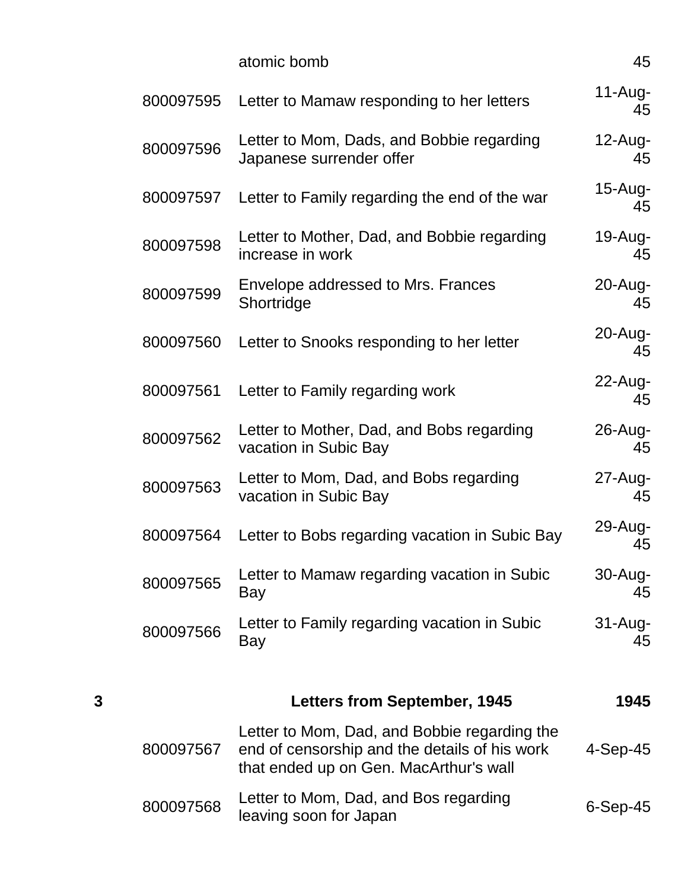| | | | |
|---|---|---|---|
| | | atomic bomb | 45 |
| | 800097595 | Letter to Mamaw responding to her letters | 11-Aug-45 |
| | 800097596 | Letter to Mom, Dads, and Bobbie regarding Japanese surrender offer | 12-Aug-45 |
| | 800097597 | Letter to Family regarding the end of the war | 15-Aug-45 |
| | 800097598 | Letter to Mother, Dad, and Bobbie regarding increase in work | 19-Aug-45 |
| | 800097599 | Envelope addressed to Mrs. Frances Shortridge | 20-Aug-45 |
| | 800097560 | Letter to Snooks responding to her letter | 20-Aug-45 |
| | 800097561 | Letter to Family regarding work | 22-Aug-45 |
| | 800097562 | Letter to Mother, Dad, and Bobs regarding vacation in Subic Bay | 26-Aug-45 |
| | 800097563 | Letter to Mom, Dad, and Bobs regarding vacation in Subic Bay | 27-Aug-45 |
| | 800097564 | Letter to Bobs regarding vacation in Subic Bay | 29-Aug-45 |
| | 800097565 | Letter to Mamaw regarding vacation in Subic Bay | 30-Aug-45 |
| | 800097566 | Letter to Family regarding vacation in Subic Bay | 31-Aug-45 |
| **3** | | **Letters from September, 1945** | **1945** |
| | 800097567 | Letter to Mom, Dad, and Bobbie regarding the end of censorship and the details of his work that ended up on Gen. MacArthur's wall | 4-Sep-45 |
| | 800097568 | Letter to Mom, Dad, and Bos regarding leaving soon for Japan | 6-Sep-45 |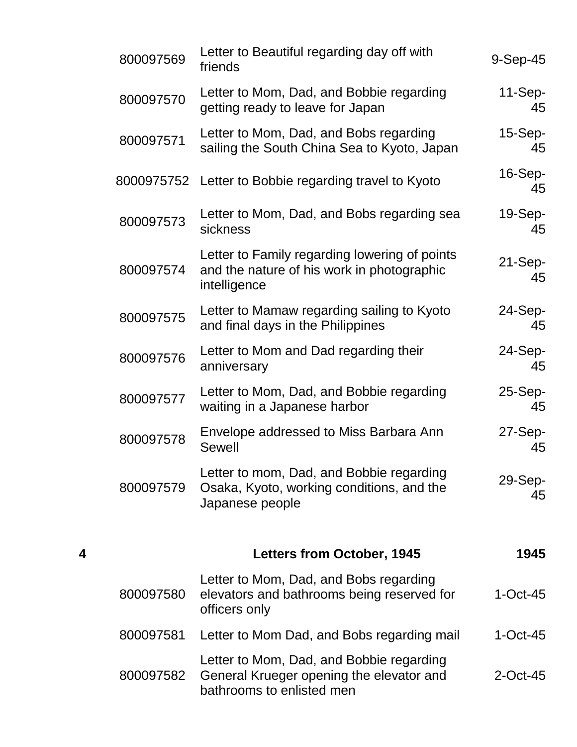| | | | |
|---|---|---|---|
| | 800097569 | Letter to Beautiful regarding day off with friends | 9-Sep-45 |
| | 800097570 | Letter to Mom, Dad, and Bobbie regarding getting ready to leave for Japan | 11-Sep-45 |
| | 800097571 | Letter to Mom, Dad, and Bobs regarding sailing the South China Sea to Kyoto, Japan | 15-Sep-45 |
| | 8000975752 | Letter to Bobbie regarding travel to Kyoto | 16-Sep-45 |
| | 800097573 | Letter to Mom, Dad, and Bobs regarding sea sickness | 19-Sep-45 |
| | 800097574 | Letter to Family regarding lowering of points and the nature of his work in photographic intelligence | 21-Sep-45 |
| | 800097575 | Letter to Mamaw regarding sailing to Kyoto and final days in the Philippines | 24-Sep-45 |
| | 800097576 | Letter to Mom and Dad regarding their anniversary | 24-Sep-45 |
| | 800097577 | Letter to Mom, Dad, and Bobbie regarding waiting in a Japanese harbor | 25-Sep-45 |
| | 800097578 | Envelope addressed to Miss Barbara Ann Sewell | 27-Sep-45 |
| | 800097579 | Letter to mom, Dad, and Bobbie regarding Osaka, Kyoto, working conditions, and the Japanese people | 29-Sep-45 |
| **4** | | **Letters from October, 1945** | **1945** |
| | 800097580 | Letter to Mom, Dad, and Bobs regarding elevators and bathrooms being reserved for officers only | 1-Oct-45 |
| | 800097581 | Letter to Mom Dad, and Bobs regarding mail | 1-Oct-45 |
| | 800097582 | Letter to Mom, Dad, and Bobbie regarding General Krueger opening the elevator and bathrooms to enlisted men | 2-Oct-45 |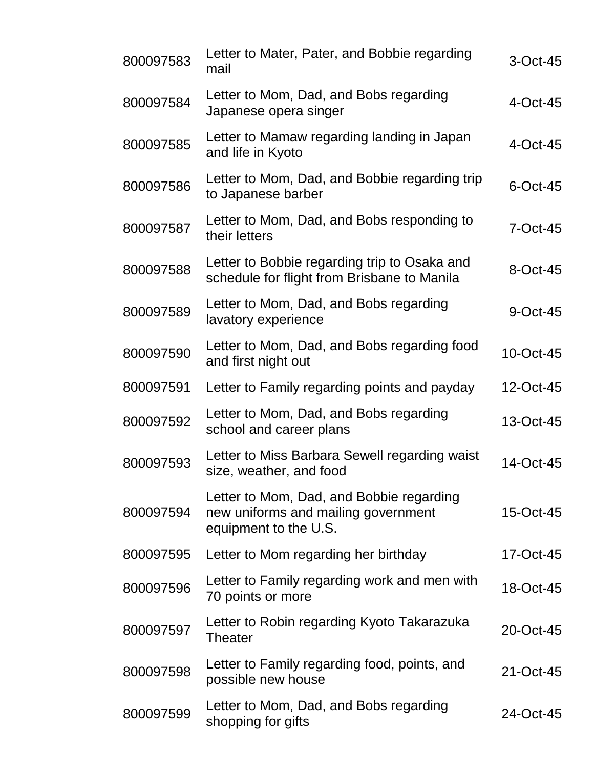| | | |
|---|---|---|
| 800097583 | Letter to Mater, Pater, and Bobbie regarding mail | 3-Oct-45 |
| 800097584 | Letter to Mom, Dad, and Bobs regarding Japanese opera singer | 4-Oct-45 |
| 800097585 | Letter to Mamaw regarding landing in Japan and life in Kyoto | 4-Oct-45 |
| 800097586 | Letter to Mom, Dad, and Bobbie regarding trip to Japanese barber | 6-Oct-45 |
| 800097587 | Letter to Mom, Dad, and Bobs responding to their letters | 7-Oct-45 |
| 800097588 | Letter to Bobbie regarding trip to Osaka and schedule for flight from Brisbane to Manila | 8-Oct-45 |
| 800097589 | Letter to Mom, Dad, and Bobs regarding lavatory experience | 9-Oct-45 |
| 800097590 | Letter to Mom, Dad, and Bobs regarding food and first night out | 10-Oct-45 |
| 800097591 | Letter to Family regarding points and payday | 12-Oct-45 |
| 800097592 | Letter to Mom, Dad, and Bobs regarding school and career plans | 13-Oct-45 |
| 800097593 | Letter to Miss Barbara Sewell regarding waist size, weather, and food | 14-Oct-45 |
| 800097594 | Letter to Mom, Dad, and Bobbie regarding new uniforms and mailing government equipment to the U.S. | 15-Oct-45 |
| 800097595 | Letter to Mom regarding her birthday | 17-Oct-45 |
| 800097596 | Letter to Family regarding work and men with 70 points or more | 18-Oct-45 |
| 800097597 | Letter to Robin regarding Kyoto Takarazuka Theater | 20-Oct-45 |
| 800097598 | Letter to Family regarding food, points, and possible new house | 21-Oct-45 |
| 800097599 | Letter to Mom, Dad, and Bobs regarding shopping for gifts | 24-Oct-45 |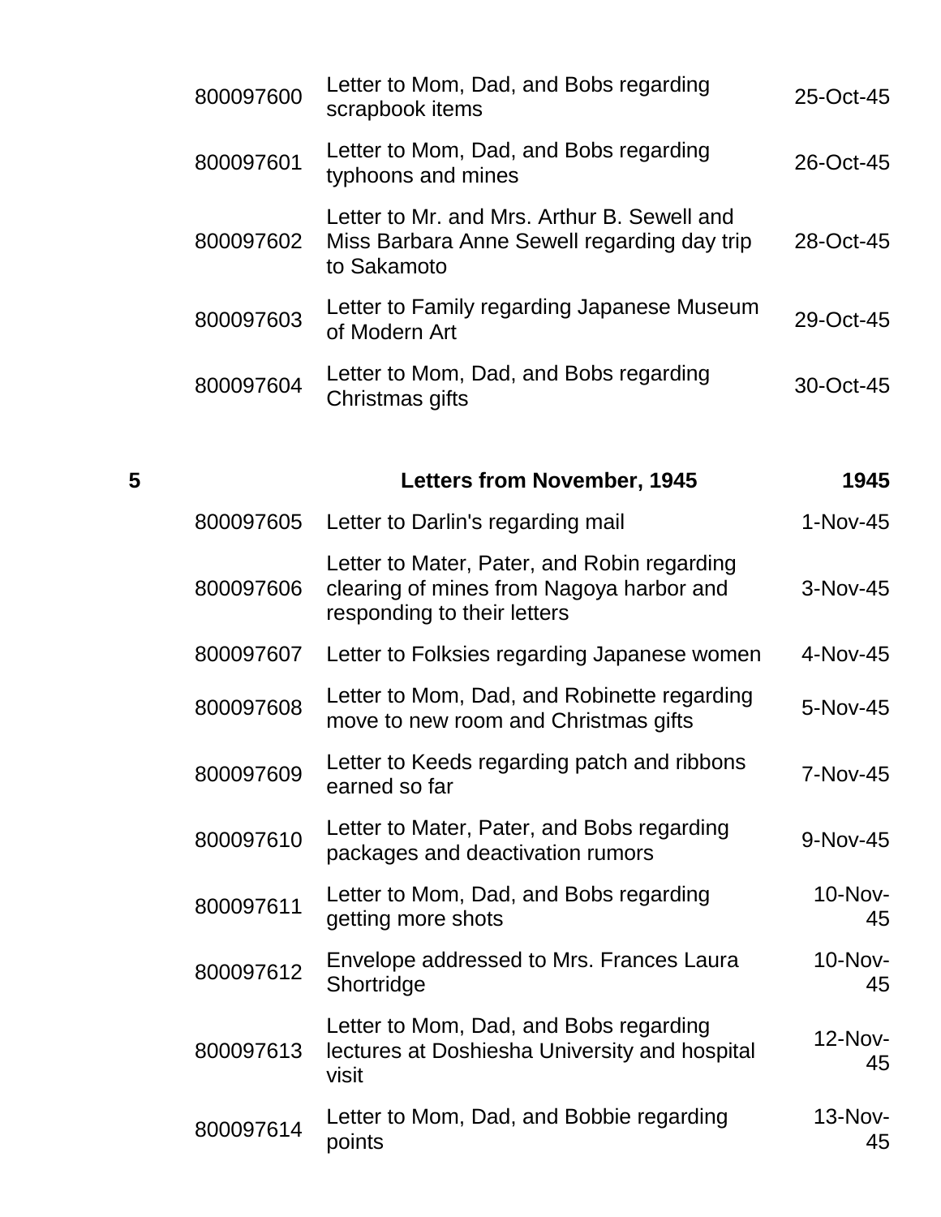| | | | |
|---|---|---|---|
| | 800097600 | Letter to Mom, Dad, and Bobs regarding scrapbook items | 25-Oct-45 |
| | 800097601 | Letter to Mom, Dad, and Bobs regarding typhoons and mines | 26-Oct-45 |
| | 800097602 | Letter to Mr. and Mrs. Arthur B. Sewell and Miss Barbara Anne Sewell regarding day trip to Sakamoto | 28-Oct-45 |
| | 800097603 | Letter to Family regarding Japanese Museum of Modern Art | 29-Oct-45 |
| | 800097604 | Letter to Mom, Dad, and Bobs regarding Christmas gifts | 30-Oct-45 |
| **5** | | **Letters from November, 1945** | **1945** |
| | 800097605 | Letter to Darlin's regarding mail | 1-Nov-45 |
| | 800097606 | Letter to Mater, Pater, and Robin regarding clearing of mines from Nagoya harbor and responding to their letters | 3-Nov-45 |
| | 800097607 | Letter to Folksies regarding Japanese women | 4-Nov-45 |
| | 800097608 | Letter to Mom, Dad, and Robinette regarding move to new room and Christmas gifts | 5-Nov-45 |
| | 800097609 | Letter to Keeds regarding patch and ribbons earned so far | 7-Nov-45 |
| | 800097610 | Letter to Mater, Pater, and Bobs regarding packages and deactivation rumors | 9-Nov-45 |
| | 800097611 | Letter to Mom, Dad, and Bobs regarding getting more shots | 10-Nov-45 |
| | 800097612 | Envelope addressed to Mrs. Frances Laura Shortridge | 10-Nov-45 |
| | 800097613 | Letter to Mom, Dad, and Bobs regarding lectures at Doshiesha University and hospital visit | 12-Nov-45 |
| | 800097614 | Letter to Mom, Dad, and Bobbie regarding points | 13-Nov-45 |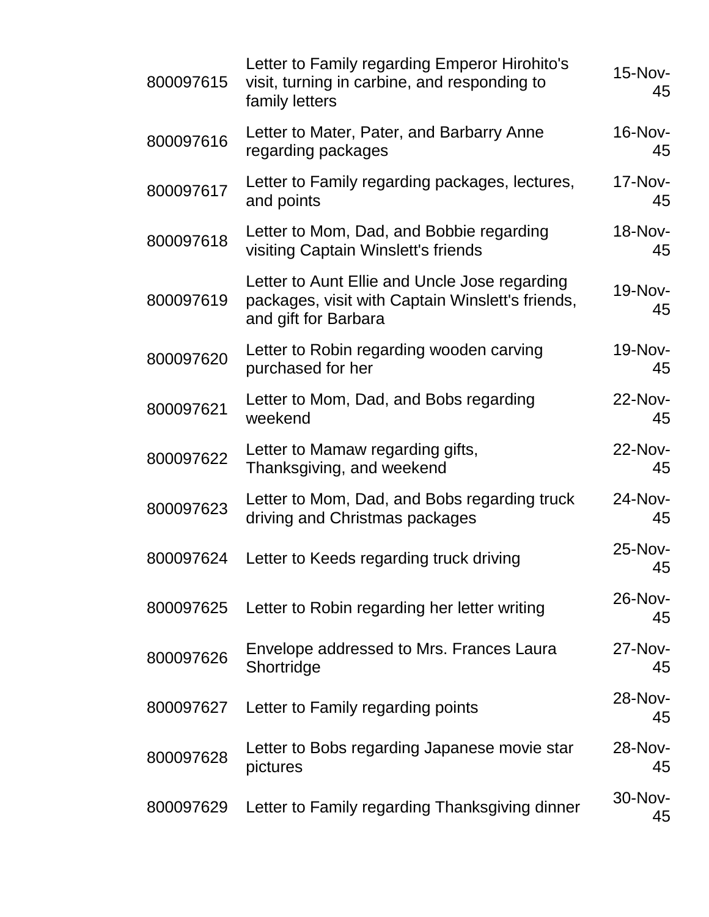| | | |
|---|---|---|
| 800097615 | Letter to Family regarding Emperor Hirohito's visit, turning in carbine, and responding to family letters | 15-Nov-45 |
| 800097616 | Letter to Mater, Pater, and Barbarry Anne regarding packages | 16-Nov-45 |
| 800097617 | Letter to Family regarding packages, lectures, and points | 17-Nov-45 |
| 800097618 | Letter to Mom, Dad, and Bobbie regarding visiting Captain Winslett's friends | 18-Nov-45 |
| 800097619 | Letter to Aunt Ellie and Uncle Jose regarding packages, visit with Captain Winslett's friends, and gift for Barbara | 19-Nov-45 |
| 800097620 | Letter to Robin regarding wooden carving purchased for her | 19-Nov-45 |
| 800097621 | Letter to Mom, Dad, and Bobs regarding weekend | 22-Nov-45 |
| 800097622 | Letter to Mamaw regarding gifts, Thanksgiving, and weekend | 22-Nov-45 |
| 800097623 | Letter to Mom, Dad, and Bobs regarding truck driving and Christmas packages | 24-Nov-45 |
| 800097624 | Letter to Keeds regarding truck driving | 25-Nov-45 |
| 800097625 | Letter to Robin regarding her letter writing | 26-Nov-45 |
| 800097626 | Envelope addressed to Mrs. Frances Laura Shortridge | 27-Nov-45 |
| 800097627 | Letter to Family regarding points | 28-Nov-45 |
| 800097628 | Letter to Bobs regarding Japanese movie star pictures | 28-Nov-45 |
| 800097629 | Letter to Family regarding Thanksgiving dinner | 30-Nov-45 |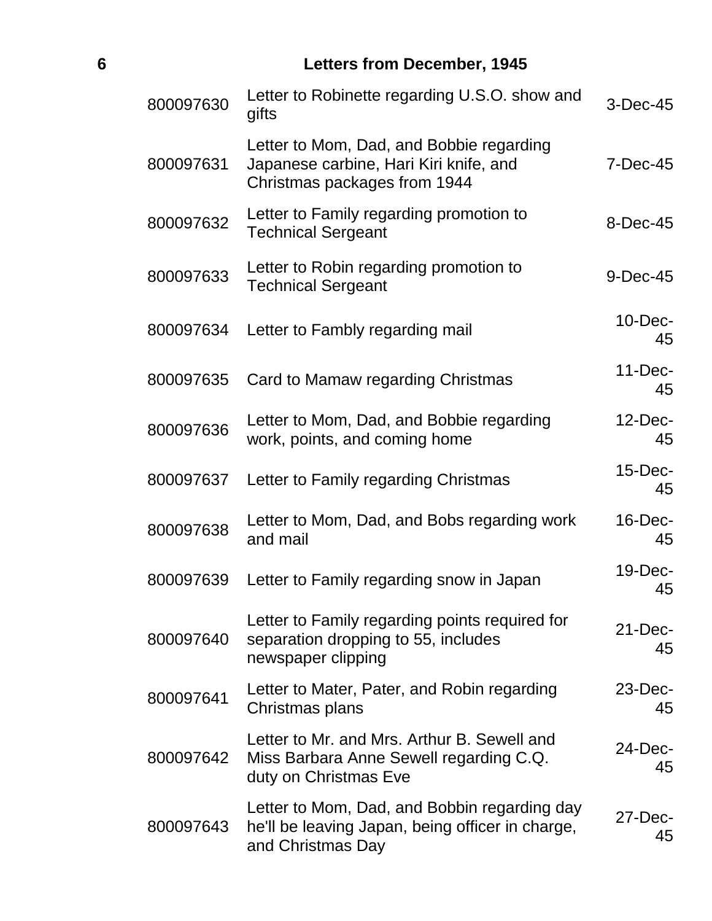## 6 Letters from December, 1945

| | | |
|---|---|---|
| 800097630 | Letter to Robinette regarding U.S.O. show and gifts | 3-Dec-45 |
| 800097631 | Letter to Mom, Dad, and Bobbie regarding Japanese carbine, Hari Kiri knife, and Christmas packages from 1944 | 7-Dec-45 |
| 800097632 | Letter to Family regarding promotion to Technical Sergeant | 8-Dec-45 |
| 800097633 | Letter to Robin regarding promotion to Technical Sergeant | 9-Dec-45 |
| 800097634 | Letter to Fambly regarding mail | 10-Dec-45 |
| 800097635 | Card to Mamaw regarding Christmas | 11-Dec-45 |
| 800097636 | Letter to Mom, Dad, and Bobbie regarding work, points, and coming home | 12-Dec-45 |
| 800097637 | Letter to Family regarding Christmas | 15-Dec-45 |
| 800097638 | Letter to Mom, Dad, and Bobs regarding work and mail | 16-Dec-45 |
| 800097639 | Letter to Family regarding snow in Japan | 19-Dec-45 |
| 800097640 | Letter to Family regarding points required for separation dropping to 55, includes newspaper clipping | 21-Dec-45 |
| 800097641 | Letter to Mater, Pater, and Robin regarding Christmas plans | 23-Dec-45 |
| 800097642 | Letter to Mr. and Mrs. Arthur B. Sewell and Miss Barbara Anne Sewell regarding C.Q. duty on Christmas Eve | 24-Dec-45 |
| 800097643 | Letter to Mom, Dad, and Bobbin regarding day he'll be leaving Japan, being officer in charge, and Christmas Day | 27-Dec-45 |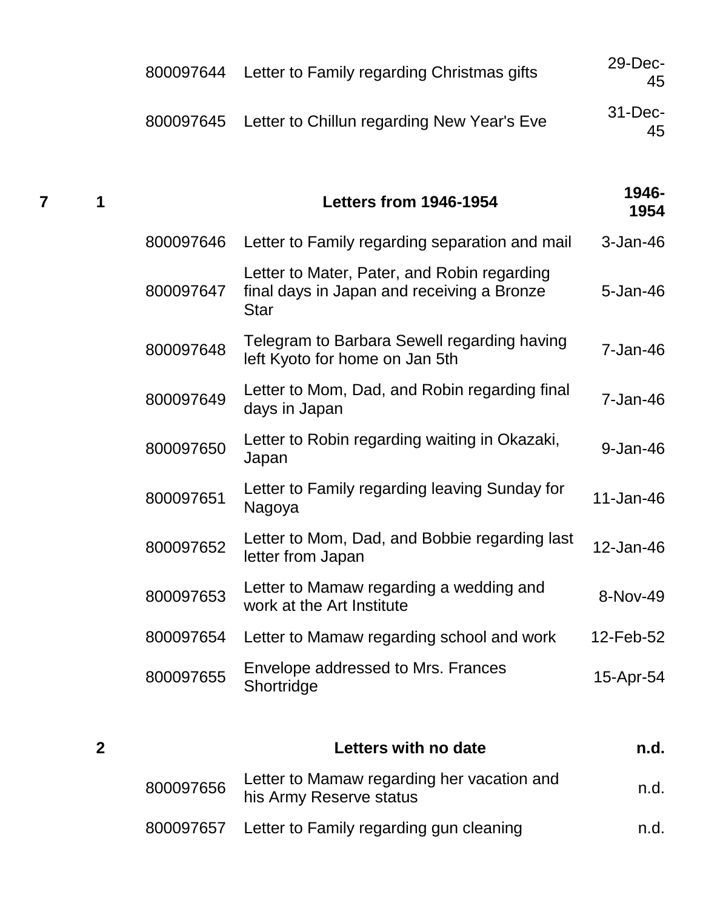| Box | Folder | Item ID | Description | Date |
|---|---|---|---|---|
| | | 800097644 | Letter to Family regarding Christmas gifts | 29-Dec-45 |
| | | 800097645 | Letter to Chillun regarding New Year's Eve | 31-Dec-45 |
| **7** | **1** | | **Letters from 1946-1954** | **1946-1954** |
| | | 800097646 | Letter to Family regarding separation and mail | 3-Jan-46 |
| | | 800097647 | Letter to Mater, Pater, and Robin regarding final days in Japan and receiving a Bronze Star | 5-Jan-46 |
| | | 800097648 | Telegram to Barbara Sewell regarding having left Kyoto for home on Jan 5th | 7-Jan-46 |
| | | 800097649 | Letter to Mom, Dad, and Robin regarding final days in Japan | 7-Jan-46 |
| | | 800097650 | Letter to Robin regarding waiting in Okazaki, Japan | 9-Jan-46 |
| | | 800097651 | Letter to Family regarding leaving Sunday for Nagoya | 11-Jan-46 |
| | | 800097652 | Letter to Mom, Dad, and Bobbie regarding last letter from Japan | 12-Jan-46 |
| | | 800097653 | Letter to Mamaw regarding a wedding and work at the Art Institute | 8-Nov-49 |
| | | 800097654 | Letter to Mamaw regarding school and work | 12-Feb-52 |
| | | 800097655 | Envelope addressed to Mrs. Frances Shortridge | 15-Apr-54 |
| | **2** | | **Letters with no date** | **n.d.** |
| | | 800097656 | Letter to Mamaw regarding her vacation and his Army Reserve status | n.d. |
| | | 800097657 | Letter to Family regarding gun cleaning | n.d. |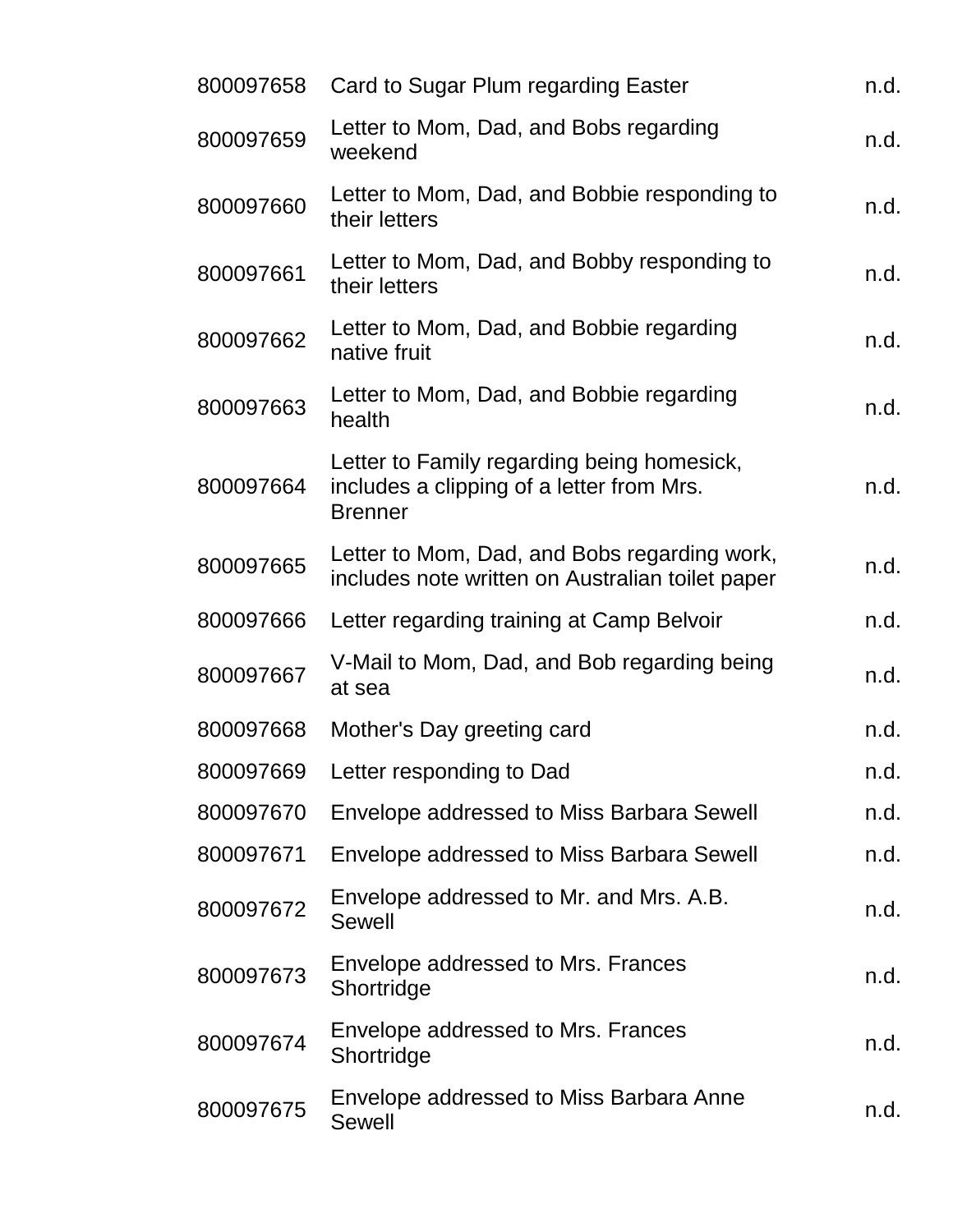| | | |
|---|---|---|
| 800097658 | Card to Sugar Plum regarding Easter | n.d. |
| 800097659 | Letter to Mom, Dad, and Bobs regarding weekend | n.d. |
| 800097660 | Letter to Mom, Dad, and Bobbie responding to their letters | n.d. |
| 800097661 | Letter to Mom, Dad, and Bobby responding to their letters | n.d. |
| 800097662 | Letter to Mom, Dad, and Bobbie regarding native fruit | n.d. |
| 800097663 | Letter to Mom, Dad, and Bobbie regarding health | n.d. |
| 800097664 | Letter to Family regarding being homesick, includes a clipping of a letter from Mrs. Brenner | n.d. |
| 800097665 | Letter to Mom, Dad, and Bobs regarding work, includes note written on Australian toilet paper | n.d. |
| 800097666 | Letter regarding training at Camp Belvoir | n.d. |
| 800097667 | V-Mail to Mom, Dad, and Bob regarding being at sea | n.d. |
| 800097668 | Mother's Day greeting card | n.d. |
| 800097669 | Letter responding to Dad | n.d. |
| 800097670 | Envelope addressed to Miss Barbara Sewell | n.d. |
| 800097671 | Envelope addressed to Miss Barbara Sewell | n.d. |
| 800097672 | Envelope addressed to Mr. and Mrs. A.B. Sewell | n.d. |
| 800097673 | Envelope addressed to Mrs. Frances Shortridge | n.d. |
| 800097674 | Envelope addressed to Mrs. Frances Shortridge | n.d. |
| 800097675 | Envelope addressed to Miss Barbara Anne Sewell | n.d. |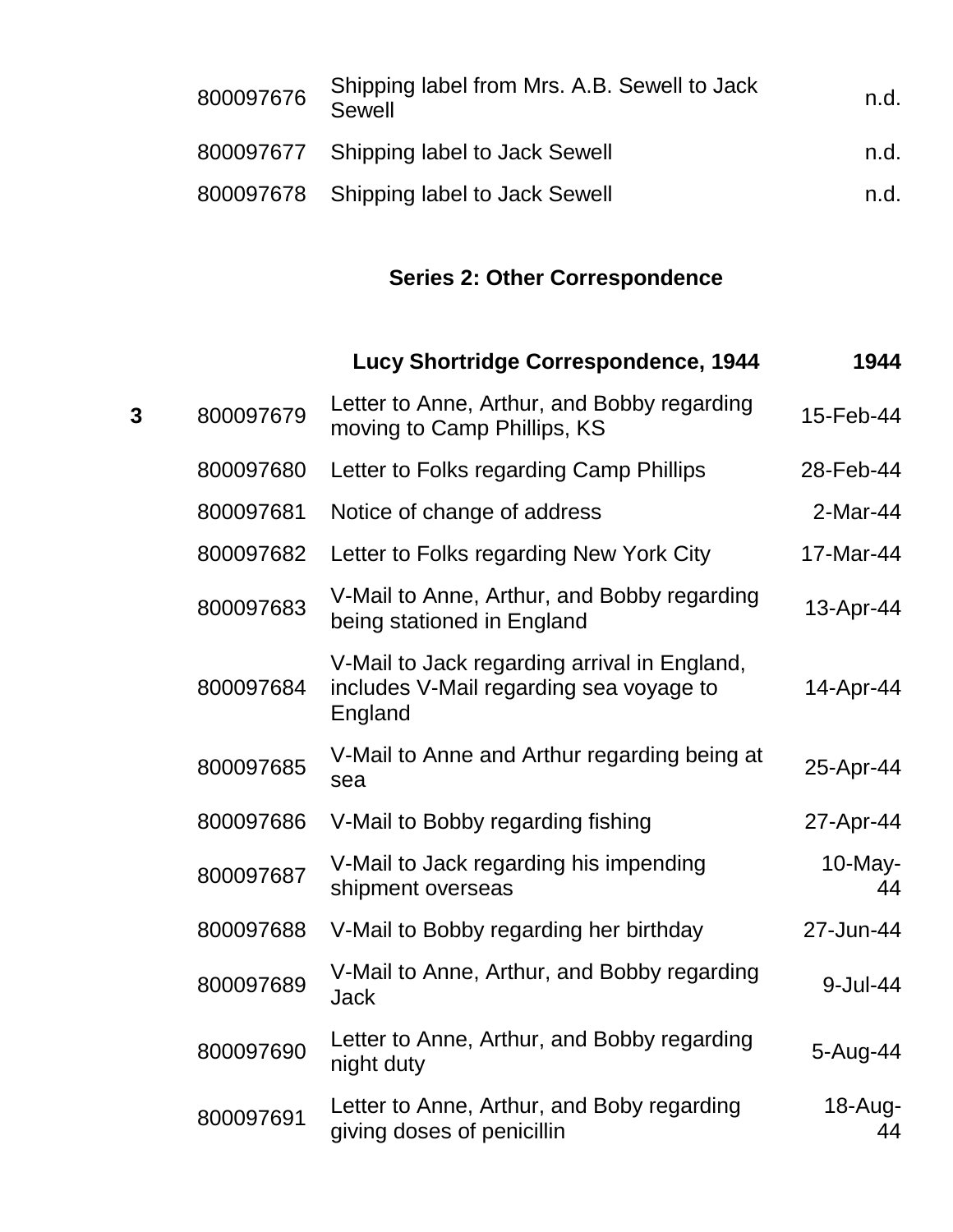|  | 800097676 | Shipping label from Mrs. A.B. Sewell to Jack Sewell | n.d. |
|---|---|---|---|
|  | 800097677 | Shipping label to Jack Sewell | n.d. |
|  | 800097678 | Shipping label to Jack Sewell | n.d. |

## Series 2: Other Correspondence

|  |  | **Lucy Shortridge Correspondence, 1944** | **1944** |
|---|---|---|---|
| **3** | 800097679 | Letter to Anne, Arthur, and Bobby regarding moving to Camp Phillips, KS | 15-Feb-44 |
|  | 800097680 | Letter to Folks regarding Camp Phillips | 28-Feb-44 |
|  | 800097681 | Notice of change of address | 2-Mar-44 |
|  | 800097682 | Letter to Folks regarding New York City | 17-Mar-44 |
|  | 800097683 | V-Mail to Anne, Arthur, and Bobby regarding being stationed in England | 13-Apr-44 |
|  | 800097684 | V-Mail to Jack regarding arrival in England, includes V-Mail regarding sea voyage to England | 14-Apr-44 |
|  | 800097685 | V-Mail to Anne and Arthur regarding being at sea | 25-Apr-44 |
|  | 800097686 | V-Mail to Bobby regarding fishing | 27-Apr-44 |
|  | 800097687 | V-Mail to Jack regarding his impending shipment overseas | 10-May-44 |
|  | 800097688 | V-Mail to Bobby regarding her birthday | 27-Jun-44 |
|  | 800097689 | V-Mail to Anne, Arthur, and Bobby regarding Jack | 9-Jul-44 |
|  | 800097690 | Letter to Anne, Arthur, and Bobby regarding night duty | 5-Aug-44 |
|  | 800097691 | Letter to Anne, Arthur, and Boby regarding giving doses of penicillin | 18-Aug-44 |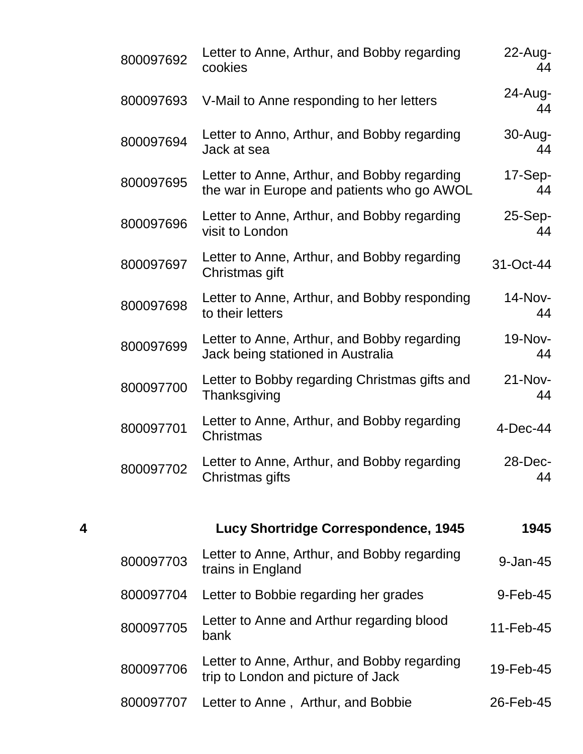| | | | |
|---|---|---|---|
| | 800097692 | Letter to Anne, Arthur, and Bobby regarding cookies | 22-Aug-44 |
| | 800097693 | V-Mail to Anne responding to her letters | 24-Aug-44 |
| | 800097694 | Letter to Anno, Arthur, and Bobby regarding Jack at sea | 30-Aug-44 |
| | 800097695 | Letter to Anne, Arthur, and Bobby regarding the war in Europe and patients who go AWOL | 17-Sep-44 |
| | 800097696 | Letter to Anne, Arthur, and Bobby regarding visit to London | 25-Sep-44 |
| | 800097697 | Letter to Anne, Arthur, and Bobby regarding Christmas gift | 31-Oct-44 |
| | 800097698 | Letter to Anne, Arthur, and Bobby responding to their letters | 14-Nov-44 |
| | 800097699 | Letter to Anne, Arthur, and Bobby regarding Jack being stationed in Australia | 19-Nov-44 |
| | 800097700 | Letter to Bobby regarding Christmas gifts and Thanksgiving | 21-Nov-44 |
| | 800097701 | Letter to Anne, Arthur, and Bobby regarding Christmas | 4-Dec-44 |
| | 800097702 | Letter to Anne, Arthur, and Bobby regarding Christmas gifts | 28-Dec-44 |
| **4** | | **Lucy Shortridge Correspondence, 1945** | **1945** |
| | 800097703 | Letter to Anne, Arthur, and Bobby regarding trains in England | 9-Jan-45 |
| | 800097704 | Letter to Bobbie regarding her grades | 9-Feb-45 |
| | 800097705 | Letter to Anne and Arthur regarding blood bank | 11-Feb-45 |
| | 800097706 | Letter to Anne, Arthur, and Bobby regarding trip to London and picture of Jack | 19-Feb-45 |
| | 800097707 | Letter to Anne , Arthur, and Bobbie | 26-Feb-45 |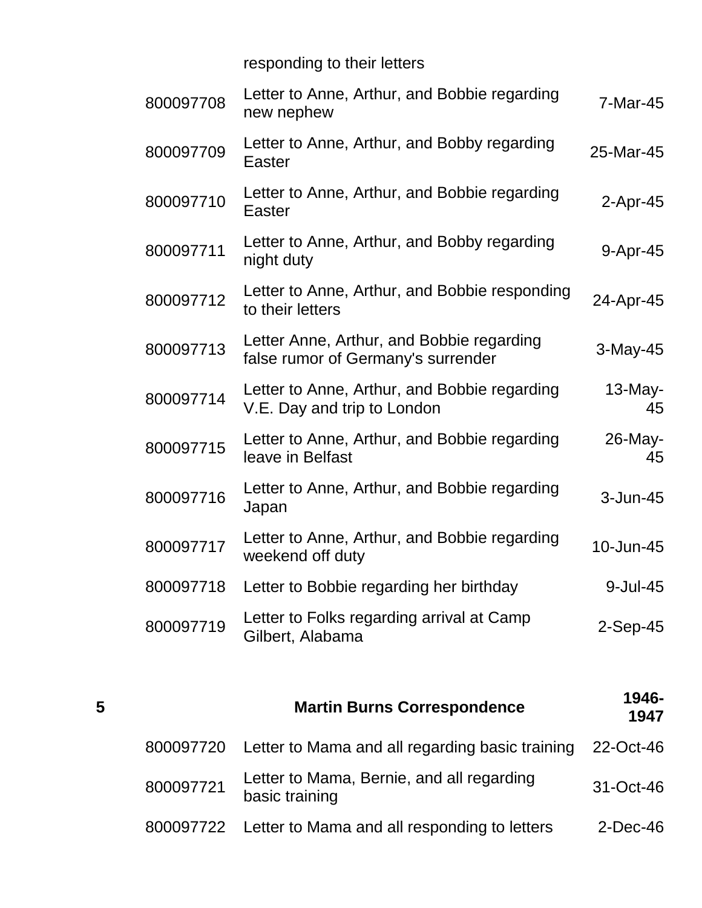| | | | |
|---|---|---|---|
| | | responding to their letters | |
| | 800097708 | Letter to Anne, Arthur, and Bobbie regarding new nephew | 7-Mar-45 |
| | 800097709 | Letter to Anne, Arthur, and Bobby regarding Easter | 25-Mar-45 |
| | 800097710 | Letter to Anne, Arthur, and Bobbie regarding Easter | 2-Apr-45 |
| | 800097711 | Letter to Anne, Arthur, and Bobby regarding night duty | 9-Apr-45 |
| | 800097712 | Letter to Anne, Arthur, and Bobbie responding to their letters | 24-Apr-45 |
| | 800097713 | Letter Anne, Arthur, and Bobbie regarding false rumor of Germany's surrender | 3-May-45 |
| | 800097714 | Letter to Anne, Arthur, and Bobbie regarding V.E. Day and trip to London | 13-May-45 |
| | 800097715 | Letter to Anne, Arthur, and Bobbie regarding leave in Belfast | 26-May-45 |
| | 800097716 | Letter to Anne, Arthur, and Bobbie regarding Japan | 3-Jun-45 |
| | 800097717 | Letter to Anne, Arthur, and Bobbie regarding weekend off duty | 10-Jun-45 |
| | 800097718 | Letter to Bobbie regarding her birthday | 9-Jul-45 |
| | 800097719 | Letter to Folks regarding arrival at Camp Gilbert, Alabama | 2-Sep-45 |
| **5** | | **Martin Burns Correspondence** | **1946-1947** |
| | 800097720 | Letter to Mama and all regarding basic training | 22-Oct-46 |
| | 800097721 | Letter to Mama, Bernie, and all regarding basic training | 31-Oct-46 |
| | 800097722 | Letter to Mama and all responding to letters | 2-Dec-46 |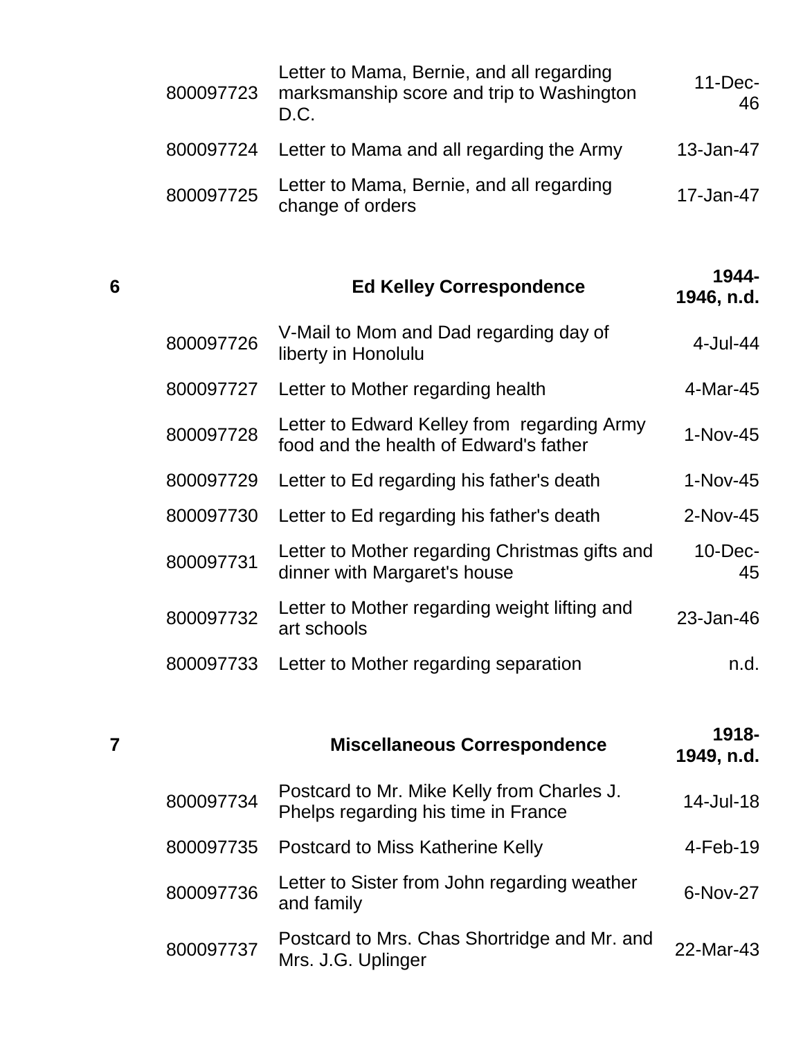| | | | |
|---|---|---|---|
| | 800097723 | Letter to Mama, Bernie, and all regarding marksmanship score and trip to Washington D.C. | 11-Dec-46 |
| | 800097724 | Letter to Mama and all regarding the Army | 13-Jan-47 |
| | 800097725 | Letter to Mama, Bernie, and all regarding change of orders | 17-Jan-47 |
| **6** | | **Ed Kelley Correspondence** | **1944-1946, n.d.** |
| | 800097726 | V-Mail to Mom and Dad regarding day of liberty in Honolulu | 4-Jul-44 |
| | 800097727 | Letter to Mother regarding health | 4-Mar-45 |
| | 800097728 | Letter to Edward Kelley from regarding Army food and the health of Edward's father | 1-Nov-45 |
| | 800097729 | Letter to Ed regarding his father's death | 1-Nov-45 |
| | 800097730 | Letter to Ed regarding his father's death | 2-Nov-45 |
| | 800097731 | Letter to Mother regarding Christmas gifts and dinner with Margaret's house | 10-Dec-45 |
| | 800097732 | Letter to Mother regarding weight lifting and art schools | 23-Jan-46 |
| | 800097733 | Letter to Mother regarding separation | n.d. |
| **7** | | **Miscellaneous Correspondence** | **1918-1949, n.d.** |
| | 800097734 | Postcard to Mr. Mike Kelly from Charles J. Phelps regarding his time in France | 14-Jul-18 |
| | 800097735 | Postcard to Miss Katherine Kelly | 4-Feb-19 |
| | 800097736 | Letter to Sister from John regarding weather and family | 6-Nov-27 |
| | 800097737 | Postcard to Mrs. Chas Shortridge and Mr. and Mrs. J.G. Uplinger | 22-Mar-43 |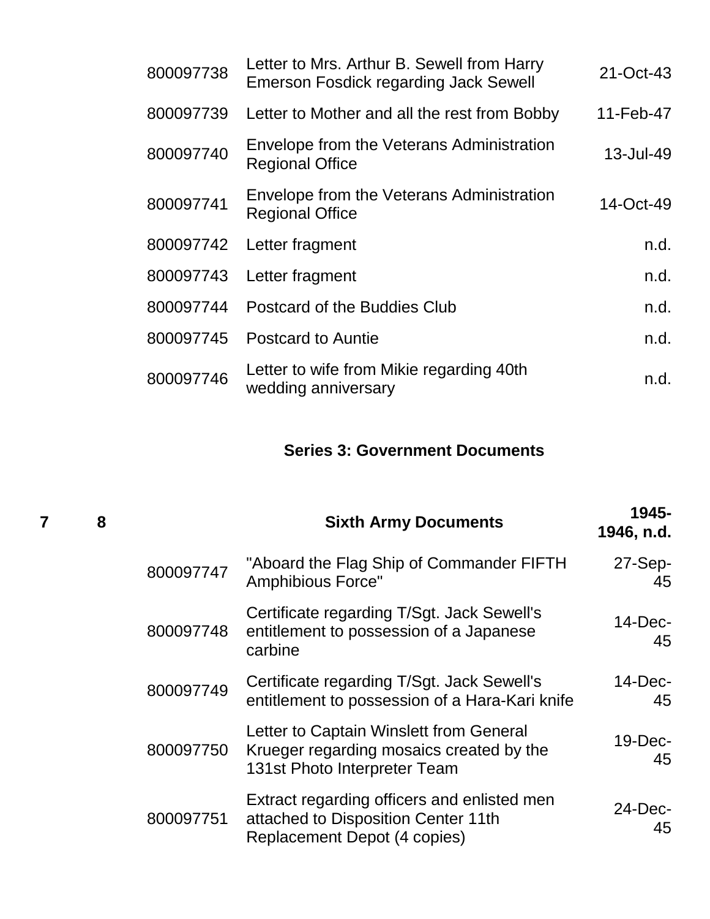| | | | | |
|---|---|---|---|---|
| | | 800097738 | Letter to Mrs. Arthur B. Sewell from Harry Emerson Fosdick regarding Jack Sewell | 21-Oct-43 |
| | | 800097739 | Letter to Mother and all the rest from Bobby | 11-Feb-47 |
| | | 800097740 | Envelope from the Veterans Administration Regional Office | 13-Jul-49 |
| | | 800097741 | Envelope from the Veterans Administration Regional Office | 14-Oct-49 |
| | | 800097742 | Letter fragment | n.d. |
| | | 800097743 | Letter fragment | n.d. |
| | | 800097744 | Postcard of the Buddies Club | n.d. |
| | | 800097745 | Postcard to Auntie | n.d. |
| | | 800097746 | Letter to wife from Mikie regarding 40th wedding anniversary | n.d. |

**Series 3: Government Documents**

| | | | | |
|---|---|---|---|---|
| 7 | 8 | | **Sixth Army Documents** | **1945-1946, n.d.** |
| | | 800097747 | "Aboard the Flag Ship of Commander FIFTH Amphibious Force" | 27-Sep-45 |
| | | 800097748 | Certificate regarding T/Sgt. Jack Sewell's entitlement to possession of a Japanese carbine | 14-Dec-45 |
| | | 800097749 | Certificate regarding T/Sgt. Jack Sewell's entitlement to possession of a Hara-Kari knife | 14-Dec-45 |
| | | 800097750 | Letter to Captain Winslett from General Krueger regarding mosaics created by the 131st Photo Interpreter Team | 19-Dec-45 |
| | | 800097751 | Extract regarding officers and enlisted men attached to Disposition Center 11th Replacement Depot (4 copies) | 24-Dec-45 |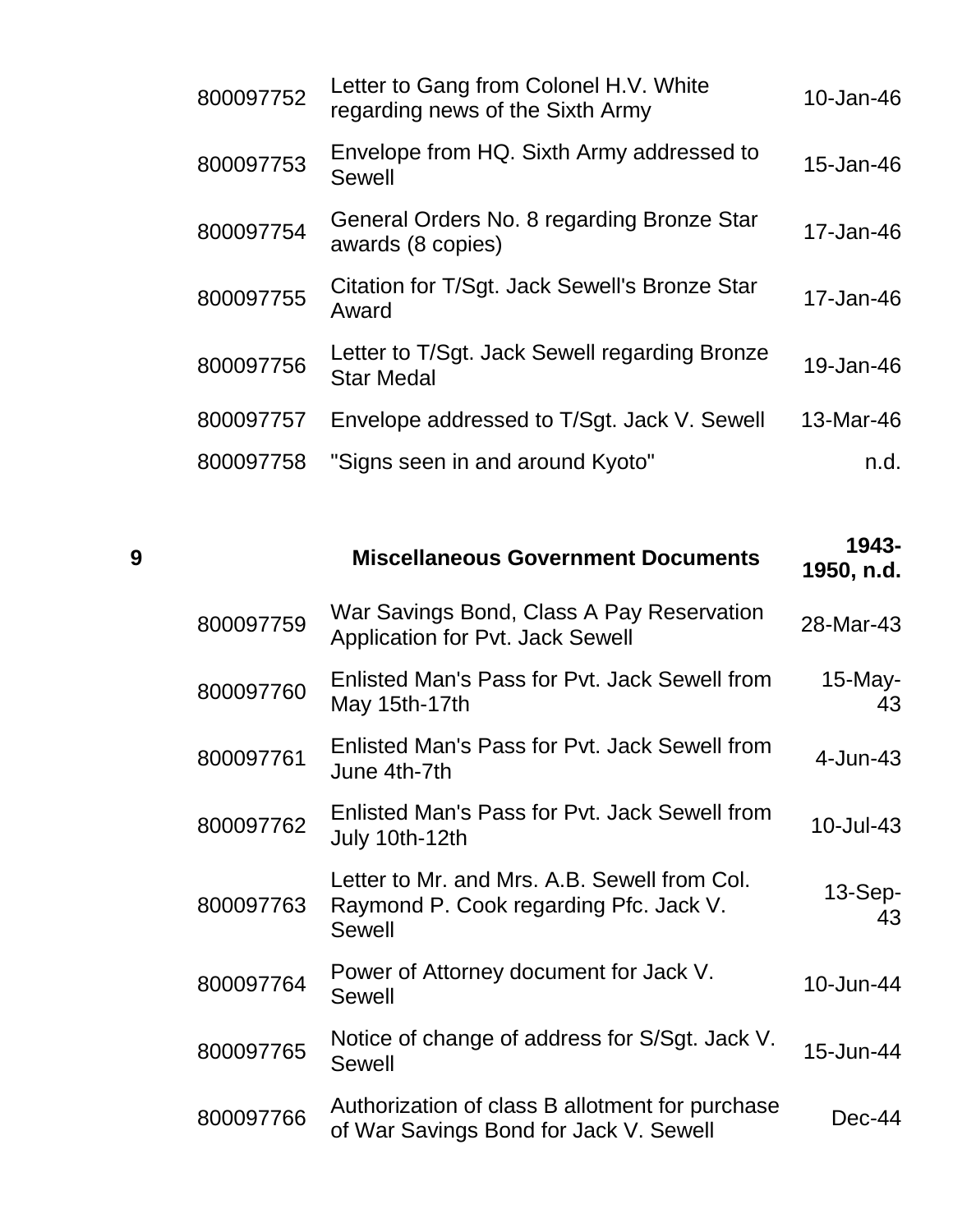| | | | |
|---|---|---|---|
| | 800097752 | Letter to Gang from Colonel H.V. White regarding news of the Sixth Army | 10-Jan-46 |
| | 800097753 | Envelope from HQ. Sixth Army addressed to Sewell | 15-Jan-46 |
| | 800097754 | General Orders No. 8 regarding Bronze Star awards (8 copies) | 17-Jan-46 |
| | 800097755 | Citation for T/Sgt. Jack Sewell's Bronze Star Award | 17-Jan-46 |
| | 800097756 | Letter to T/Sgt. Jack Sewell regarding Bronze Star Medal | 19-Jan-46 |
| | 800097757 | Envelope addressed to T/Sgt. Jack V. Sewell | 13-Mar-46 |
| | 800097758 | "Signs seen in and around Kyoto" | n.d. |
| **9** | | **Miscellaneous Government Documents** | **1943-1950, n.d.** |
| | 800097759 | War Savings Bond, Class A Pay Reservation Application for Pvt. Jack Sewell | 28-Mar-43 |
| | 800097760 | Enlisted Man's Pass for Pvt. Jack Sewell from May 15th-17th | 15-May-43 |
| | 800097761 | Enlisted Man's Pass for Pvt. Jack Sewell from June 4th-7th | 4-Jun-43 |
| | 800097762 | Enlisted Man's Pass for Pvt. Jack Sewell from July 10th-12th | 10-Jul-43 |
| | 800097763 | Letter to Mr. and Mrs. A.B. Sewell from Col. Raymond P. Cook regarding Pfc. Jack V. Sewell | 13-Sep-43 |
| | 800097764 | Power of Attorney document for Jack V. Sewell | 10-Jun-44 |
| | 800097765 | Notice of change of address for S/Sgt. Jack V. Sewell | 15-Jun-44 |
| | 800097766 | Authorization of class B allotment for purchase of War Savings Bond for Jack V. Sewell | Dec-44 |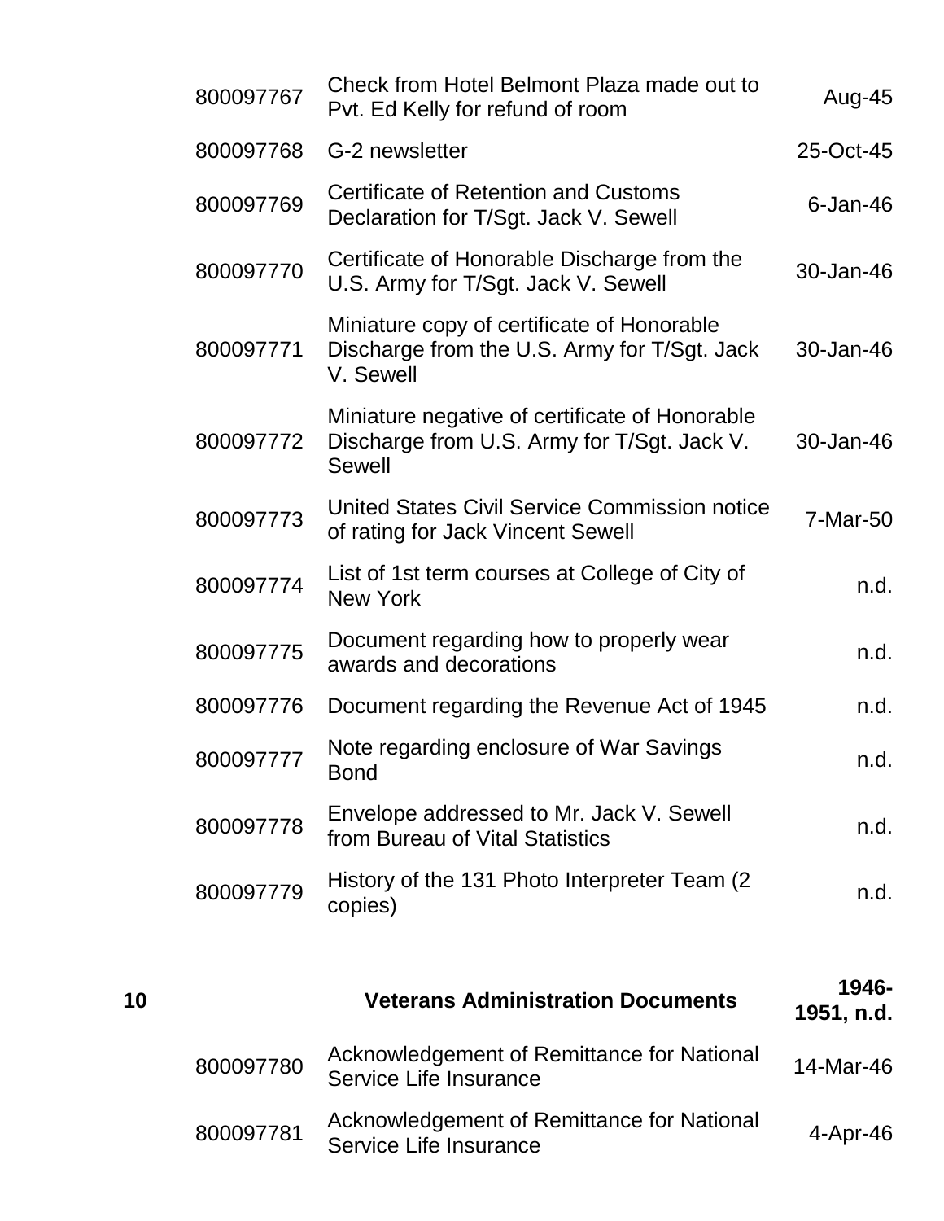| | | | |
|---|---|---|---|
| | 800097767 | Check from Hotel Belmont Plaza made out to Pvt. Ed Kelly for refund of room | Aug-45 |
| | 800097768 | G-2 newsletter | 25-Oct-45 |
| | 800097769 | Certificate of Retention and Customs Declaration for T/Sgt. Jack V. Sewell | 6-Jan-46 |
| | 800097770 | Certificate of Honorable Discharge from the U.S. Army for T/Sgt. Jack V. Sewell | 30-Jan-46 |
| | 800097771 | Miniature copy of certificate of Honorable Discharge from the U.S. Army for T/Sgt. Jack V. Sewell | 30-Jan-46 |
| | 800097772 | Miniature negative of certificate of Honorable Discharge from U.S. Army for T/Sgt. Jack V. Sewell | 30-Jan-46 |
| | 800097773 | United States Civil Service Commission notice of rating for Jack Vincent Sewell | 7-Mar-50 |
| | 800097774 | List of 1st term courses at College of City of New York | n.d. |
| | 800097775 | Document regarding how to properly wear awards and decorations | n.d. |
| | 800097776 | Document regarding the Revenue Act of 1945 | n.d. |
| | 800097777 | Note regarding enclosure of War Savings Bond | n.d. |
| | 800097778 | Envelope addressed to Mr. Jack V. Sewell from Bureau of Vital Statistics | n.d. |
| | 800097779 | History of the 131 Photo Interpreter Team (2 copies) | n.d. |
| **10** | | **Veterans Administration Documents** | **1946-1951, n.d.** |
| | 800097780 | Acknowledgement of Remittance for National Service Life Insurance | 14-Mar-46 |
| | 800097781 | Acknowledgement of Remittance for National Service Life Insurance | 4-Apr-46 |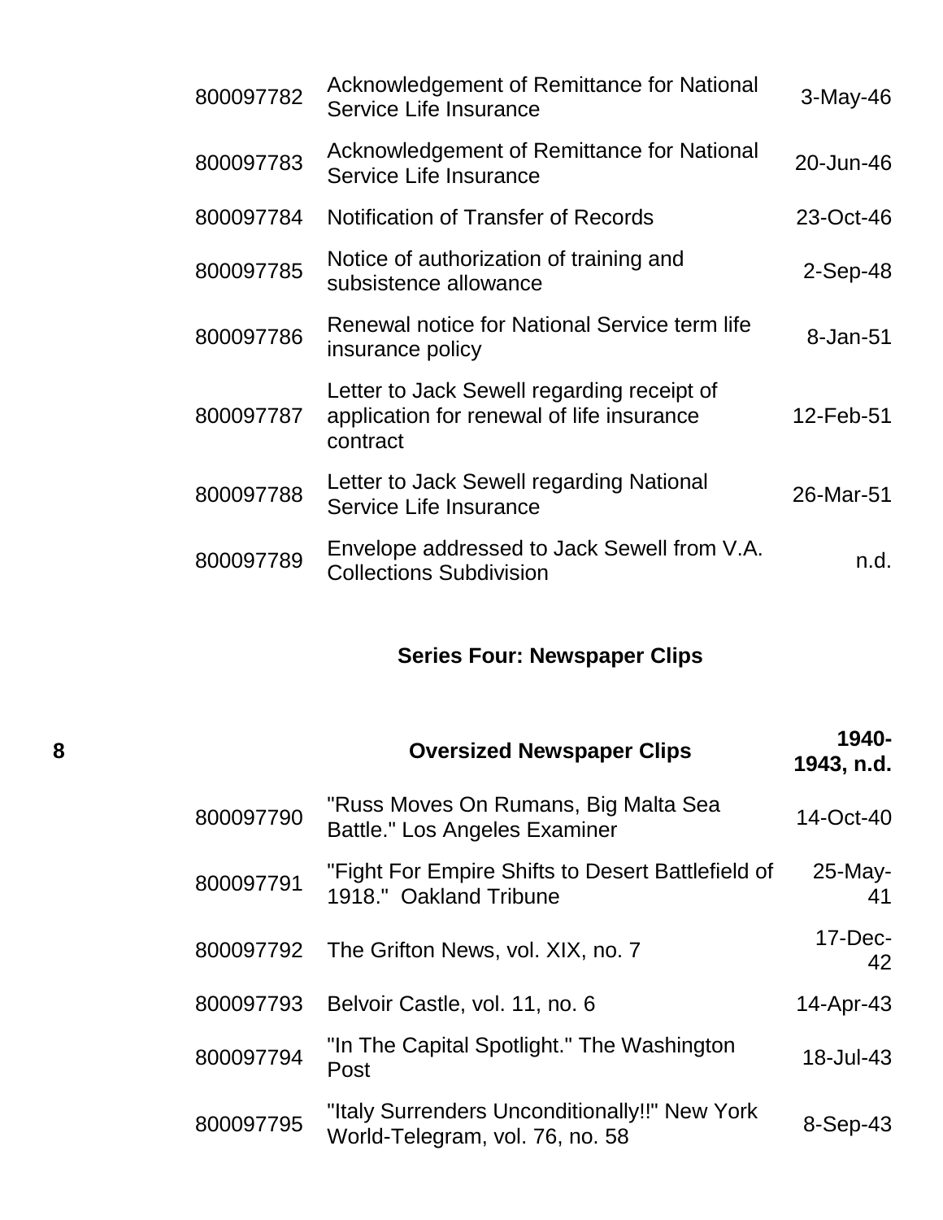| | | | |
|---|---|---|---|
| | 800097782 | Acknowledgement of Remittance for National Service Life Insurance | 3-May-46 |
| | 800097783 | Acknowledgement of Remittance for National Service Life Insurance | 20-Jun-46 |
| | 800097784 | Notification of Transfer of Records | 23-Oct-46 |
| | 800097785 | Notice of authorization of training and subsistence allowance | 2-Sep-48 |
| | 800097786 | Renewal notice for National Service term life insurance policy | 8-Jan-51 |
| | 800097787 | Letter to Jack Sewell regarding receipt of application for renewal of life insurance contract | 12-Feb-51 |
| | 800097788 | Letter to Jack Sewell regarding National Service Life Insurance | 26-Mar-51 |
| | 800097789 | Envelope addressed to Jack Sewell from V.A. Collections Subdivision | n.d. |

## Series Four: Newspaper Clips

| | | | |
|---|---|---|---|
| **8** | | **Oversized Newspaper Clips** | **1940-1943, n.d.** |
| | 800097790 | "Russ Moves On Rumans, Big Malta Sea Battle." Los Angeles Examiner | 14-Oct-40 |
| | 800097791 | "Fight For Empire Shifts to Desert Battlefield of 1918." Oakland Tribune | 25-May-41 |
| | 800097792 | The Grifton News, vol. XIX, no. 7 | 17-Dec-42 |
| | 800097793 | Belvoir Castle, vol. 11, no. 6 | 14-Apr-43 |
| | 800097794 | "In The Capital Spotlight." The Washington Post | 18-Jul-43 |
| | 800097795 | "Italy Surrenders Unconditionally!!" New York World-Telegram, vol. 76, no. 58 | 8-Sep-43 |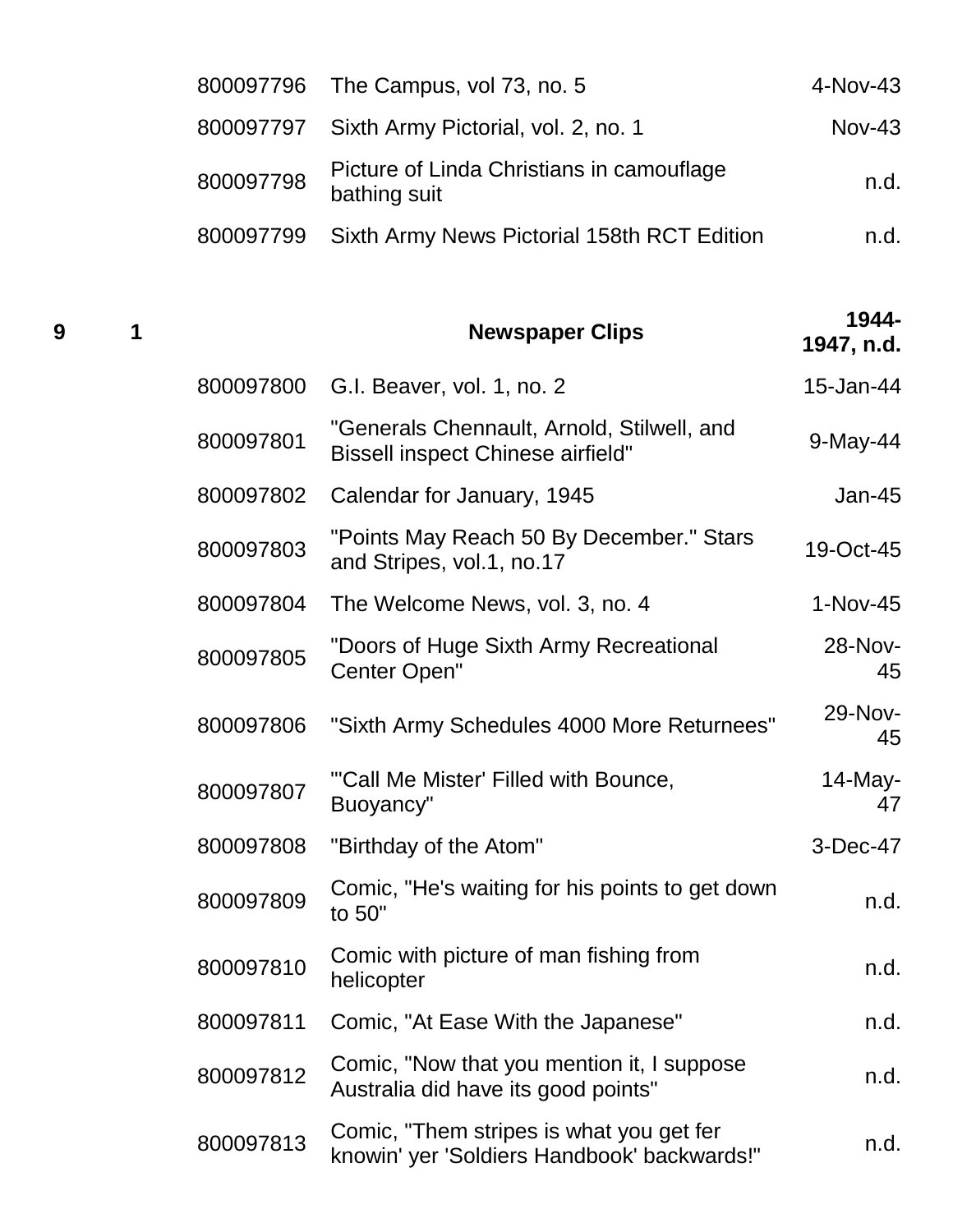| Box | Folder | Item | Description | Date |
|---|---|---|---|---|
| | | 800097796 | The Campus, vol 73, no. 5 | 4-Nov-43 |
| | | 800097797 | Sixth Army Pictorial, vol. 2, no. 1 | Nov-43 |
| | | 800097798 | Picture of Linda Christians in camouflage bathing suit | n.d. |
| | | 800097799 | Sixth Army News Pictorial 158th RCT Edition | n.d. |
| **9** | **1** | | **Newspaper Clips** | **1944-1947, n.d.** |
| | | 800097800 | G.I. Beaver, vol. 1, no. 2 | 15-Jan-44 |
| | | 800097801 | "Generals Chennault, Arnold, Stilwell, and Bissell inspect Chinese airfield" | 9-May-44 |
| | | 800097802 | Calendar for January, 1945 | Jan-45 |
| | | 800097803 | "Points May Reach 50 By December." Stars and Stripes, vol.1, no.17 | 19-Oct-45 |
| | | 800097804 | The Welcome News, vol. 3, no. 4 | 1-Nov-45 |
| | | 800097805 | "Doors of Huge Sixth Army Recreational Center Open" | 28-Nov-45 |
| | | 800097806 | "Sixth Army Schedules 4000 More Returnees" | 29-Nov-45 |
| | | 800097807 | "'Call Me Mister' Filled with Bounce, Buoyancy" | 14-May-47 |
| | | 800097808 | "Birthday of the Atom" | 3-Dec-47 |
| | | 800097809 | Comic, "He's waiting for his points to get down to 50" | n.d. |
| | | 800097810 | Comic with picture of man fishing from helicopter | n.d. |
| | | 800097811 | Comic, "At Ease With the Japanese" | n.d. |
| | | 800097812 | Comic, "Now that you mention it, I suppose Australia did have its good points" | n.d. |
| | | 800097813 | Comic, "Them stripes is what you get fer knowin' yer 'Soldiers Handbook' backwards!" | n.d. |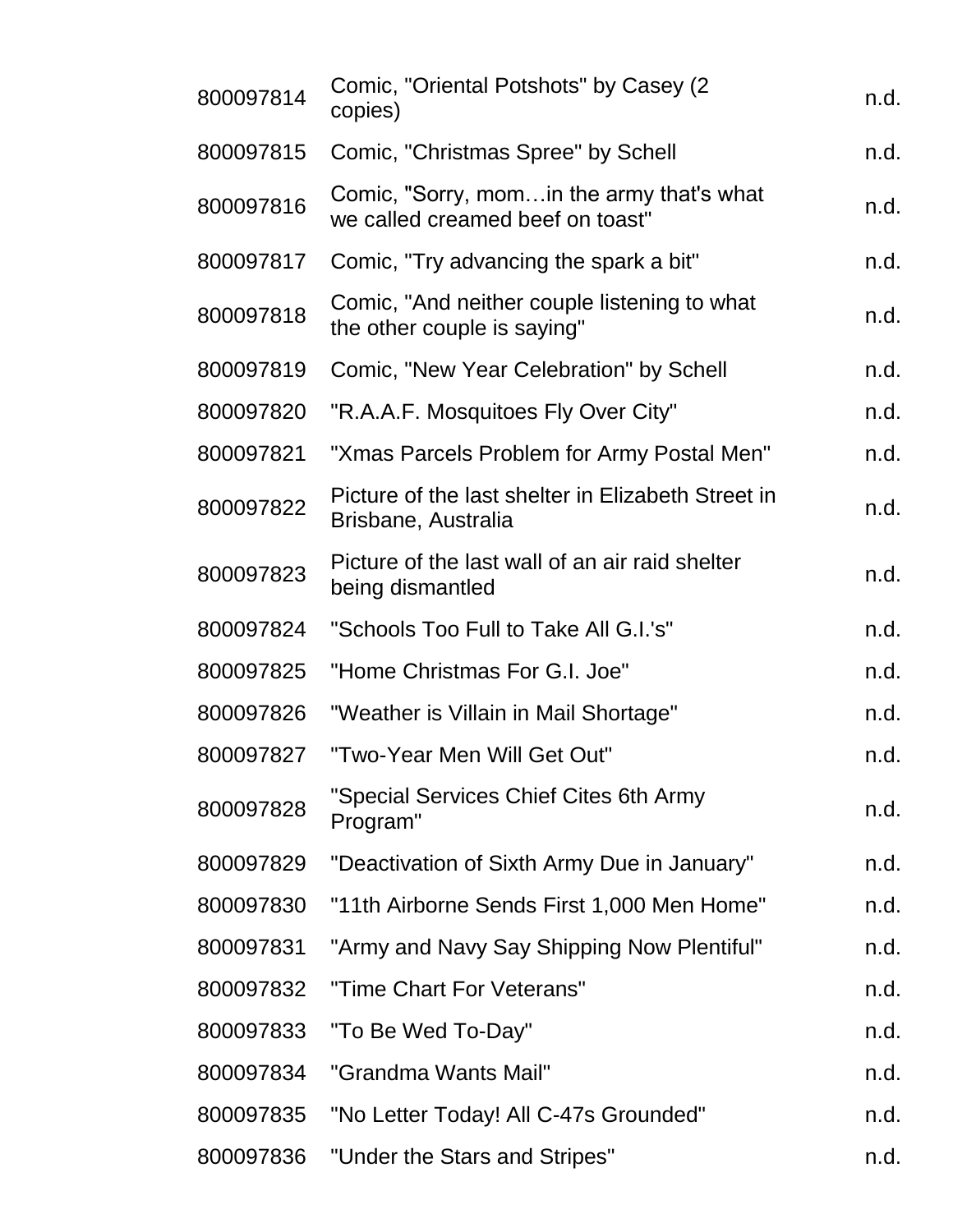| | | |
|---|---|---|
| 800097814 | Comic, "Oriental Potshots" by Casey (2 copies) | n.d. |
| 800097815 | Comic, "Christmas Spree" by Schell | n.d. |
| 800097816 | Comic, "Sorry, mom…in the army that's what we called creamed beef on toast" | n.d. |
| 800097817 | Comic, "Try advancing the spark a bit" | n.d. |
| 800097818 | Comic, "And neither couple listening to what the other couple is saying" | n.d. |
| 800097819 | Comic, "New Year Celebration" by Schell | n.d. |
| 800097820 | "R.A.A.F. Mosquitoes Fly Over City" | n.d. |
| 800097821 | "Xmas Parcels Problem for Army Postal Men" | n.d. |
| 800097822 | Picture of the last shelter in Elizabeth Street in Brisbane, Australia | n.d. |
| 800097823 | Picture of the last wall of an air raid shelter being dismantled | n.d. |
| 800097824 | "Schools Too Full to Take All G.I.'s" | n.d. |
| 800097825 | "Home Christmas For G.I. Joe" | n.d. |
| 800097826 | "Weather is Villain in Mail Shortage" | n.d. |
| 800097827 | "Two-Year Men Will Get Out" | n.d. |
| 800097828 | "Special Services Chief Cites 6th Army Program" | n.d. |
| 800097829 | "Deactivation of Sixth Army Due in January" | n.d. |
| 800097830 | "11th Airborne Sends First 1,000 Men Home" | n.d. |
| 800097831 | "Army and Navy Say Shipping Now Plentiful" | n.d. |
| 800097832 | "Time Chart For Veterans" | n.d. |
| 800097833 | "To Be Wed To-Day" | n.d. |
| 800097834 | "Grandma Wants Mail" | n.d. |
| 800097835 | "No Letter Today! All C-47s Grounded" | n.d. |
| 800097836 | "Under the Stars and Stripes" | n.d. |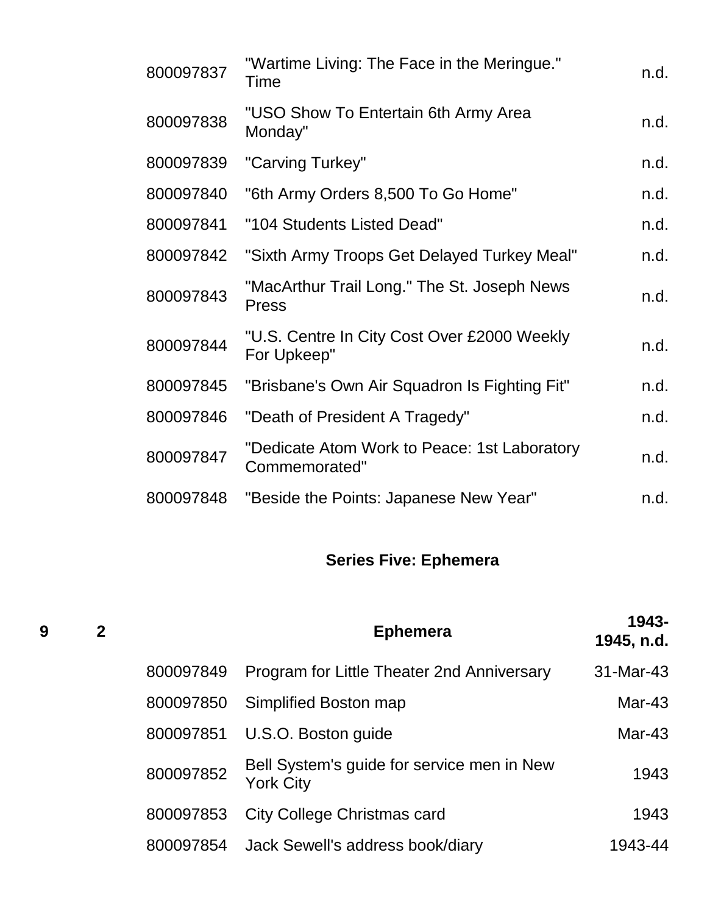| | | | | |
|---|---|---|---|---|
| | | 800097837 | "Wartime Living: The Face in the Meringue." Time | n.d. |
| | | 800097838 | "USO Show To Entertain 6th Army Area Monday" | n.d. |
| | | 800097839 | "Carving Turkey" | n.d. |
| | | 800097840 | "6th Army Orders 8,500 To Go Home" | n.d. |
| | | 800097841 | "104 Students Listed Dead" | n.d. |
| | | 800097842 | "Sixth Army Troops Get Delayed Turkey Meal" | n.d. |
| | | 800097843 | "MacArthur Trail Long." The St. Joseph News Press | n.d. |
| | | 800097844 | "U.S. Centre In City Cost Over £2000 Weekly For Upkeep" | n.d. |
| | | 800097845 | "Brisbane's Own Air Squadron Is Fighting Fit" | n.d. |
| | | 800097846 | "Death of President A Tragedy" | n.d. |
| | | 800097847 | "Dedicate Atom Work to Peace: 1st Laboratory Commemorated" | n.d. |
| | | 800097848 | "Beside the Points: Japanese New Year" | n.d. |

## Series Five: Ephemera

| | | | | |
|---|---|---|---|---|
| **9** | **2** | | **Ephemera** | **1943-1945, n.d.** |
| | | 800097849 | Program for Little Theater 2nd Anniversary | 31-Mar-43 |
| | | 800097850 | Simplified Boston map | Mar-43 |
| | | 800097851 | U.S.O. Boston guide | Mar-43 |
| | | 800097852 | Bell System's guide for service men in New York City | 1943 |
| | | 800097853 | City College Christmas card | 1943 |
| | | 800097854 | Jack Sewell's address book/diary | 1943-44 |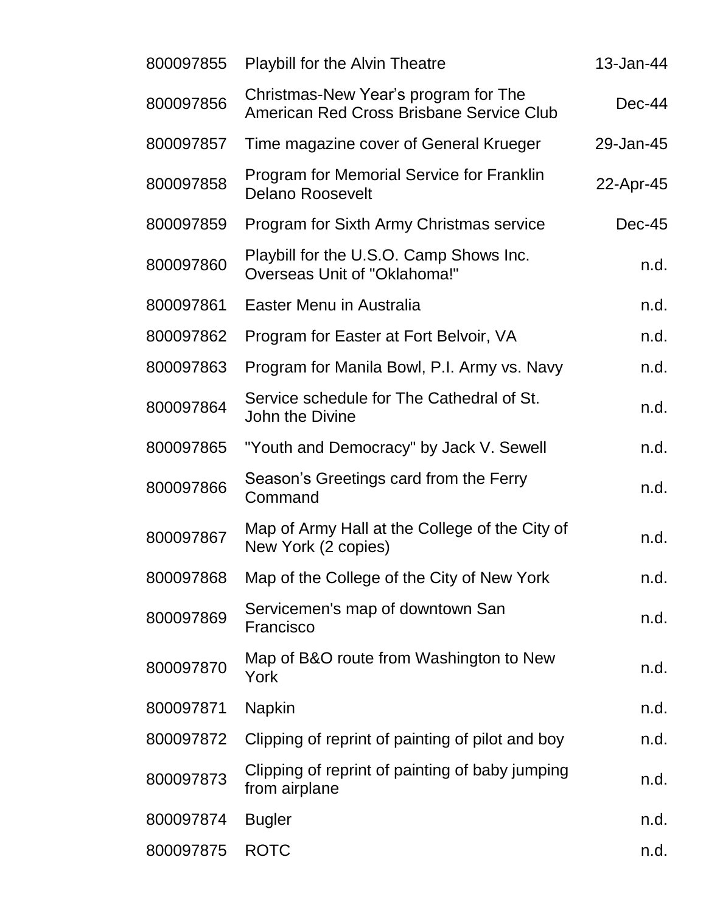| | | |
|---|---|---|
| 800097855 | Playbill for the Alvin Theatre | 13-Jan-44 |
| 800097856 | Christmas-New Year's program for The American Red Cross Brisbane Service Club | Dec-44 |
| 800097857 | Time magazine cover of General Krueger | 29-Jan-45 |
| 800097858 | Program for Memorial Service for Franklin Delano Roosevelt | 22-Apr-45 |
| 800097859 | Program for Sixth Army Christmas service | Dec-45 |
| 800097860 | Playbill for the U.S.O. Camp Shows Inc. Overseas Unit of "Oklahoma!" | n.d. |
| 800097861 | Easter Menu in Australia | n.d. |
| 800097862 | Program for Easter at Fort Belvoir, VA | n.d. |
| 800097863 | Program for Manila Bowl, P.I. Army vs. Navy | n.d. |
| 800097864 | Service schedule for The Cathedral of St. John the Divine | n.d. |
| 800097865 | "Youth and Democracy" by Jack V. Sewell | n.d. |
| 800097866 | Season's Greetings card from the Ferry Command | n.d. |
| 800097867 | Map of Army Hall at the College of the City of New York (2 copies) | n.d. |
| 800097868 | Map of the College of the City of New York | n.d. |
| 800097869 | Servicemen's map of downtown San Francisco | n.d. |
| 800097870 | Map of B&O route from Washington to New York | n.d. |
| 800097871 | Napkin | n.d. |
| 800097872 | Clipping of reprint of painting of pilot and boy | n.d. |
| 800097873 | Clipping of reprint of painting of baby jumping from airplane | n.d. |
| 800097874 | Bugler | n.d. |
| 800097875 | ROTC | n.d. |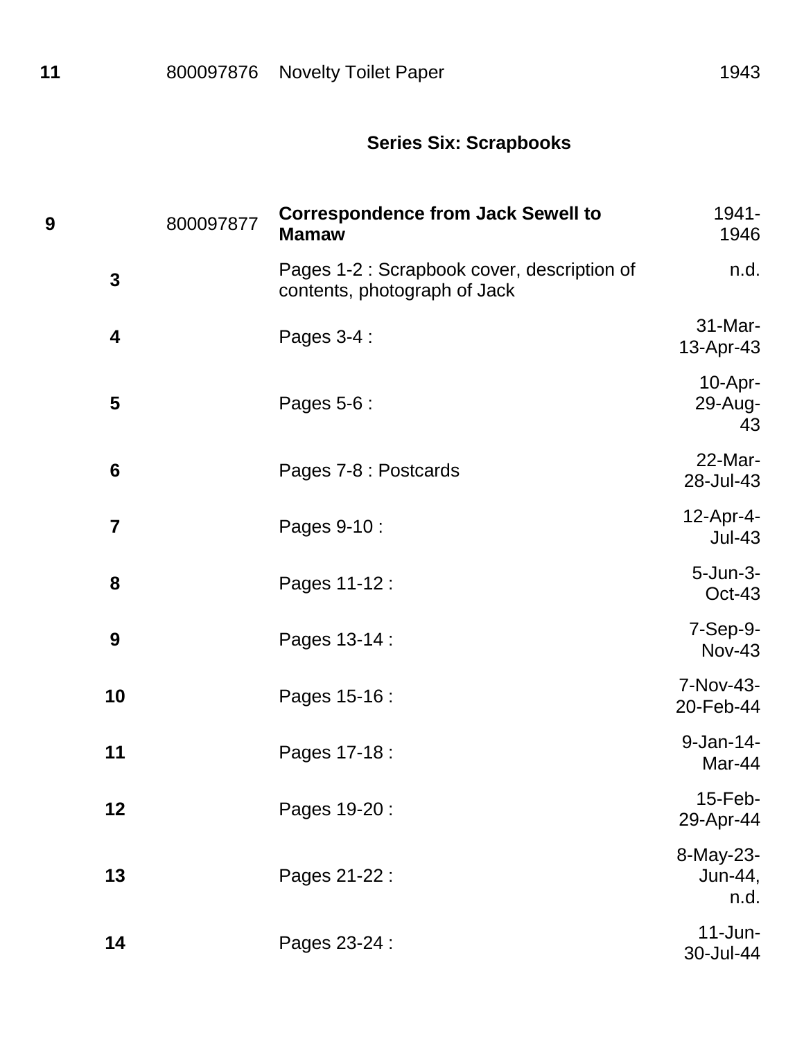| Box | Folder | Barcode | Description | Date |
|---|---|---|---|---|
| **11** | | 800097876 | Novelty Toilet Paper | 1943 |

### Series Six: Scrapbooks

| Box | Folder | Barcode | Description | Date |
|---|---|---|---|---|
| **9** | | 800097877 | **Correspondence from Jack Sewell to Mamaw** | 1941-1946 |
| | **3** | | Pages 1-2 : Scrapbook cover, description of contents, photograph of Jack | n.d. |
| | **4** | | Pages 3-4 : | 31-Mar-13-Apr-43 |
| | **5** | | Pages 5-6 : | 10-Apr-29-Aug-43 |
| | **6** | | Pages 7-8 : Postcards | 22-Mar-28-Jul-43 |
| | **7** | | Pages 9-10 : | 12-Apr-4-Jul-43 |
| | **8** | | Pages 11-12 : | 5-Jun-3-Oct-43 |
| | **9** | | Pages 13-14 : | 7-Sep-9-Nov-43 |
| | **10** | | Pages 15-16 : | 7-Nov-43-20-Feb-44 |
| | **11** | | Pages 17-18 : | 9-Jan-14-Mar-44 |
| | **12** | | Pages 19-20 : | 15-Feb-29-Apr-44 |
| | **13** | | Pages 21-22 : | 8-May-23-Jun-44, n.d. |
| | **14** | | Pages 23-24 : | 11-Jun-30-Jul-44 |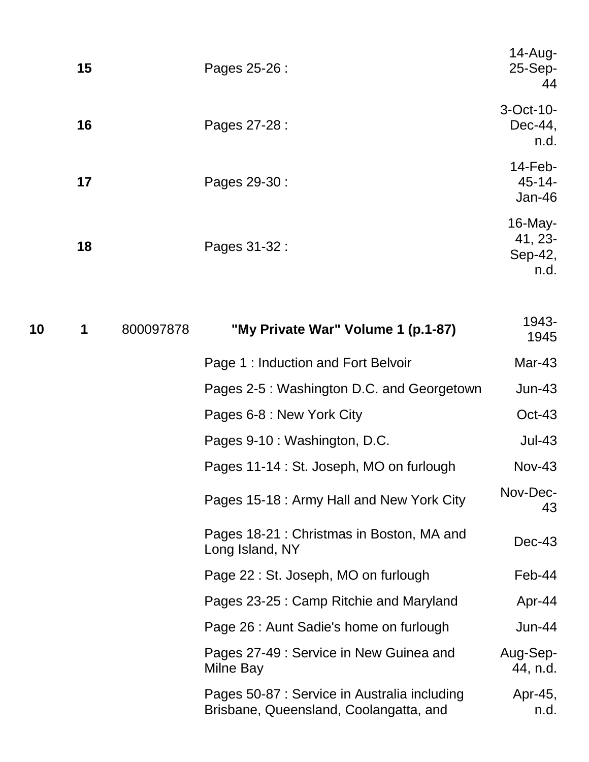| | | | | |
|---|---|---|---|---|
| | **15** | | Pages 25-26 : | 14-Aug-25-Sep-44 |
| | **16** | | Pages 27-28 : | 3-Oct-10-Dec-44, n.d. |
| | **17** | | Pages 29-30 : | 14-Feb-45-14-Jan-46 |
| | **18** | | Pages 31-32 : | 16-May-41, 23-Sep-42, n.d. |
| **10** | **1** | 800097878 | **"My Private War" Volume 1 (p.1-87)** | 1943-1945 |
| | | | Page 1 : Induction and Fort Belvoir | Mar-43 |
| | | | Pages 2-5 : Washington D.C. and Georgetown | Jun-43 |
| | | | Pages 6-8 : New York City | Oct-43 |
| | | | Pages 9-10 : Washington, D.C. | Jul-43 |
| | | | Pages 11-14 : St. Joseph, MO on furlough | Nov-43 |
| | | | Pages 15-18 : Army Hall and New York City | Nov-Dec-43 |
| | | | Pages 18-21 : Christmas in Boston, MA and Long Island, NY | Dec-43 |
| | | | Page 22 : St. Joseph, MO on furlough | Feb-44 |
| | | | Pages 23-25 : Camp Ritchie and Maryland | Apr-44 |
| | | | Page 26 : Aunt Sadie's home on furlough | Jun-44 |
| | | | Pages 27-49 : Service in New Guinea and Milne Bay | Aug-Sep-44, n.d. |
| | | | Pages 50-87 : Service in Australia including Brisbane, Queensland, Coolangatta, and | Apr-45, n.d. |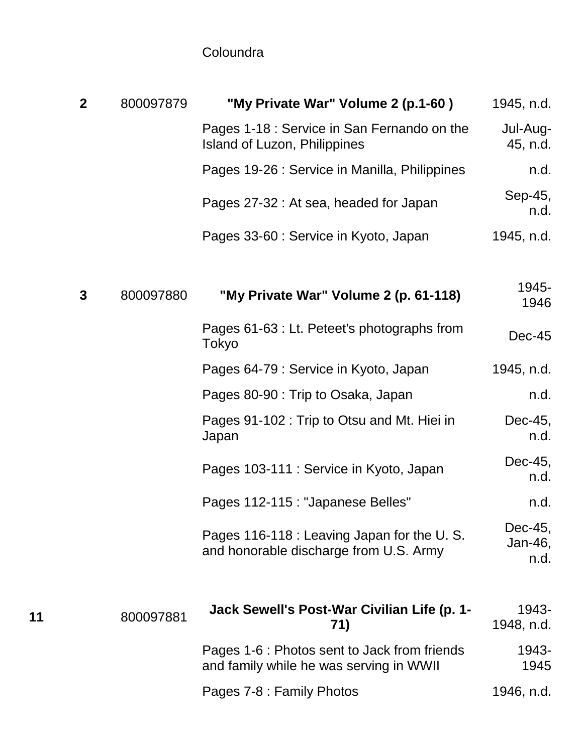| | | | Coloundra | |
|---|---|---|---|---|
| | 2 | 800097879 | **"My Private War" Volume 2 (p.1-60 )** | 1945, n.d. |
| | | | Pages 1-18 : Service in San Fernando on the Island of Luzon, Philippines | Jul-Aug-45, n.d. |
| | | | Pages 19-26 : Service in Manilla, Philippines | n.d. |
| | | | Pages 27-32 : At sea, headed for Japan | Sep-45, n.d. |
| | | | Pages 33-60 : Service in Kyoto, Japan | 1945, n.d. |
| | 3 | 800097880 | **"My Private War" Volume 2 (p. 61-118)** | 1945-1946 |
| | | | Pages 61-63 : Lt. Peteet's photographs from Tokyo | Dec-45 |
| | | | Pages 64-79 : Service in Kyoto, Japan | 1945, n.d. |
| | | | Pages 80-90 : Trip to Osaka, Japan | n.d. |
| | | | Pages 91-102 : Trip to Otsu and Mt. Hiei in Japan | Dec-45, n.d. |
| | | | Pages 103-111 : Service in Kyoto, Japan | Dec-45, n.d. |
| | | | Pages 112-115 : "Japanese Belles" | n.d. |
| | | | Pages 116-118 : Leaving Japan for the U. S. and honorable discharge from U.S. Army | Dec-45, Jan-46, n.d. |
| 11 | | 800097881 | **Jack Sewell's Post-War Civilian Life (p. 1-71)** | 1943-1948, n.d. |
| | | | Pages 1-6 : Photos sent to Jack from friends and family while he was serving in WWII | 1943-1945 |
| | | | Pages 7-8 : Family Photos | 1946, n.d. |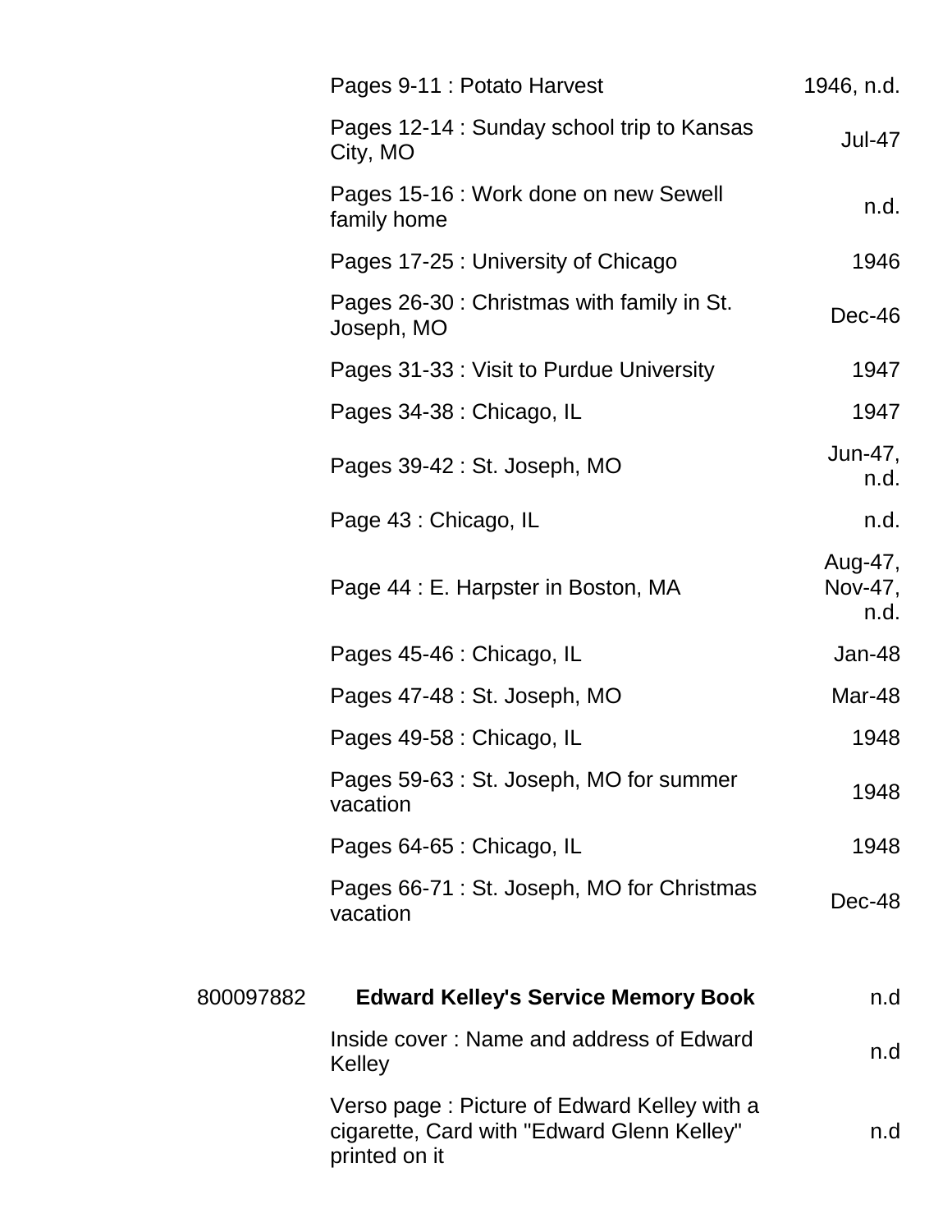| | | |
|---|---|---|
| | Pages 9-11 : Potato Harvest | 1946, n.d. |
| | Pages 12-14 : Sunday school trip to Kansas City, MO | Jul-47 |
| | Pages 15-16 : Work done on new Sewell family home | n.d. |
| | Pages 17-25 : University of Chicago | 1946 |
| | Pages 26-30 : Christmas with family in St. Joseph, MO | Dec-46 |
| | Pages 31-33 : Visit to Purdue University | 1947 |
| | Pages 34-38 : Chicago, IL | 1947 |
| | Pages 39-42 : St. Joseph, MO | Jun-47, n.d. |
| | Page 43 : Chicago, IL | n.d. |
| | Page 44 : E. Harpster in Boston, MA | Aug-47, Nov-47, n.d. |
| | Pages 45-46 : Chicago, IL | Jan-48 |
| | Pages 47-48 : St. Joseph, MO | Mar-48 |
| | Pages 49-58 : Chicago, IL | 1948 |
| | Pages 59-63 : St. Joseph, MO for summer vacation | 1948 |
| | Pages 64-65 : Chicago, IL | 1948 |
| | Pages 66-71 : St. Joseph, MO for Christmas vacation | Dec-48 |
| 800097882 | **Edward Kelley's Service Memory Book** | n.d |
| | Inside cover : Name and address of Edward Kelley | n.d |
| | Verso page : Picture of Edward Kelley with a cigarette, Card with "Edward Glenn Kelley" printed on it | n.d |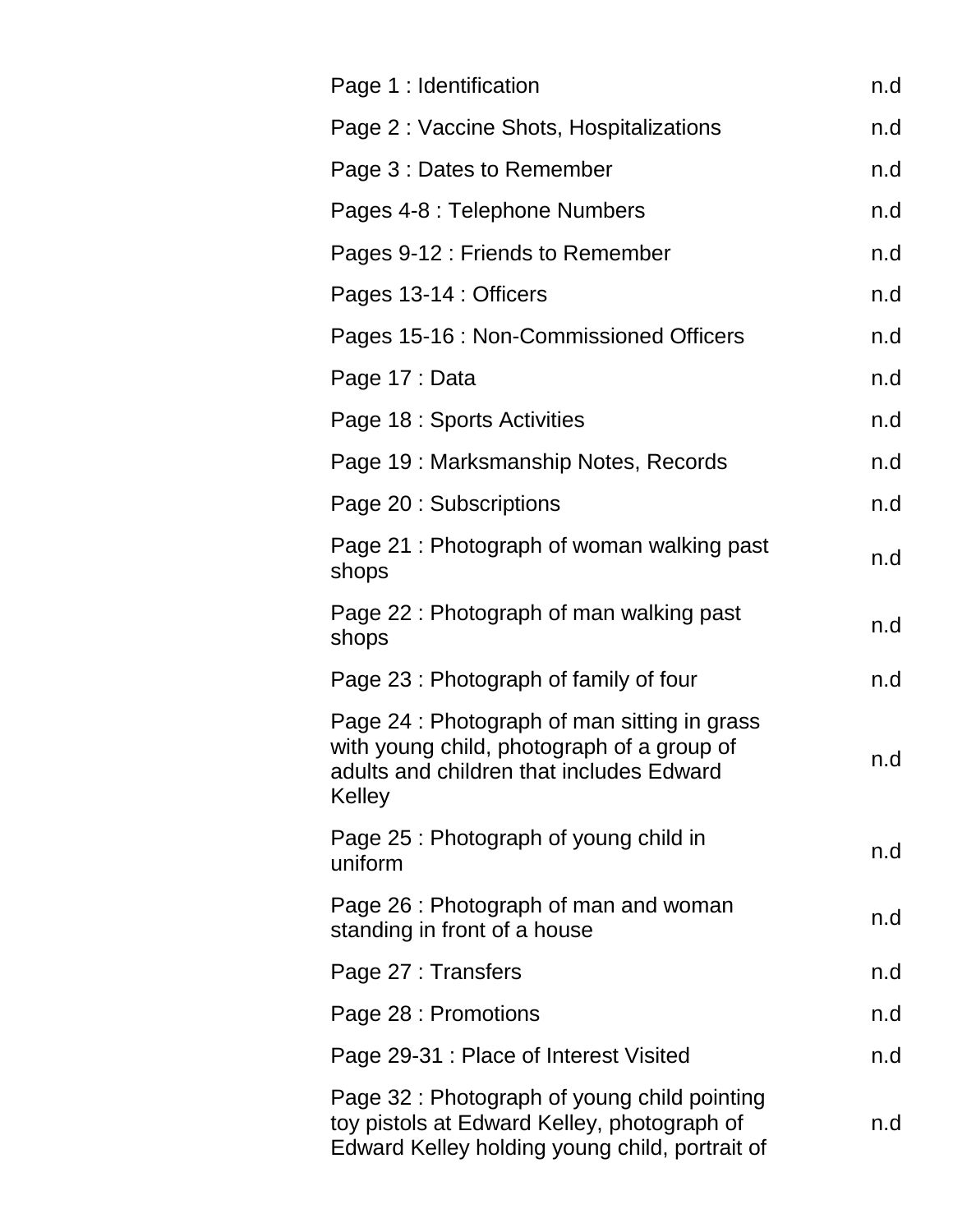| | |
|---|---|
| Page 1 : Identification | n.d |
| Page 2 : Vaccine Shots, Hospitalizations | n.d |
| Page 3 : Dates to Remember | n.d |
| Pages 4-8 : Telephone Numbers | n.d |
| Pages 9-12 : Friends to Remember | n.d |
| Pages 13-14 : Officers | n.d |
| Pages 15-16 : Non-Commissioned Officers | n.d |
| Page 17 : Data | n.d |
| Page 18 : Sports Activities | n.d |
| Page 19 : Marksmanship Notes, Records | n.d |
| Page 20 : Subscriptions | n.d |
| Page 21 : Photograph of woman walking past shops | n.d |
| Page 22 : Photograph of man walking past shops | n.d |
| Page 23 : Photograph of family of four | n.d |
| Page 24 : Photograph of man sitting in grass with young child, photograph of a group of adults and children that includes Edward Kelley | n.d |
| Page 25 : Photograph of young child in uniform | n.d |
| Page 26 : Photograph of man and woman standing in front of a house | n.d |
| Page 27 : Transfers | n.d |
| Page 28 : Promotions | n.d |
| Page 29-31 : Place of Interest Visited | n.d |
| Page 32 : Photograph of young child pointing toy pistols at Edward Kelley, photograph of Edward Kelley holding young child, portrait of | n.d |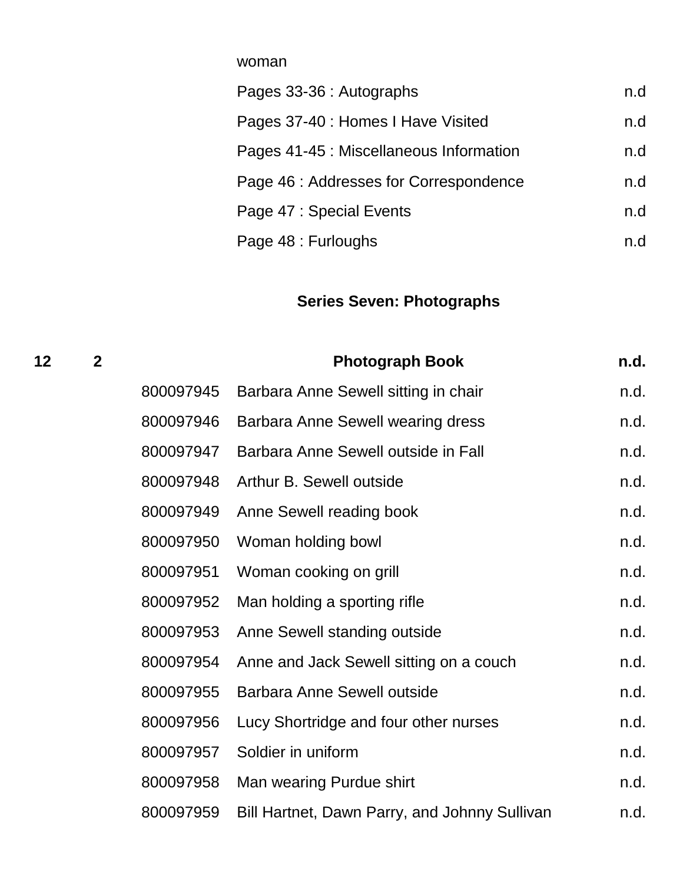woman

| | | | |
|---|---|---|---|
| | | Pages 33-36 : Autographs | n.d |
| | | Pages 37-40 : Homes I Have Visited | n.d |
| | | Pages 41-45 : Miscellaneous Information | n.d |
| | | Page 46 : Addresses for Correspondence | n.d |
| | | Page 47 : Special Events | n.d |
| | | Page 48 : Furloughs | n.d |

## Series Seven: Photographs

| | | | | |
|---|---|---|---|---|
| **12** | **2** | | **Photograph Book** | **n.d.** |
| | | 800097945 | Barbara Anne Sewell sitting in chair | n.d. |
| | | 800097946 | Barbara Anne Sewell wearing dress | n.d. |
| | | 800097947 | Barbara Anne Sewell outside in Fall | n.d. |
| | | 800097948 | Arthur B. Sewell outside | n.d. |
| | | 800097949 | Anne Sewell reading book | n.d. |
| | | 800097950 | Woman holding bowl | n.d. |
| | | 800097951 | Woman cooking on grill | n.d. |
| | | 800097952 | Man holding a sporting rifle | n.d. |
| | | 800097953 | Anne Sewell standing outside | n.d. |
| | | 800097954 | Anne and Jack Sewell sitting on a couch | n.d. |
| | | 800097955 | Barbara Anne Sewell outside | n.d. |
| | | 800097956 | Lucy Shortridge and four other nurses | n.d. |
| | | 800097957 | Soldier in uniform | n.d. |
| | | 800097958 | Man wearing Purdue shirt | n.d. |
| | | 800097959 | Bill Hartnet, Dawn Parry, and Johnny Sullivan | n.d. |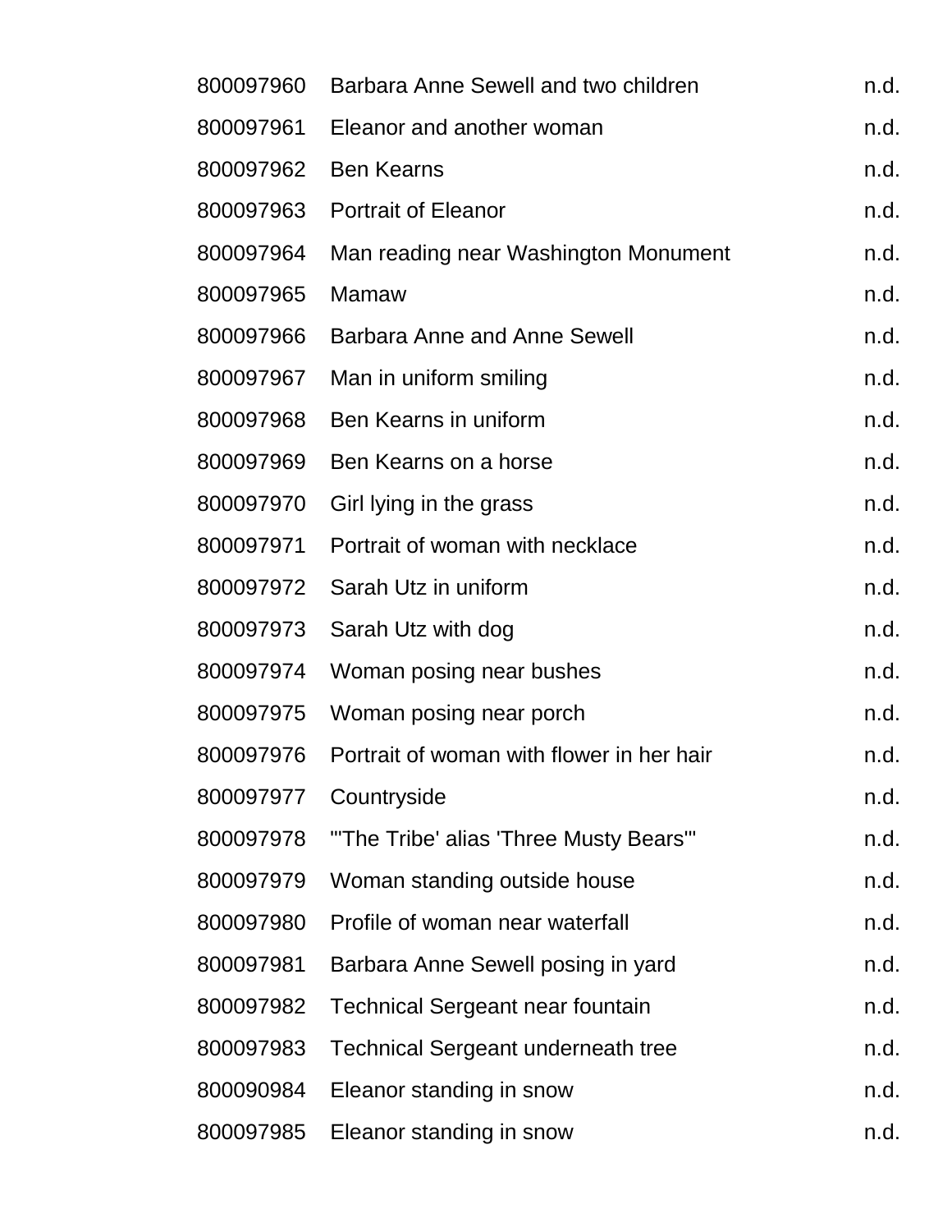| | | |
|---|---|---|
| 800097960 | Barbara Anne Sewell and two children | n.d. |
| 800097961 | Eleanor and another woman | n.d. |
| 800097962 | Ben Kearns | n.d. |
| 800097963 | Portrait of Eleanor | n.d. |
| 800097964 | Man reading near Washington Monument | n.d. |
| 800097965 | Mamaw | n.d. |
| 800097966 | Barbara Anne and Anne Sewell | n.d. |
| 800097967 | Man in uniform smiling | n.d. |
| 800097968 | Ben Kearns in uniform | n.d. |
| 800097969 | Ben Kearns on a horse | n.d. |
| 800097970 | Girl lying in the grass | n.d. |
| 800097971 | Portrait of woman with necklace | n.d. |
| 800097972 | Sarah Utz in uniform | n.d. |
| 800097973 | Sarah Utz with dog | n.d. |
| 800097974 | Woman posing near bushes | n.d. |
| 800097975 | Woman posing near porch | n.d. |
| 800097976 | Portrait of woman with flower in her hair | n.d. |
| 800097977 | Countryside | n.d. |
| 800097978 | "'The Tribe' alias 'Three Musty Bears'" | n.d. |
| 800097979 | Woman standing outside house | n.d. |
| 800097980 | Profile of woman near waterfall | n.d. |
| 800097981 | Barbara Anne Sewell posing in yard | n.d. |
| 800097982 | Technical Sergeant near fountain | n.d. |
| 800097983 | Technical Sergeant underneath tree | n.d. |
| 800090984 | Eleanor standing in snow | n.d. |
| 800097985 | Eleanor standing in snow | n.d. |